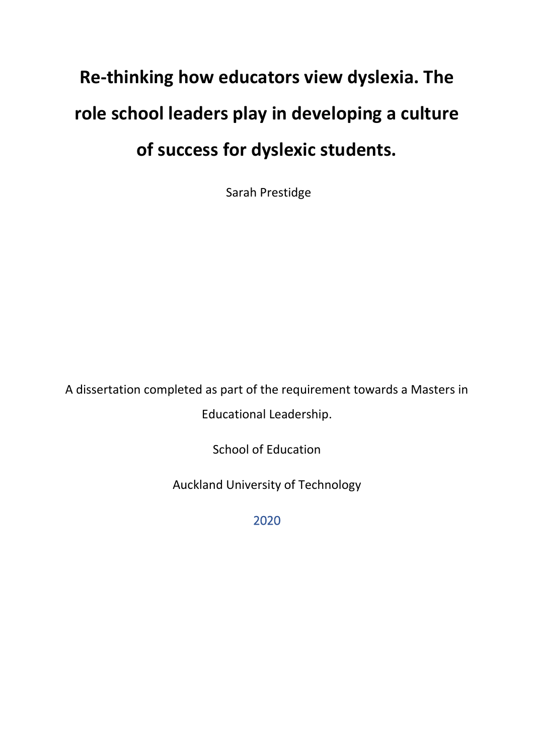# Re-thinking how educators view dyslexia. The role school leaders play in developing a culture of success for dyslexic students.

Sarah Prestidge

A dissertation completed as part of the requirement towards a Masters in Educational Leadership.

School of Education

Auckland University of Technology

2020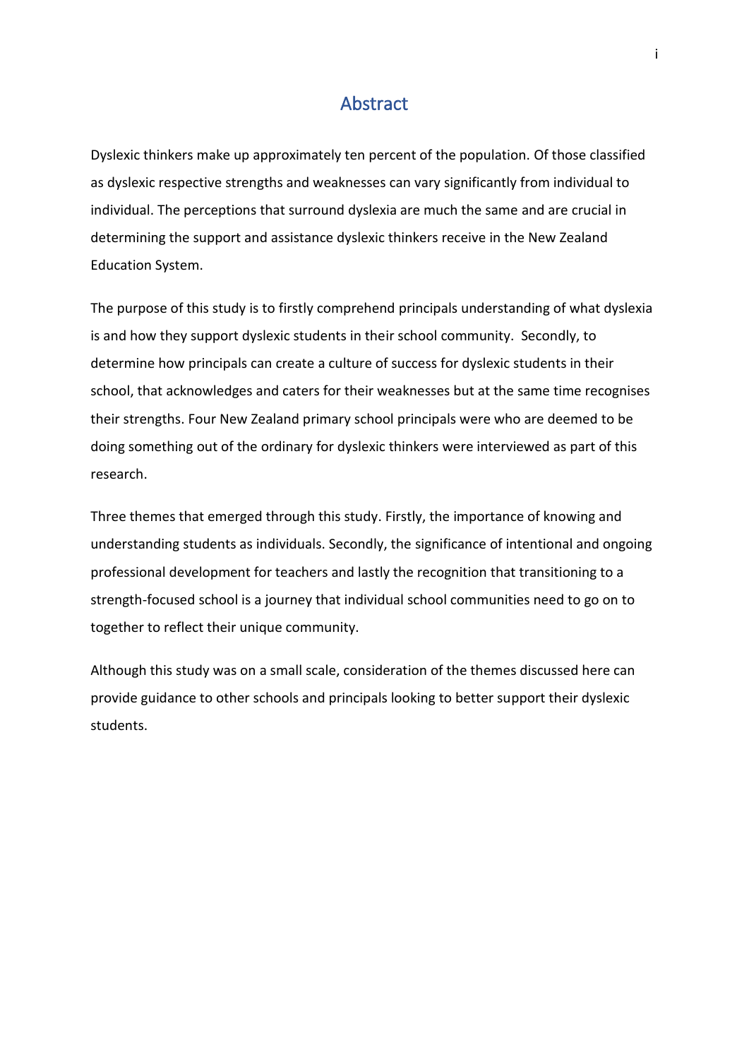# Abstract

Dyslexic thinkers make up approximately ten percent of the population. Of those classified as dyslexic respective strengths and weaknesses can vary significantly from individual to individual. The perceptions that surround dyslexia are much the same and are crucial in determining the support and assistance dyslexic thinkers receive in the New Zealand Education System.

The purpose of this study is to firstly comprehend principals understanding of what dyslexia is and how they support dyslexic students in their school community. Secondly, to determine how principals can create a culture of success for dyslexic students in their school, that acknowledges and caters for their weaknesses but at the same time recognises their strengths. Four New Zealand primary school principals were who are deemed to be doing something out of the ordinary for dyslexic thinkers were interviewed as part of this research.

Three themes that emerged through this study. Firstly, the importance of knowing and understanding students as individuals. Secondly, the significance of intentional and ongoing professional development for teachers and lastly the recognition that transitioning to a strength-focused school is a journey that individual school communities need to go on to together to reflect their unique community.

Although this study was on a small scale, consideration of the themes discussed here can provide guidance to other schools and principals looking to better support their dyslexic students.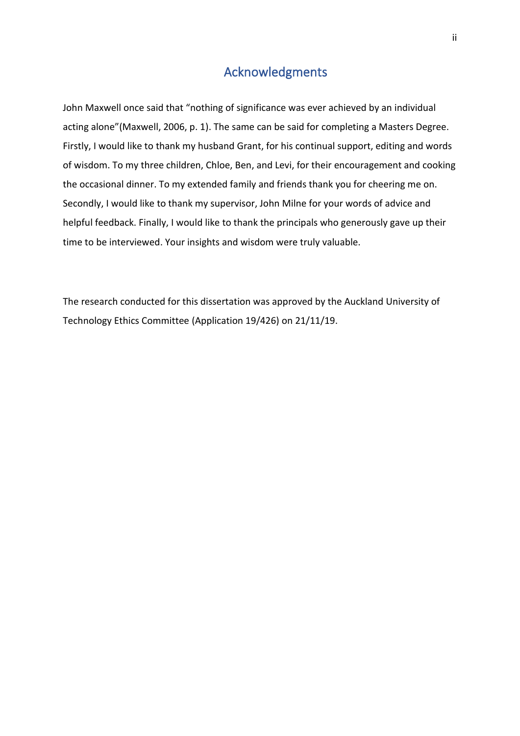# Acknowledgments

John Maxwell once said that "nothing of significance was ever achieved by an individual acting alone"(Maxwell, 2006, p. 1). The same can be said for completing a Masters Degree. Firstly, I would like to thank my husband Grant, for his continual support, editing and words of wisdom. To my three children, Chloe, Ben, and Levi, for their encouragement and cooking the occasional dinner. To my extended family and friends thank you for cheering me on. Secondly, I would like to thank my supervisor, John Milne for your words of advice and helpful feedback. Finally, I would like to thank the principals who generously gave up their time to be interviewed. Your insights and wisdom were truly valuable.

The research conducted for this dissertation was approved by the Auckland University of Technology Ethics Committee (Application 19/426) on 21/11/19.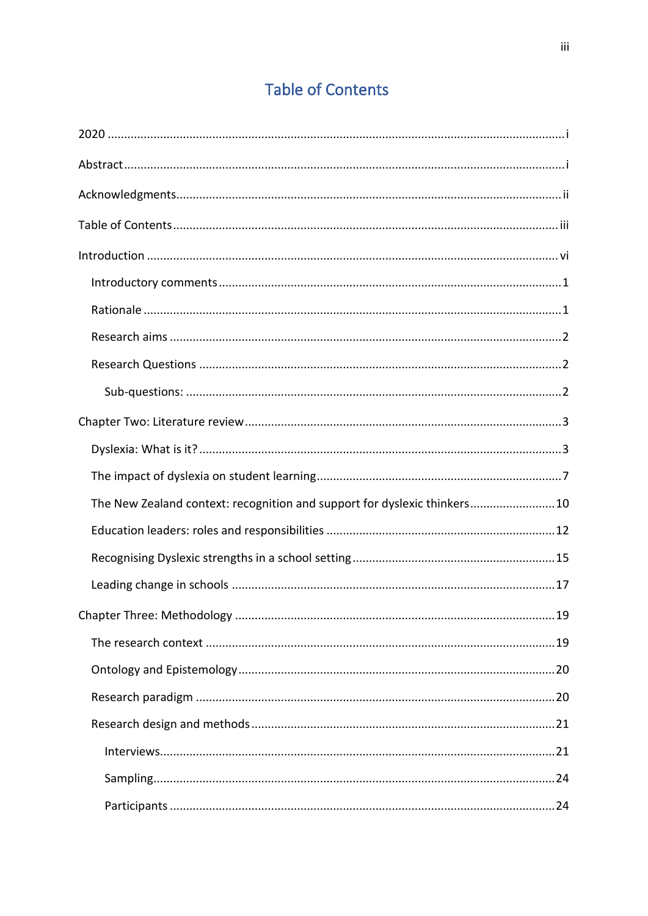# Table of Contents

2020 ....................................................................................................................................... i

Abstract ..................................................................................................................................... i

Acknowledgments ..................................................................................................................... ii

Table of Contents ..................................................................................................................... iii

Introduction ............................................................................................................................. vi

- Introductory comments ......................................................................................................... 1
- Rationale ................................................................................................................................ 1
- Research aims ........................................................................................................................ 2
- Research Questions ............................................................................................................... 2
  - Sub-questions: .................................................................................................................. 2

Chapter Two: Literature review ................................................................................................ 3

- Dyslexia: What is it? .............................................................................................................. 3
- The impact of dyslexia on student learning ........................................................................... 7
- The New Zealand context: recognition and support for dyslexic thinkers .......................... 10
- Education leaders: roles and responsibilities ...................................................................... 12
- Recognising Dyslexic strengths in a school setting .............................................................. 15
- Leading change in schools .................................................................................................. 17

Chapter Three: Methodology .................................................................................................. 19

- The research context ........................................................................................................... 19
- Ontology and Epistemology ................................................................................................. 20
- Research paradigm .............................................................................................................. 20
- Research design and methods ............................................................................................. 21
  - Interviews ......................................................................................................................... 21
  - Sampling ........................................................................................................................... 24
  - Participants ...................................................................................................................... 24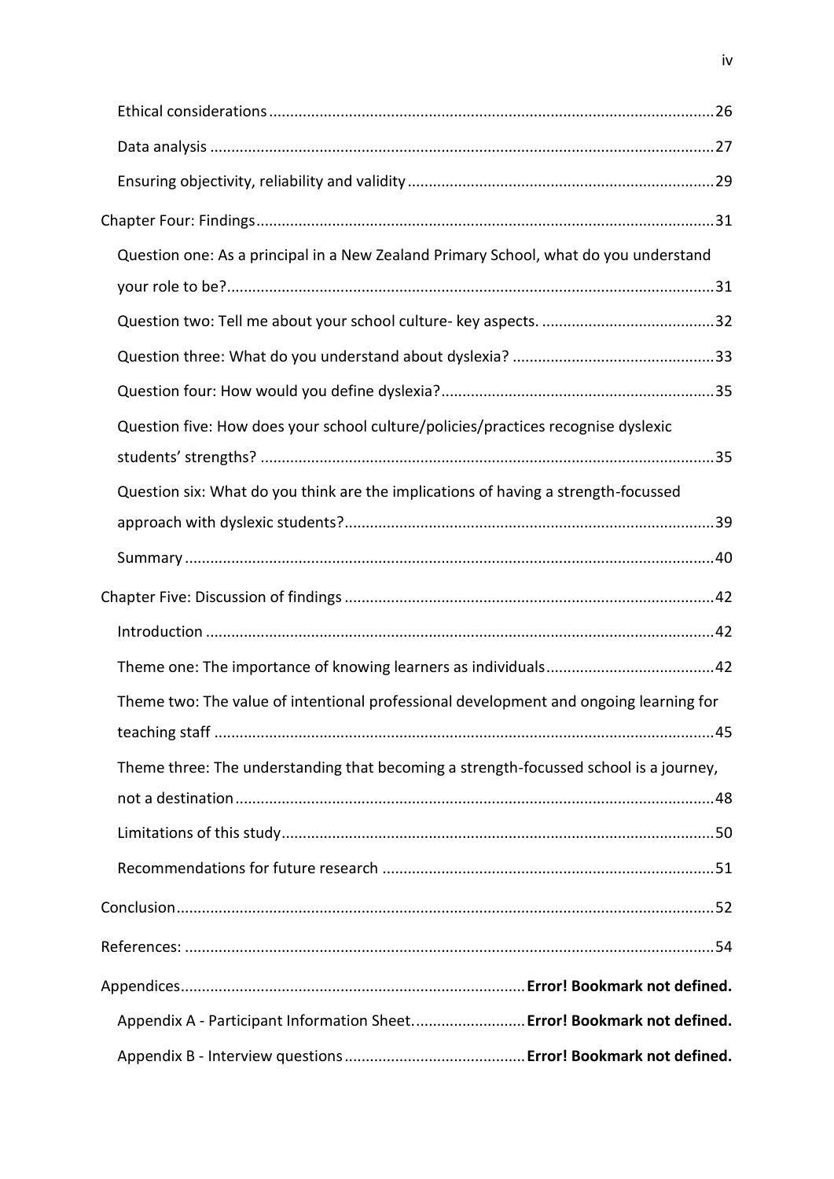Ethical considerations ........................................................................................................26

Data analysis .......................................................................................................................27

Ensuring objectivity, reliability and validity .........................................................................29

Chapter Four: Findings ............................................................................................................31

Question one: As a principal in a New Zealand Primary School, what do you understand your role to be? ...................................................................................................................31

Question two: Tell me about your school culture- key aspects. .........................................32

Question three: What do you understand about dyslexia? ................................................33

Question four: How would you define dyslexia? .................................................................35

Question five: How does your school culture/policies/practices recognise dyslexic students' strengths? ...........................................................................................................35

Question six: What do you think are the implications of having a strength-focussed approach with dyslexic students? .......................................................................................39

Summary .............................................................................................................................40

Chapter Five: Discussion of findings .......................................................................................42

Introduction ........................................................................................................................42

Theme one: The importance of knowing learners as individuals ........................................42

Theme two: The value of intentional professional development and ongoing learning for teaching staff ......................................................................................................................45

Theme three: The understanding that becoming a strength-focussed school is a journey, not a destination .................................................................................................................48

Limitations of this study ......................................................................................................50

Recommendations for future research ..............................................................................51

Conclusion ...............................................................................................................................52

References: ..............................................................................................................................54

Appendices ................................................................................ **Error! Bookmark not defined.**

Appendix A - Participant Information Sheet ........................... **Error! Bookmark not defined.**

Appendix B - Interview questions ........................................... **Error! Bookmark not defined.**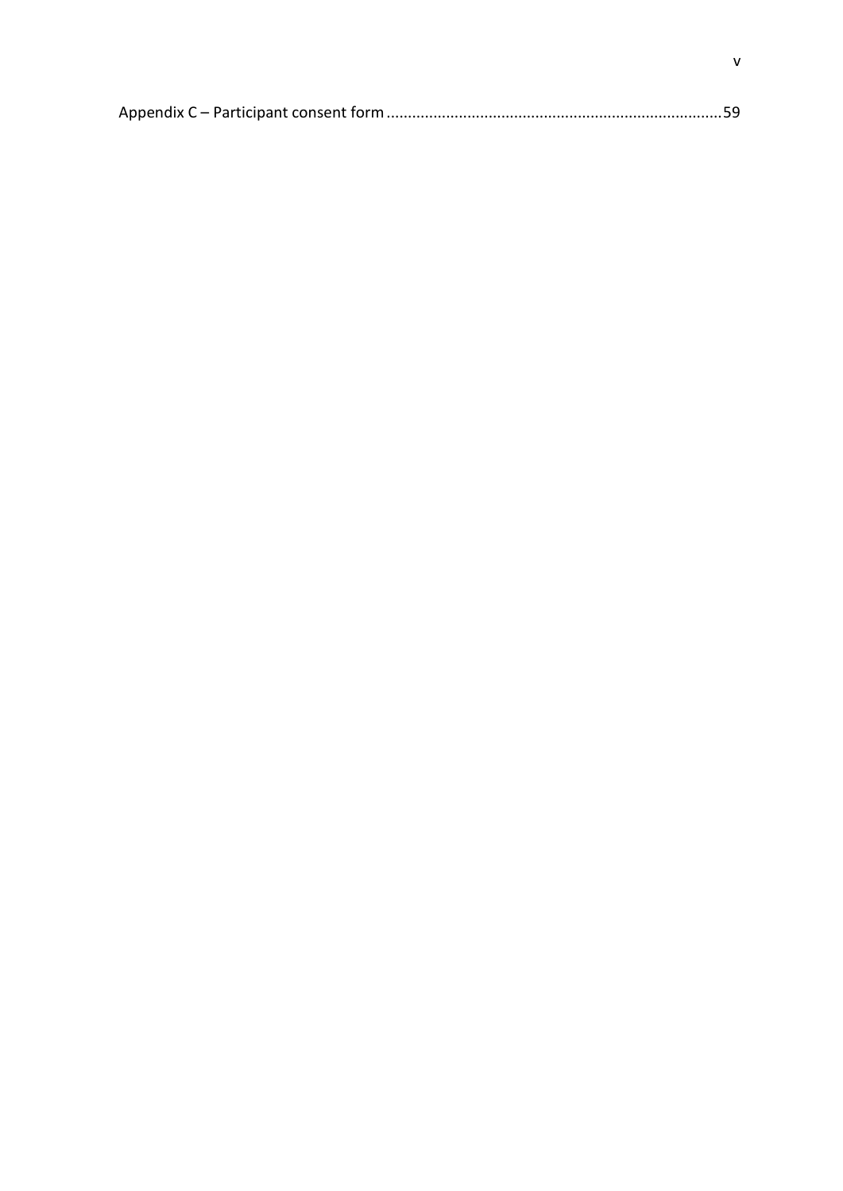Appendix C – Participant consent form .......................................................................... 59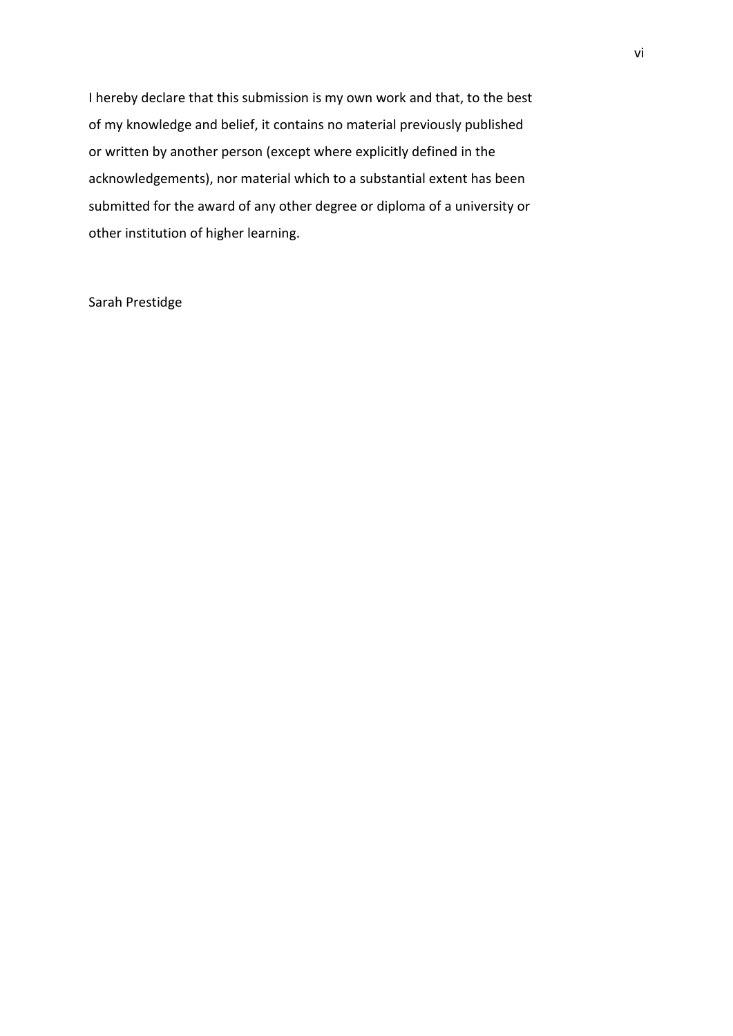I hereby declare that this submission is my own work and that, to the best of my knowledge and belief, it contains no material previously published or written by another person (except where explicitly defined in the acknowledgements), nor material which to a substantial extent has been submitted for the award of any other degree or diploma of a university or other institution of higher learning.

Sarah Prestidge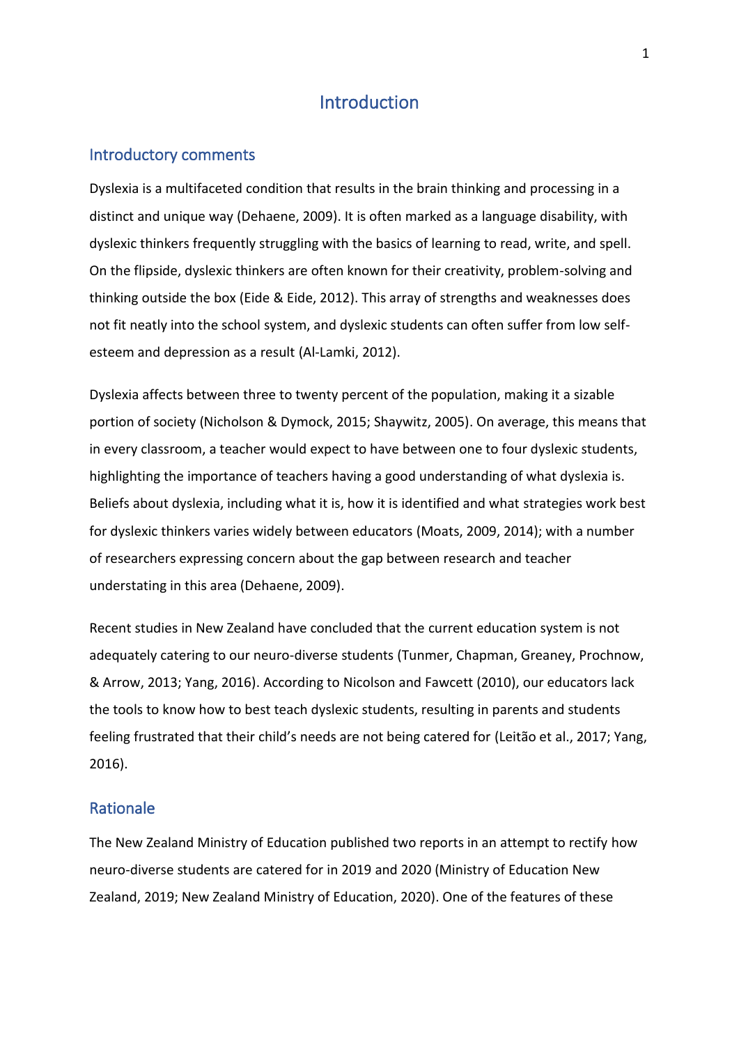# Introduction

## Introductory comments

Dyslexia is a multifaceted condition that results in the brain thinking and processing in a distinct and unique way (Dehaene, 2009). It is often marked as a language disability, with dyslexic thinkers frequently struggling with the basics of learning to read, write, and spell. On the flipside, dyslexic thinkers are often known for their creativity, problem-solving and thinking outside the box (Eide & Eide, 2012). This array of strengths and weaknesses does not fit neatly into the school system, and dyslexic students can often suffer from low self-esteem and depression as a result (Al-Lamki, 2012).

Dyslexia affects between three to twenty percent of the population, making it a sizable portion of society (Nicholson & Dymock, 2015; Shaywitz, 2005). On average, this means that in every classroom, a teacher would expect to have between one to four dyslexic students, highlighting the importance of teachers having a good understanding of what dyslexia is. Beliefs about dyslexia, including what it is, how it is identified and what strategies work best for dyslexic thinkers varies widely between educators (Moats, 2009, 2014); with a number of researchers expressing concern about the gap between research and teacher understating in this area (Dehaene, 2009).

Recent studies in New Zealand have concluded that the current education system is not adequately catering to our neuro-diverse students (Tunmer, Chapman, Greaney, Prochnow, & Arrow, 2013; Yang, 2016). According to Nicolson and Fawcett (2010), our educators lack the tools to know how to best teach dyslexic students, resulting in parents and students feeling frustrated that their child's needs are not being catered for (Leitão et al., 2017; Yang, 2016).

## Rationale

The New Zealand Ministry of Education published two reports in an attempt to rectify how neuro-diverse students are catered for in 2019 and 2020 (Ministry of Education New Zealand, 2019; New Zealand Ministry of Education, 2020). One of the features of these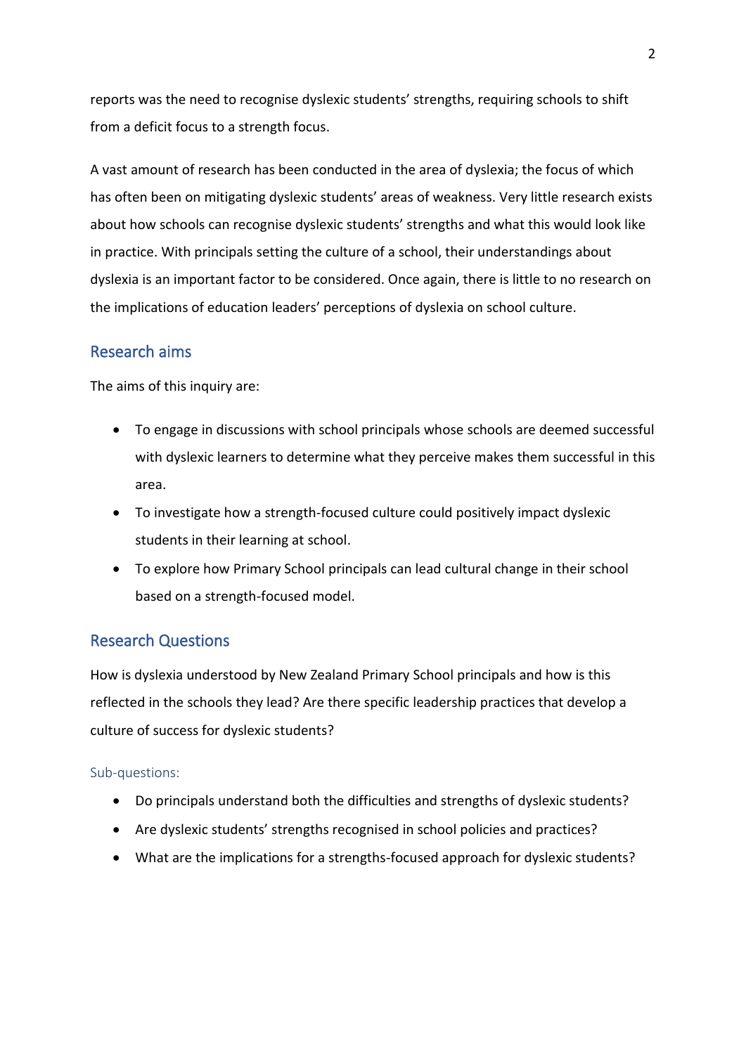reports was the need to recognise dyslexic students' strengths, requiring schools to shift from a deficit focus to a strength focus.

A vast amount of research has been conducted in the area of dyslexia; the focus of which has often been on mitigating dyslexic students' areas of weakness. Very little research exists about how schools can recognise dyslexic students' strengths and what this would look like in practice. With principals setting the culture of a school, their understandings about dyslexia is an important factor to be considered. Once again, there is little to no research on the implications of education leaders' perceptions of dyslexia on school culture.

## Research aims

The aims of this inquiry are:

- To engage in discussions with school principals whose schools are deemed successful with dyslexic learners to determine what they perceive makes them successful in this area.
- To investigate how a strength-focused culture could positively impact dyslexic students in their learning at school.
- To explore how Primary School principals can lead cultural change in their school based on a strength-focused model.

## Research Questions

How is dyslexia understood by New Zealand Primary School principals and how is this reflected in the schools they lead? Are there specific leadership practices that develop a culture of success for dyslexic students?

### Sub-questions:

- Do principals understand both the difficulties and strengths of dyslexic students?
- Are dyslexic students' strengths recognised in school policies and practices?
- What are the implications for a strengths-focused approach for dyslexic students?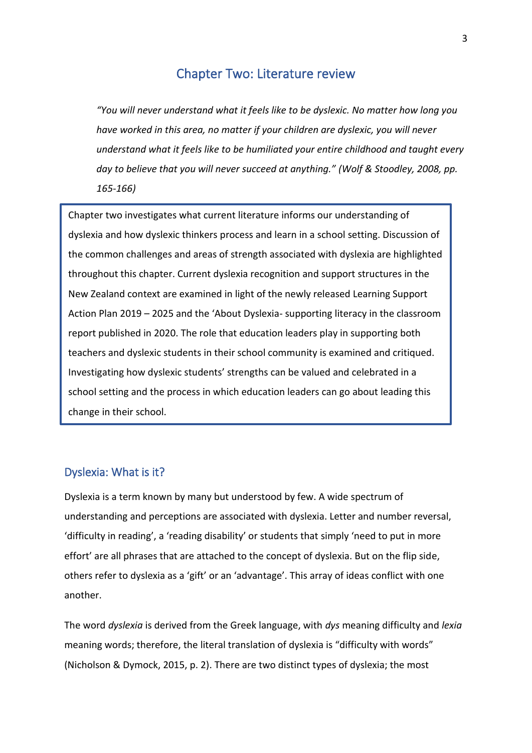# Chapter Two: Literature review

> *"You will never understand what it feels like to be dyslexic. No matter how long you have worked in this area, no matter if your children are dyslexic, you will never understand what it feels like to be humiliated your entire childhood and taught every day to believe that you will never succeed at anything." (Wolf & Stoodley, 2008, pp. 165-166)*

Chapter two investigates what current literature informs our understanding of dyslexia and how dyslexic thinkers process and learn in a school setting. Discussion of the common challenges and areas of strength associated with dyslexia are highlighted throughout this chapter. Current dyslexia recognition and support structures in the New Zealand context are examined in light of the newly released Learning Support Action Plan 2019 – 2025 and the 'About Dyslexia- supporting literacy in the classroom report published in 2020. The role that education leaders play in supporting both teachers and dyslexic students in their school community is examined and critiqued. Investigating how dyslexic students' strengths can be valued and celebrated in a school setting and the process in which education leaders can go about leading this change in their school.

## Dyslexia: What is it?

Dyslexia is a term known by many but understood by few. A wide spectrum of understanding and perceptions are associated with dyslexia. Letter and number reversal, 'difficulty in reading', a 'reading disability' or students that simply 'need to put in more effort' are all phrases that are attached to the concept of dyslexia. But on the flip side, others refer to dyslexia as a 'gift' or an 'advantage'. This array of ideas conflict with one another.

The word *dyslexia* is derived from the Greek language, with *dys* meaning difficulty and *lexia* meaning words; therefore, the literal translation of dyslexia is "difficulty with words" (Nicholson & Dymock, 2015, p. 2). There are two distinct types of dyslexia; the most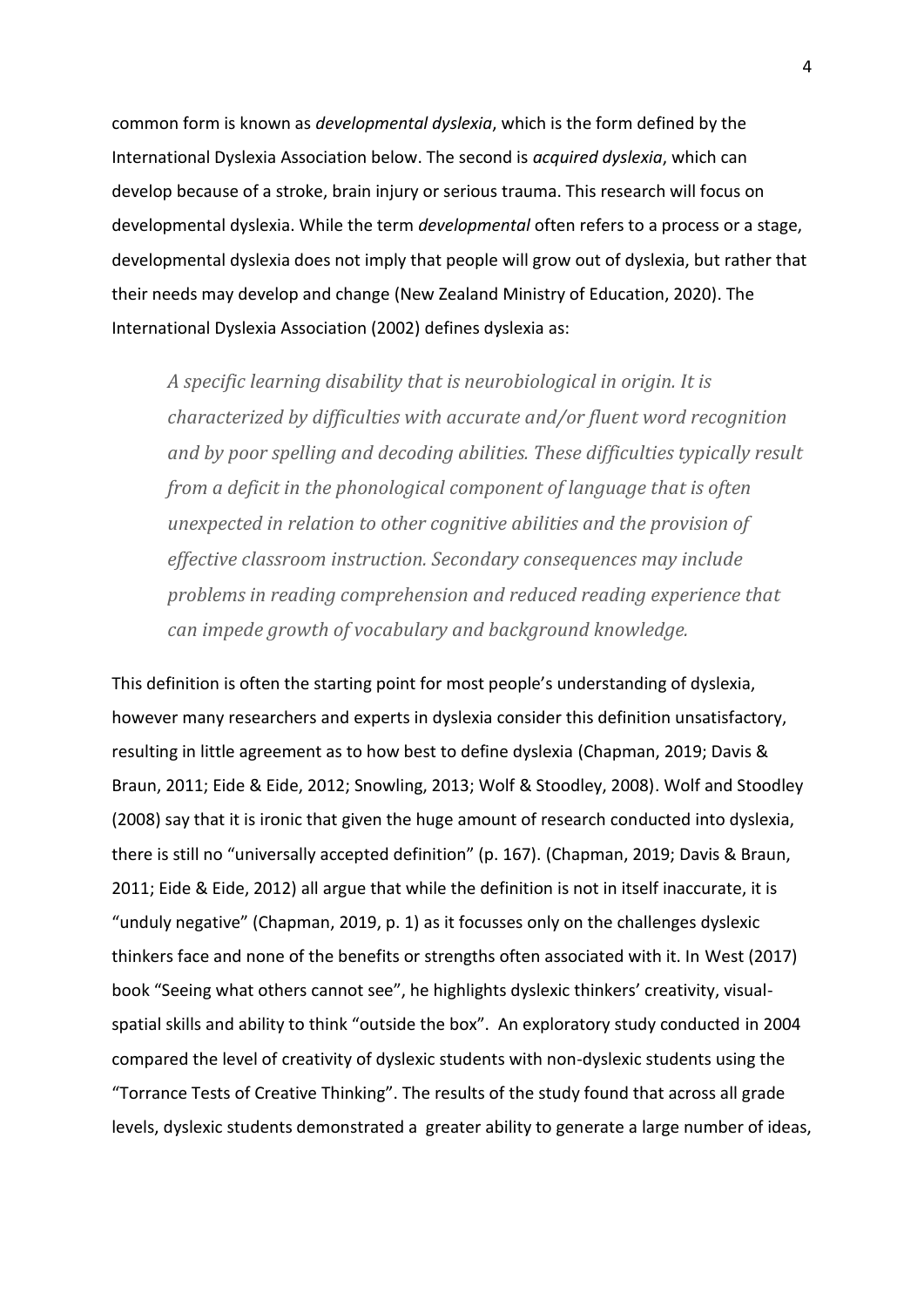common form is known as *developmental dyslexia*, which is the form defined by the International Dyslexia Association below. The second is *acquired dyslexia*, which can develop because of a stroke, brain injury or serious trauma. This research will focus on developmental dyslexia. While the term *developmental* often refers to a process or a stage, developmental dyslexia does not imply that people will grow out of dyslexia, but rather that their needs may develop and change (New Zealand Ministry of Education, 2020). The International Dyslexia Association (2002) defines dyslexia as:

> *A specific learning disability that is neurobiological in origin. It is characterized by difficulties with accurate and/or fluent word recognition and by poor spelling and decoding abilities. These difficulties typically result from a deficit in the phonological component of language that is often unexpected in relation to other cognitive abilities and the provision of effective classroom instruction. Secondary consequences may include problems in reading comprehension and reduced reading experience that can impede growth of vocabulary and background knowledge.*

This definition is often the starting point for most people's understanding of dyslexia, however many researchers and experts in dyslexia consider this definition unsatisfactory, resulting in little agreement as to how best to define dyslexia (Chapman, 2019; Davis & Braun, 2011; Eide & Eide, 2012; Snowling, 2013; Wolf & Stoodley, 2008). Wolf and Stoodley (2008) say that it is ironic that given the huge amount of research conducted into dyslexia, there is still no "universally accepted definition" (p. 167). (Chapman, 2019; Davis & Braun, 2011; Eide & Eide, 2012) all argue that while the definition is not in itself inaccurate, it is "unduly negative" (Chapman, 2019, p. 1) as it focusses only on the challenges dyslexic thinkers face and none of the benefits or strengths often associated with it. In West (2017) book "Seeing what others cannot see", he highlights dyslexic thinkers' creativity, visual-spatial skills and ability to think "outside the box". An exploratory study conducted in 2004 compared the level of creativity of dyslexic students with non-dyslexic students using the "Torrance Tests of Creative Thinking". The results of the study found that across all grade levels, dyslexic students demonstrated a greater ability to generate a large number of ideas,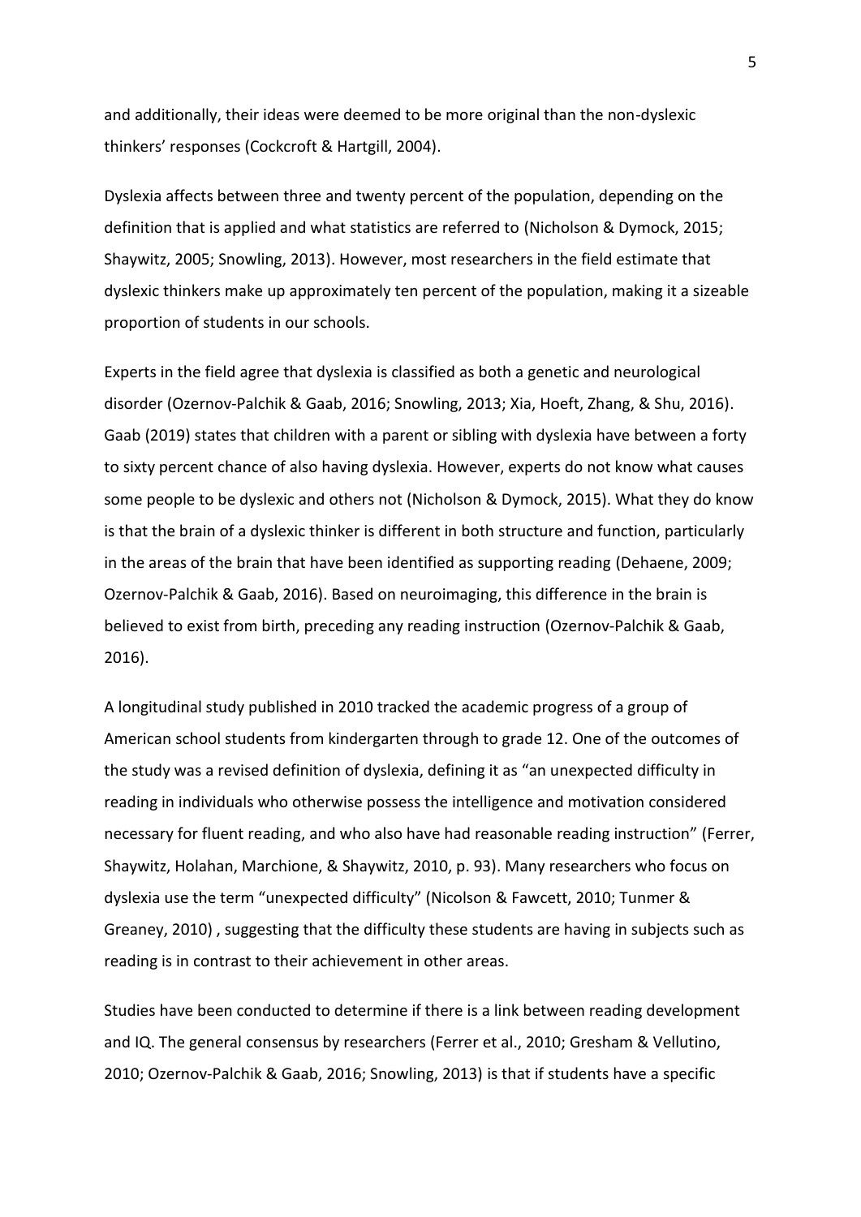and additionally, their ideas were deemed to be more original than the non-dyslexic thinkers' responses (Cockcroft & Hartgill, 2004).

Dyslexia affects between three and twenty percent of the population, depending on the definition that is applied and what statistics are referred to (Nicholson & Dymock, 2015; Shaywitz, 2005; Snowling, 2013). However, most researchers in the field estimate that dyslexic thinkers make up approximately ten percent of the population, making it a sizeable proportion of students in our schools.

Experts in the field agree that dyslexia is classified as both a genetic and neurological disorder (Ozernov-Palchik & Gaab, 2016; Snowling, 2013; Xia, Hoeft, Zhang, & Shu, 2016). Gaab (2019) states that children with a parent or sibling with dyslexia have between a forty to sixty percent chance of also having dyslexia. However, experts do not know what causes some people to be dyslexic and others not (Nicholson & Dymock, 2015). What they do know is that the brain of a dyslexic thinker is different in both structure and function, particularly in the areas of the brain that have been identified as supporting reading (Dehaene, 2009; Ozernov-Palchik & Gaab, 2016). Based on neuroimaging, this difference in the brain is believed to exist from birth, preceding any reading instruction (Ozernov-Palchik & Gaab, 2016).

A longitudinal study published in 2010 tracked the academic progress of a group of American school students from kindergarten through to grade 12. One of the outcomes of the study was a revised definition of dyslexia, defining it as "an unexpected difficulty in reading in individuals who otherwise possess the intelligence and motivation considered necessary for fluent reading, and who also have had reasonable reading instruction" (Ferrer, Shaywitz, Holahan, Marchione, & Shaywitz, 2010, p. 93). Many researchers who focus on dyslexia use the term "unexpected difficulty" (Nicolson & Fawcett, 2010; Tunmer & Greaney, 2010) , suggesting that the difficulty these students are having in subjects such as reading is in contrast to their achievement in other areas.

Studies have been conducted to determine if there is a link between reading development and IQ. The general consensus by researchers (Ferrer et al., 2010; Gresham & Vellutino, 2010; Ozernov-Palchik & Gaab, 2016; Snowling, 2013) is that if students have a specific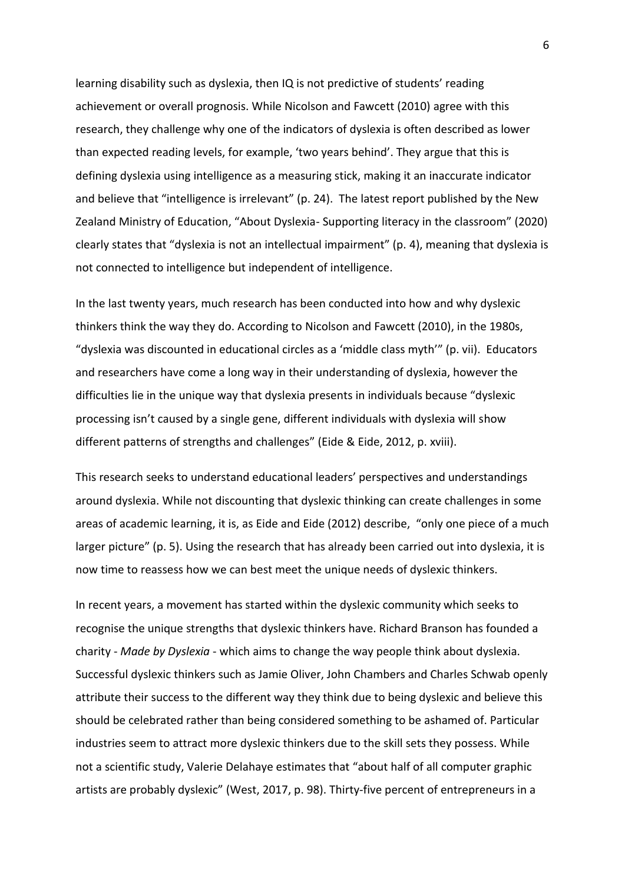learning disability such as dyslexia, then IQ is not predictive of students' reading achievement or overall prognosis. While Nicolson and Fawcett (2010) agree with this research, they challenge why one of the indicators of dyslexia is often described as lower than expected reading levels, for example, 'two years behind'. They argue that this is defining dyslexia using intelligence as a measuring stick, making it an inaccurate indicator and believe that "intelligence is irrelevant" (p. 24). The latest report published by the New Zealand Ministry of Education, "About Dyslexia- Supporting literacy in the classroom" (2020) clearly states that "dyslexia is not an intellectual impairment" (p. 4), meaning that dyslexia is not connected to intelligence but independent of intelligence.

In the last twenty years, much research has been conducted into how and why dyslexic thinkers think the way they do. According to Nicolson and Fawcett (2010), in the 1980s, "dyslexia was discounted in educational circles as a 'middle class myth'" (p. vii). Educators and researchers have come a long way in their understanding of dyslexia, however the difficulties lie in the unique way that dyslexia presents in individuals because "dyslexic processing isn't caused by a single gene, different individuals with dyslexia will show different patterns of strengths and challenges" (Eide & Eide, 2012, p. xviii).

This research seeks to understand educational leaders' perspectives and understandings around dyslexia. While not discounting that dyslexic thinking can create challenges in some areas of academic learning, it is, as Eide and Eide (2012) describe, "only one piece of a much larger picture" (p. 5). Using the research that has already been carried out into dyslexia, it is now time to reassess how we can best meet the unique needs of dyslexic thinkers.

In recent years, a movement has started within the dyslexic community which seeks to recognise the unique strengths that dyslexic thinkers have. Richard Branson has founded a charity - *Made by Dyslexia* - which aims to change the way people think about dyslexia. Successful dyslexic thinkers such as Jamie Oliver, John Chambers and Charles Schwab openly attribute their success to the different way they think due to being dyslexic and believe this should be celebrated rather than being considered something to be ashamed of. Particular industries seem to attract more dyslexic thinkers due to the skill sets they possess. While not a scientific study, Valerie Delahaye estimates that "about half of all computer graphic artists are probably dyslexic" (West, 2017, p. 98). Thirty-five percent of entrepreneurs in a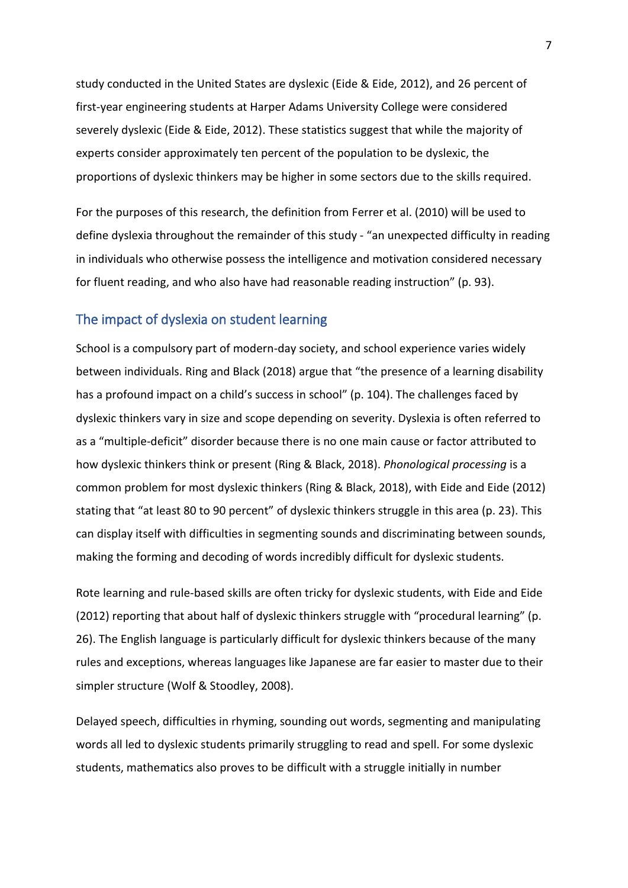study conducted in the United States are dyslexic (Eide & Eide, 2012), and 26 percent of first-year engineering students at Harper Adams University College were considered severely dyslexic (Eide & Eide, 2012). These statistics suggest that while the majority of experts consider approximately ten percent of the population to be dyslexic, the proportions of dyslexic thinkers may be higher in some sectors due to the skills required.

For the purposes of this research, the definition from Ferrer et al. (2010) will be used to define dyslexia throughout the remainder of this study - "an unexpected difficulty in reading in individuals who otherwise possess the intelligence and motivation considered necessary for fluent reading, and who also have had reasonable reading instruction" (p. 93).

## The impact of dyslexia on student learning

School is a compulsory part of modern-day society, and school experience varies widely between individuals. Ring and Black (2018) argue that "the presence of a learning disability has a profound impact on a child's success in school" (p. 104). The challenges faced by dyslexic thinkers vary in size and scope depending on severity. Dyslexia is often referred to as a "multiple-deficit" disorder because there is no one main cause or factor attributed to how dyslexic thinkers think or present (Ring & Black, 2018). *Phonological processing* is a common problem for most dyslexic thinkers (Ring & Black, 2018), with Eide and Eide (2012) stating that "at least 80 to 90 percent" of dyslexic thinkers struggle in this area (p. 23). This can display itself with difficulties in segmenting sounds and discriminating between sounds, making the forming and decoding of words incredibly difficult for dyslexic students.

Rote learning and rule-based skills are often tricky for dyslexic students, with Eide and Eide (2012) reporting that about half of dyslexic thinkers struggle with "procedural learning" (p. 26). The English language is particularly difficult for dyslexic thinkers because of the many rules and exceptions, whereas languages like Japanese are far easier to master due to their simpler structure (Wolf & Stoodley, 2008).

Delayed speech, difficulties in rhyming, sounding out words, segmenting and manipulating words all led to dyslexic students primarily struggling to read and spell. For some dyslexic students, mathematics also proves to be difficult with a struggle initially in number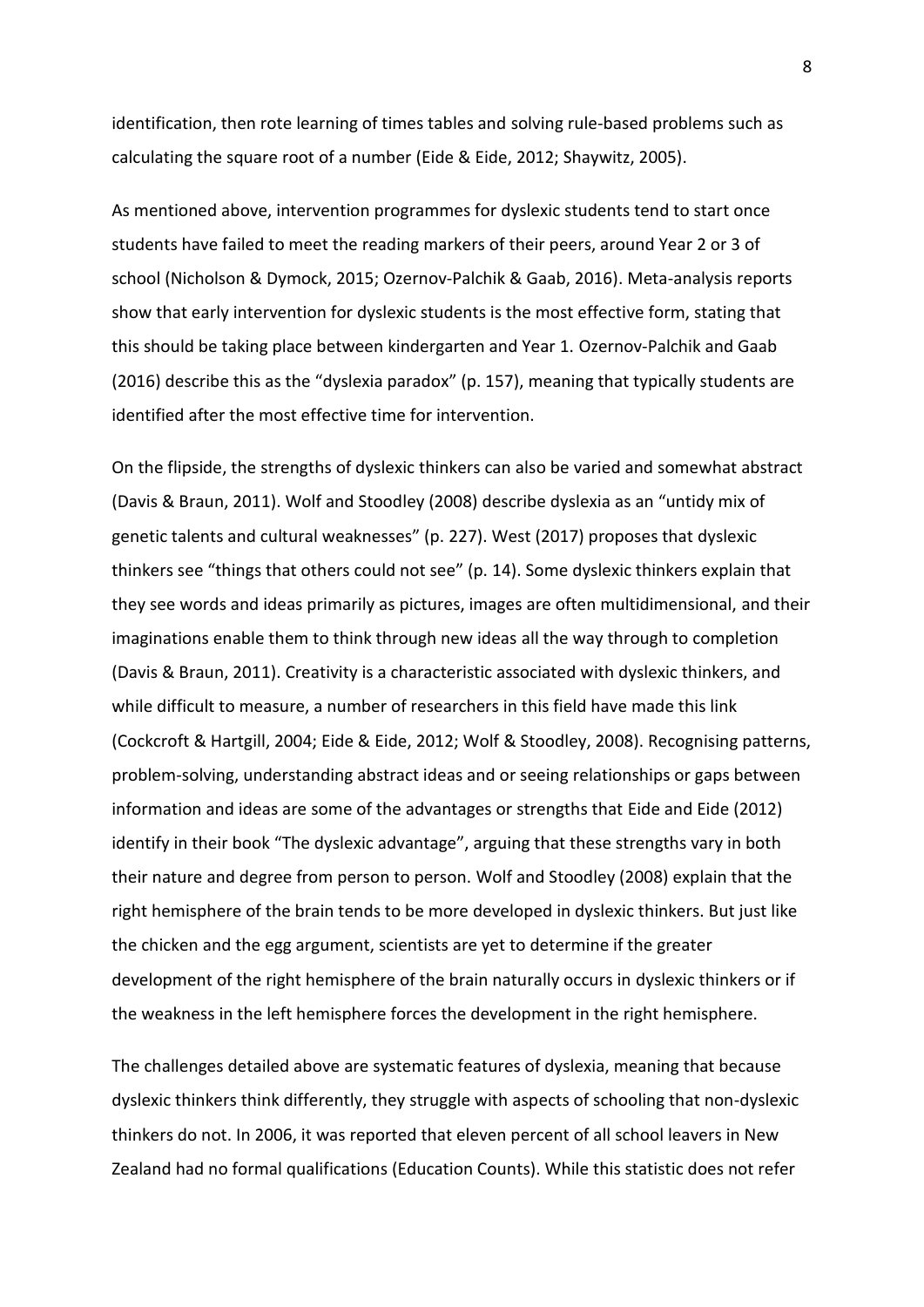identification, then rote learning of times tables and solving rule-based problems such as calculating the square root of a number (Eide & Eide, 2012; Shaywitz, 2005).

As mentioned above, intervention programmes for dyslexic students tend to start once students have failed to meet the reading markers of their peers, around Year 2 or 3 of school (Nicholson & Dymock, 2015; Ozernov-Palchik & Gaab, 2016). Meta-analysis reports show that early intervention for dyslexic students is the most effective form, stating that this should be taking place between kindergarten and Year 1. Ozernov-Palchik and Gaab (2016) describe this as the "dyslexia paradox" (p. 157), meaning that typically students are identified after the most effective time for intervention.

On the flipside, the strengths of dyslexic thinkers can also be varied and somewhat abstract (Davis & Braun, 2011). Wolf and Stoodley (2008) describe dyslexia as an "untidy mix of genetic talents and cultural weaknesses" (p. 227). West (2017) proposes that dyslexic thinkers see "things that others could not see" (p. 14). Some dyslexic thinkers explain that they see words and ideas primarily as pictures, images are often multidimensional, and their imaginations enable them to think through new ideas all the way through to completion (Davis & Braun, 2011). Creativity is a characteristic associated with dyslexic thinkers, and while difficult to measure, a number of researchers in this field have made this link (Cockcroft & Hartgill, 2004; Eide & Eide, 2012; Wolf & Stoodley, 2008). Recognising patterns, problem-solving, understanding abstract ideas and or seeing relationships or gaps between information and ideas are some of the advantages or strengths that Eide and Eide (2012) identify in their book "The dyslexic advantage", arguing that these strengths vary in both their nature and degree from person to person. Wolf and Stoodley (2008) explain that the right hemisphere of the brain tends to be more developed in dyslexic thinkers. But just like the chicken and the egg argument, scientists are yet to determine if the greater development of the right hemisphere of the brain naturally occurs in dyslexic thinkers or if the weakness in the left hemisphere forces the development in the right hemisphere.

The challenges detailed above are systematic features of dyslexia, meaning that because dyslexic thinkers think differently, they struggle with aspects of schooling that non-dyslexic thinkers do not. In 2006, it was reported that eleven percent of all school leavers in New Zealand had no formal qualifications (Education Counts). While this statistic does not refer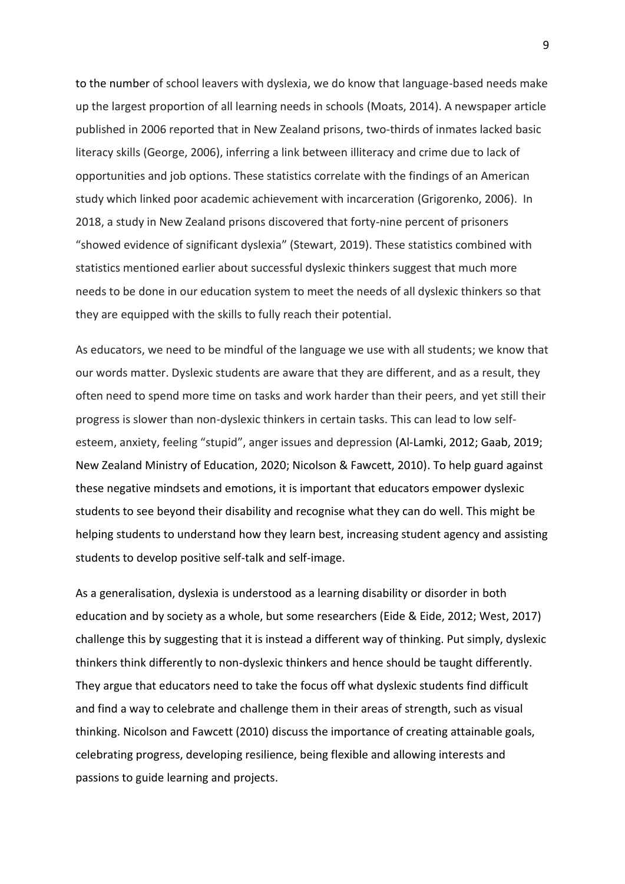to the number of school leavers with dyslexia, we do know that language-based needs make up the largest proportion of all learning needs in schools (Moats, 2014). A newspaper article published in 2006 reported that in New Zealand prisons, two-thirds of inmates lacked basic literacy skills (George, 2006), inferring a link between illiteracy and crime due to lack of opportunities and job options. These statistics correlate with the findings of an American study which linked poor academic achievement with incarceration (Grigorenko, 2006). In 2018, a study in New Zealand prisons discovered that forty-nine percent of prisoners "showed evidence of significant dyslexia" (Stewart, 2019). These statistics combined with statistics mentioned earlier about successful dyslexic thinkers suggest that much more needs to be done in our education system to meet the needs of all dyslexic thinkers so that they are equipped with the skills to fully reach their potential.

As educators, we need to be mindful of the language we use with all students; we know that our words matter. Dyslexic students are aware that they are different, and as a result, they often need to spend more time on tasks and work harder than their peers, and yet still their progress is slower than non-dyslexic thinkers in certain tasks. This can lead to low self-esteem, anxiety, feeling "stupid", anger issues and depression (Al-Lamki, 2012; Gaab, 2019; New Zealand Ministry of Education, 2020; Nicolson & Fawcett, 2010). To help guard against these negative mindsets and emotions, it is important that educators empower dyslexic students to see beyond their disability and recognise what they can do well. This might be helping students to understand how they learn best, increasing student agency and assisting students to develop positive self-talk and self-image.

As a generalisation, dyslexia is understood as a learning disability or disorder in both education and by society as a whole, but some researchers (Eide & Eide, 2012; West, 2017) challenge this by suggesting that it is instead a different way of thinking. Put simply, dyslexic thinkers think differently to non-dyslexic thinkers and hence should be taught differently. They argue that educators need to take the focus off what dyslexic students find difficult and find a way to celebrate and challenge them in their areas of strength, such as visual thinking. Nicolson and Fawcett (2010) discuss the importance of creating attainable goals, celebrating progress, developing resilience, being flexible and allowing interests and passions to guide learning and projects.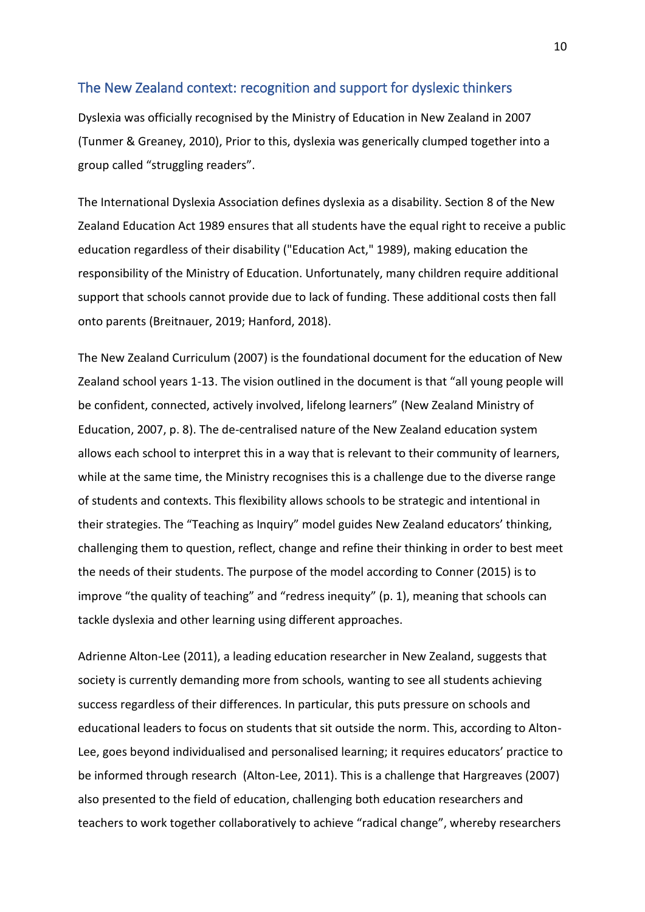## The New Zealand context: recognition and support for dyslexic thinkers

Dyslexia was officially recognised by the Ministry of Education in New Zealand in 2007 (Tunmer & Greaney, 2010), Prior to this, dyslexia was generically clumped together into a group called "struggling readers".

The International Dyslexia Association defines dyslexia as a disability. Section 8 of the New Zealand Education Act 1989 ensures that all students have the equal right to receive a public education regardless of their disability ("Education Act," 1989), making education the responsibility of the Ministry of Education. Unfortunately, many children require additional support that schools cannot provide due to lack of funding. These additional costs then fall onto parents (Breitnauer, 2019; Hanford, 2018).

The New Zealand Curriculum (2007) is the foundational document for the education of New Zealand school years 1-13. The vision outlined in the document is that "all young people will be confident, connected, actively involved, lifelong learners" (New Zealand Ministry of Education, 2007, p. 8). The de-centralised nature of the New Zealand education system allows each school to interpret this in a way that is relevant to their community of learners, while at the same time, the Ministry recognises this is a challenge due to the diverse range of students and contexts. This flexibility allows schools to be strategic and intentional in their strategies. The "Teaching as Inquiry" model guides New Zealand educators' thinking, challenging them to question, reflect, change and refine their thinking in order to best meet the needs of their students. The purpose of the model according to Conner (2015) is to improve "the quality of teaching" and "redress inequity" (p. 1), meaning that schools can tackle dyslexia and other learning using different approaches.

Adrienne Alton-Lee (2011), a leading education researcher in New Zealand, suggests that society is currently demanding more from schools, wanting to see all students achieving success regardless of their differences. In particular, this puts pressure on schools and educational leaders to focus on students that sit outside the norm. This, according to Alton-Lee, goes beyond individualised and personalised learning; it requires educators' practice to be informed through research (Alton-Lee, 2011). This is a challenge that Hargreaves (2007) also presented to the field of education, challenging both education researchers and teachers to work together collaboratively to achieve "radical change", whereby researchers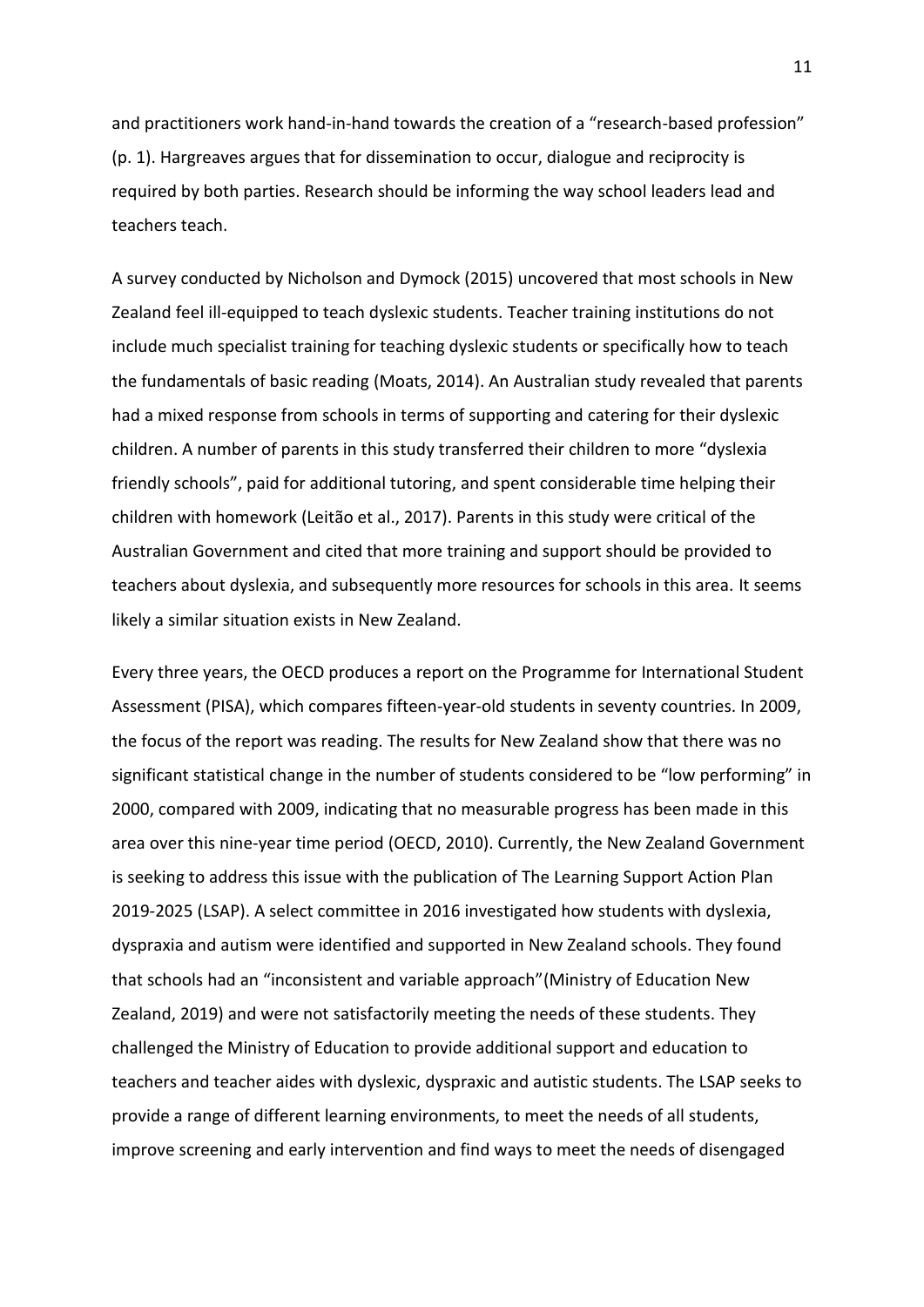and practitioners work hand-in-hand towards the creation of a "research-based profession" (p. 1). Hargreaves argues that for dissemination to occur, dialogue and reciprocity is required by both parties. Research should be informing the way school leaders lead and teachers teach.

A survey conducted by Nicholson and Dymock (2015) uncovered that most schools in New Zealand feel ill-equipped to teach dyslexic students. Teacher training institutions do not include much specialist training for teaching dyslexic students or specifically how to teach the fundamentals of basic reading (Moats, 2014). An Australian study revealed that parents had a mixed response from schools in terms of supporting and catering for their dyslexic children. A number of parents in this study transferred their children to more "dyslexia friendly schools", paid for additional tutoring, and spent considerable time helping their children with homework (Leitão et al., 2017). Parents in this study were critical of the Australian Government and cited that more training and support should be provided to teachers about dyslexia, and subsequently more resources for schools in this area. It seems likely a similar situation exists in New Zealand.

Every three years, the OECD produces a report on the Programme for International Student Assessment (PISA), which compares fifteen-year-old students in seventy countries. In 2009, the focus of the report was reading. The results for New Zealand show that there was no significant statistical change in the number of students considered to be "low performing" in 2000, compared with 2009, indicating that no measurable progress has been made in this area over this nine-year time period (OECD, 2010). Currently, the New Zealand Government is seeking to address this issue with the publication of The Learning Support Action Plan 2019-2025 (LSAP). A select committee in 2016 investigated how students with dyslexia, dyspraxia and autism were identified and supported in New Zealand schools. They found that schools had an "inconsistent and variable approach"(Ministry of Education New Zealand, 2019) and were not satisfactorily meeting the needs of these students. They challenged the Ministry of Education to provide additional support and education to teachers and teacher aides with dyslexic, dyspraxic and autistic students. The LSAP seeks to provide a range of different learning environments, to meet the needs of all students, improve screening and early intervention and find ways to meet the needs of disengaged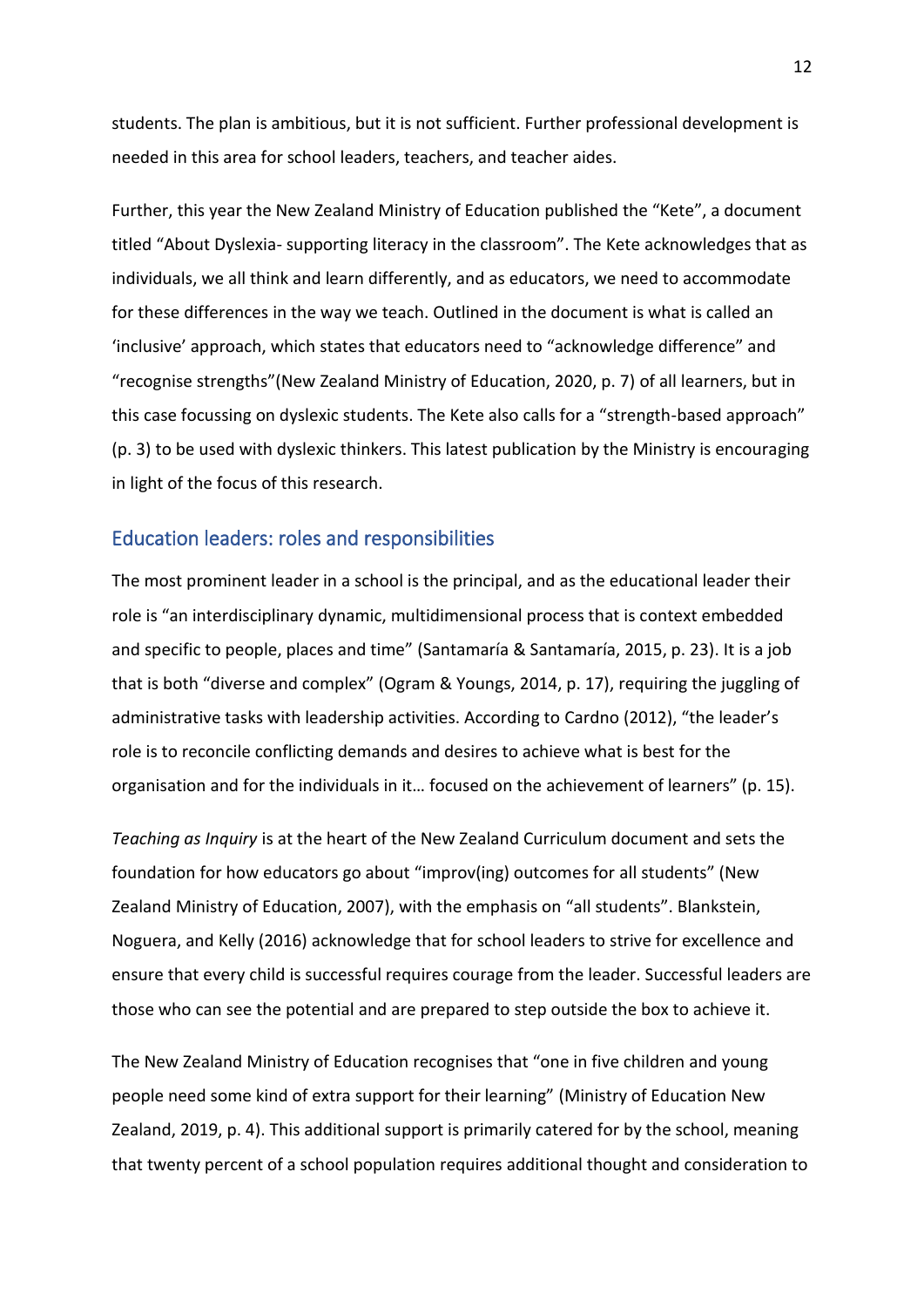students. The plan is ambitious, but it is not sufficient. Further professional development is needed in this area for school leaders, teachers, and teacher aides.

Further, this year the New Zealand Ministry of Education published the "Kete", a document titled "About Dyslexia- supporting literacy in the classroom". The Kete acknowledges that as individuals, we all think and learn differently, and as educators, we need to accommodate for these differences in the way we teach. Outlined in the document is what is called an 'inclusive' approach, which states that educators need to "acknowledge difference" and "recognise strengths"(New Zealand Ministry of Education, 2020, p. 7) of all learners, but in this case focussing on dyslexic students. The Kete also calls for a "strength-based approach" (p. 3) to be used with dyslexic thinkers. This latest publication by the Ministry is encouraging in light of the focus of this research.

## Education leaders: roles and responsibilities

The most prominent leader in a school is the principal, and as the educational leader their role is "an interdisciplinary dynamic, multidimensional process that is context embedded and specific to people, places and time" (Santamaría & Santamaría, 2015, p. 23). It is a job that is both "diverse and complex" (Ogram & Youngs, 2014, p. 17), requiring the juggling of administrative tasks with leadership activities. According to Cardno (2012), "the leader's role is to reconcile conflicting demands and desires to achieve what is best for the organisation and for the individuals in it… focused on the achievement of learners" (p. 15).

*Teaching as Inquiry* is at the heart of the New Zealand Curriculum document and sets the foundation for how educators go about "improv(ing) outcomes for all students" (New Zealand Ministry of Education, 2007), with the emphasis on "all students". Blankstein, Noguera, and Kelly (2016) acknowledge that for school leaders to strive for excellence and ensure that every child is successful requires courage from the leader. Successful leaders are those who can see the potential and are prepared to step outside the box to achieve it.

The New Zealand Ministry of Education recognises that "one in five children and young people need some kind of extra support for their learning" (Ministry of Education New Zealand, 2019, p. 4). This additional support is primarily catered for by the school, meaning that twenty percent of a school population requires additional thought and consideration to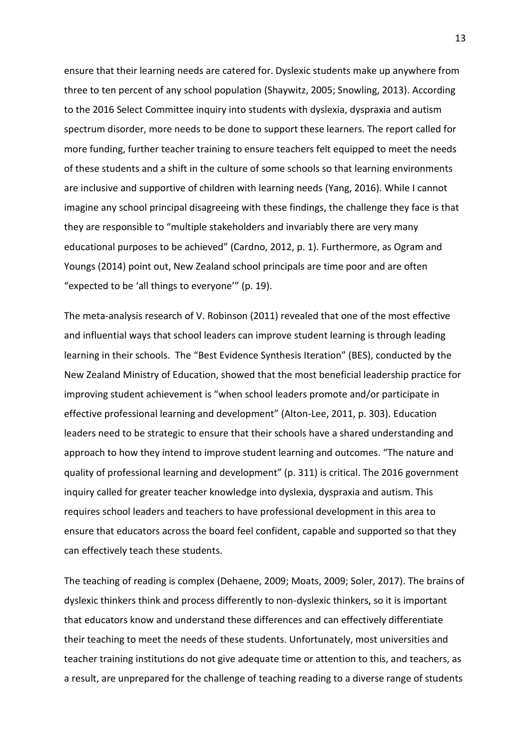ensure that their learning needs are catered for. Dyslexic students make up anywhere from three to ten percent of any school population (Shaywitz, 2005; Snowling, 2013). According to the 2016 Select Committee inquiry into students with dyslexia, dyspraxia and autism spectrum disorder, more needs to be done to support these learners. The report called for more funding, further teacher training to ensure teachers felt equipped to meet the needs of these students and a shift in the culture of some schools so that learning environments are inclusive and supportive of children with learning needs (Yang, 2016). While I cannot imagine any school principal disagreeing with these findings, the challenge they face is that they are responsible to "multiple stakeholders and invariably there are very many educational purposes to be achieved" (Cardno, 2012, p. 1). Furthermore, as Ogram and Youngs (2014) point out, New Zealand school principals are time poor and are often "expected to be 'all things to everyone'" (p. 19).

The meta-analysis research of V. Robinson (2011) revealed that one of the most effective and influential ways that school leaders can improve student learning is through leading learning in their schools. The "Best Evidence Synthesis Iteration" (BES), conducted by the New Zealand Ministry of Education, showed that the most beneficial leadership practice for improving student achievement is "when school leaders promote and/or participate in effective professional learning and development" (Alton-Lee, 2011, p. 303). Education leaders need to be strategic to ensure that their schools have a shared understanding and approach to how they intend to improve student learning and outcomes. "The nature and quality of professional learning and development" (p. 311) is critical. The 2016 government inquiry called for greater teacher knowledge into dyslexia, dyspraxia and autism. This requires school leaders and teachers to have professional development in this area to ensure that educators across the board feel confident, capable and supported so that they can effectively teach these students.

The teaching of reading is complex (Dehaene, 2009; Moats, 2009; Soler, 2017). The brains of dyslexic thinkers think and process differently to non-dyslexic thinkers, so it is important that educators know and understand these differences and can effectively differentiate their teaching to meet the needs of these students. Unfortunately, most universities and teacher training institutions do not give adequate time or attention to this, and teachers, as a result, are unprepared for the challenge of teaching reading to a diverse range of students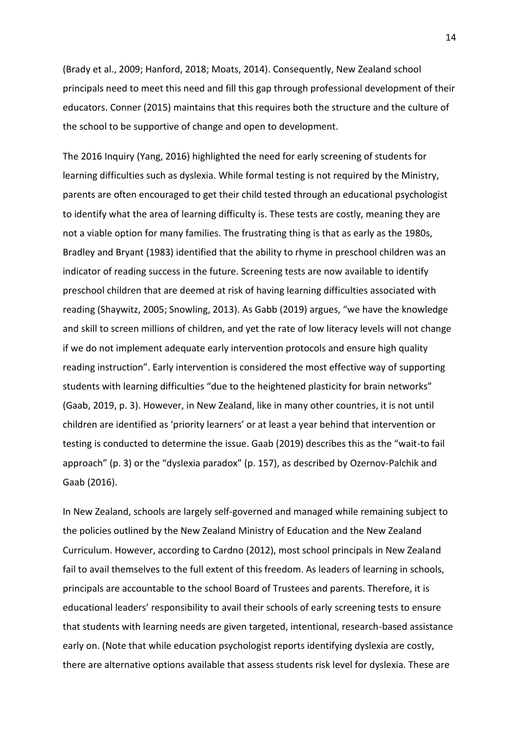(Brady et al., 2009; Hanford, 2018; Moats, 2014). Consequently, New Zealand school principals need to meet this need and fill this gap through professional development of their educators. Conner (2015) maintains that this requires both the structure and the culture of the school to be supportive of change and open to development.

The 2016 Inquiry (Yang, 2016) highlighted the need for early screening of students for learning difficulties such as dyslexia. While formal testing is not required by the Ministry, parents are often encouraged to get their child tested through an educational psychologist to identify what the area of learning difficulty is. These tests are costly, meaning they are not a viable option for many families. The frustrating thing is that as early as the 1980s, Bradley and Bryant (1983) identified that the ability to rhyme in preschool children was an indicator of reading success in the future. Screening tests are now available to identify preschool children that are deemed at risk of having learning difficulties associated with reading (Shaywitz, 2005; Snowling, 2013). As Gabb (2019) argues, "we have the knowledge and skill to screen millions of children, and yet the rate of low literacy levels will not change if we do not implement adequate early intervention protocols and ensure high quality reading instruction". Early intervention is considered the most effective way of supporting students with learning difficulties "due to the heightened plasticity for brain networks" (Gaab, 2019, p. 3). However, in New Zealand, like in many other countries, it is not until children are identified as 'priority learners' or at least a year behind that intervention or testing is conducted to determine the issue. Gaab (2019) describes this as the "wait-to fail approach" (p. 3) or the "dyslexia paradox" (p. 157), as described by Ozernov-Palchik and Gaab (2016).

In New Zealand, schools are largely self-governed and managed while remaining subject to the policies outlined by the New Zealand Ministry of Education and the New Zealand Curriculum. However, according to Cardno (2012), most school principals in New Zealand fail to avail themselves to the full extent of this freedom. As leaders of learning in schools, principals are accountable to the school Board of Trustees and parents. Therefore, it is educational leaders' responsibility to avail their schools of early screening tests to ensure that students with learning needs are given targeted, intentional, research-based assistance early on. (Note that while education psychologist reports identifying dyslexia are costly, there are alternative options available that assess students risk level for dyslexia. These are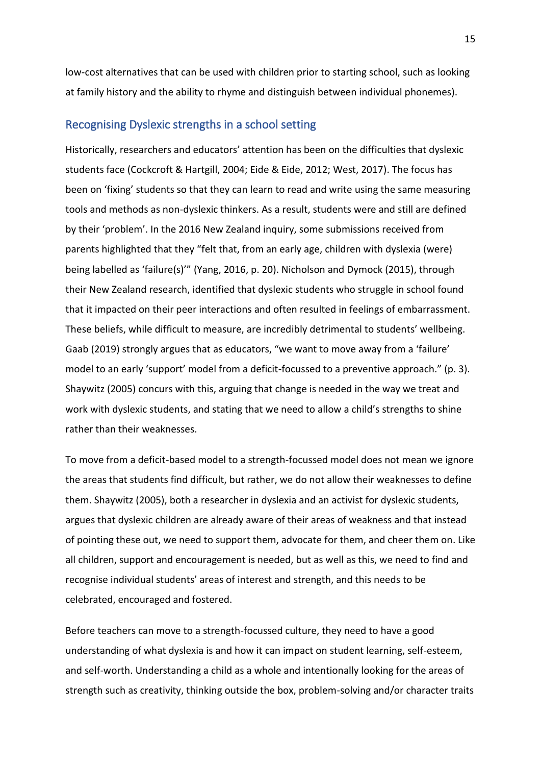low-cost alternatives that can be used with children prior to starting school, such as looking at family history and the ability to rhyme and distinguish between individual phonemes).

## Recognising Dyslexic strengths in a school setting

Historically, researchers and educators' attention has been on the difficulties that dyslexic students face (Cockcroft & Hartgill, 2004; Eide & Eide, 2012; West, 2017). The focus has been on 'fixing' students so that they can learn to read and write using the same measuring tools and methods as non-dyslexic thinkers. As a result, students were and still are defined by their 'problem'. In the 2016 New Zealand inquiry, some submissions received from parents highlighted that they "felt that, from an early age, children with dyslexia (were) being labelled as 'failure(s)'" (Yang, 2016, p. 20). Nicholson and Dymock (2015), through their New Zealand research, identified that dyslexic students who struggle in school found that it impacted on their peer interactions and often resulted in feelings of embarrassment. These beliefs, while difficult to measure, are incredibly detrimental to students' wellbeing. Gaab (2019) strongly argues that as educators, "we want to move away from a 'failure' model to an early 'support' model from a deficit-focussed to a preventive approach." (p. 3). Shaywitz (2005) concurs with this, arguing that change is needed in the way we treat and work with dyslexic students, and stating that we need to allow a child's strengths to shine rather than their weaknesses.

To move from a deficit-based model to a strength-focussed model does not mean we ignore the areas that students find difficult, but rather, we do not allow their weaknesses to define them. Shaywitz (2005), both a researcher in dyslexia and an activist for dyslexic students, argues that dyslexic children are already aware of their areas of weakness and that instead of pointing these out, we need to support them, advocate for them, and cheer them on. Like all children, support and encouragement is needed, but as well as this, we need to find and recognise individual students' areas of interest and strength, and this needs to be celebrated, encouraged and fostered.

Before teachers can move to a strength-focussed culture, they need to have a good understanding of what dyslexia is and how it can impact on student learning, self-esteem, and self-worth. Understanding a child as a whole and intentionally looking for the areas of strength such as creativity, thinking outside the box, problem-solving and/or character traits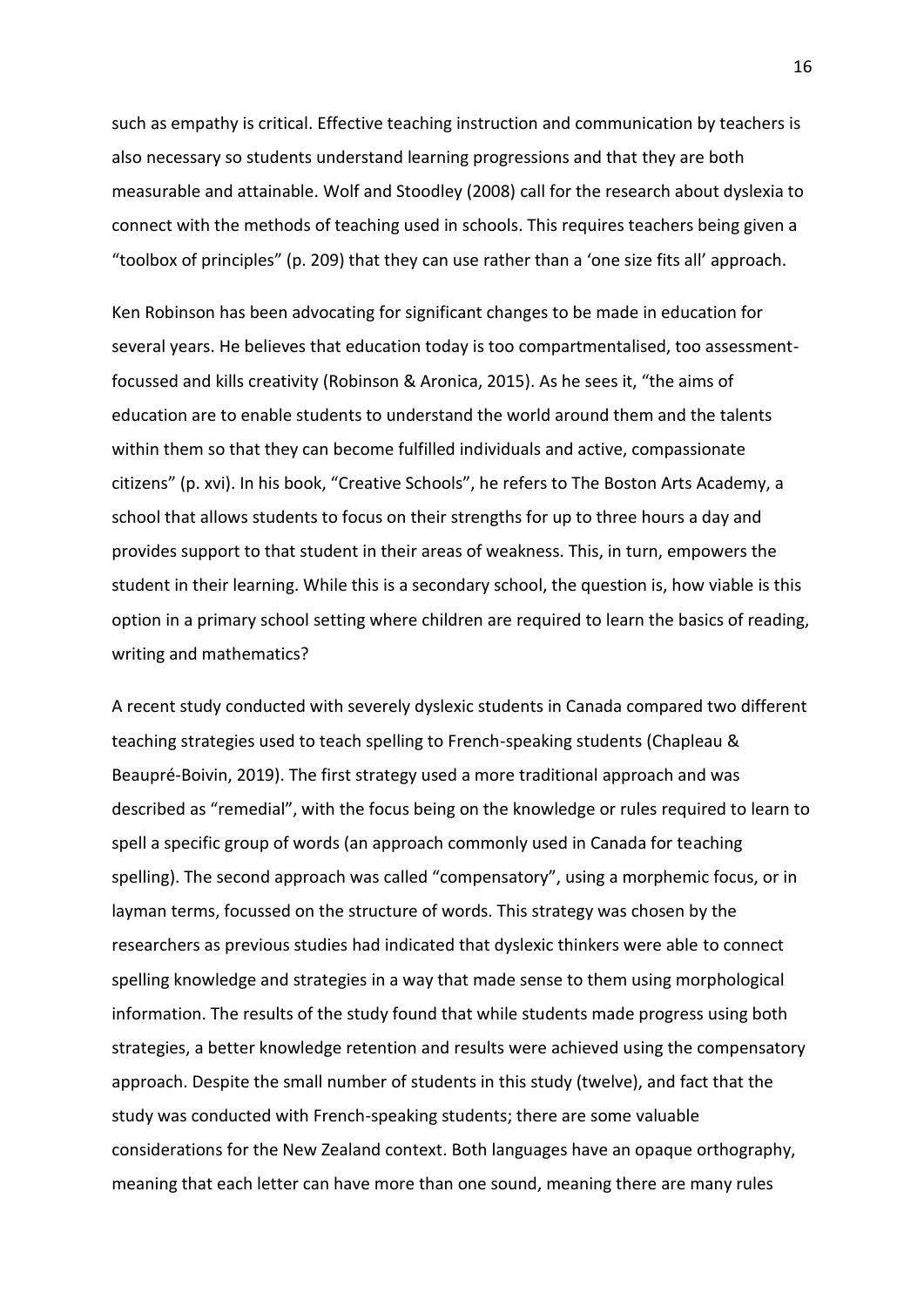such as empathy is critical. Effective teaching instruction and communication by teachers is also necessary so students understand learning progressions and that they are both measurable and attainable. Wolf and Stoodley (2008) call for the research about dyslexia to connect with the methods of teaching used in schools. This requires teachers being given a "toolbox of principles" (p. 209) that they can use rather than a 'one size fits all' approach.

Ken Robinson has been advocating for significant changes to be made in education for several years. He believes that education today is too compartmentalised, too assessment-focussed and kills creativity (Robinson & Aronica, 2015). As he sees it, "the aims of education are to enable students to understand the world around them and the talents within them so that they can become fulfilled individuals and active, compassionate citizens" (p. xvi). In his book, "Creative Schools", he refers to The Boston Arts Academy, a school that allows students to focus on their strengths for up to three hours a day and provides support to that student in their areas of weakness. This, in turn, empowers the student in their learning. While this is a secondary school, the question is, how viable is this option in a primary school setting where children are required to learn the basics of reading, writing and mathematics?

A recent study conducted with severely dyslexic students in Canada compared two different teaching strategies used to teach spelling to French-speaking students (Chapleau & Beaupré-Boivin, 2019). The first strategy used a more traditional approach and was described as "remedial", with the focus being on the knowledge or rules required to learn to spell a specific group of words (an approach commonly used in Canada for teaching spelling). The second approach was called "compensatory", using a morphemic focus, or in layman terms, focussed on the structure of words. This strategy was chosen by the researchers as previous studies had indicated that dyslexic thinkers were able to connect spelling knowledge and strategies in a way that made sense to them using morphological information. The results of the study found that while students made progress using both strategies, a better knowledge retention and results were achieved using the compensatory approach. Despite the small number of students in this study (twelve), and fact that the study was conducted with French-speaking students; there are some valuable considerations for the New Zealand context. Both languages have an opaque orthography, meaning that each letter can have more than one sound, meaning there are many rules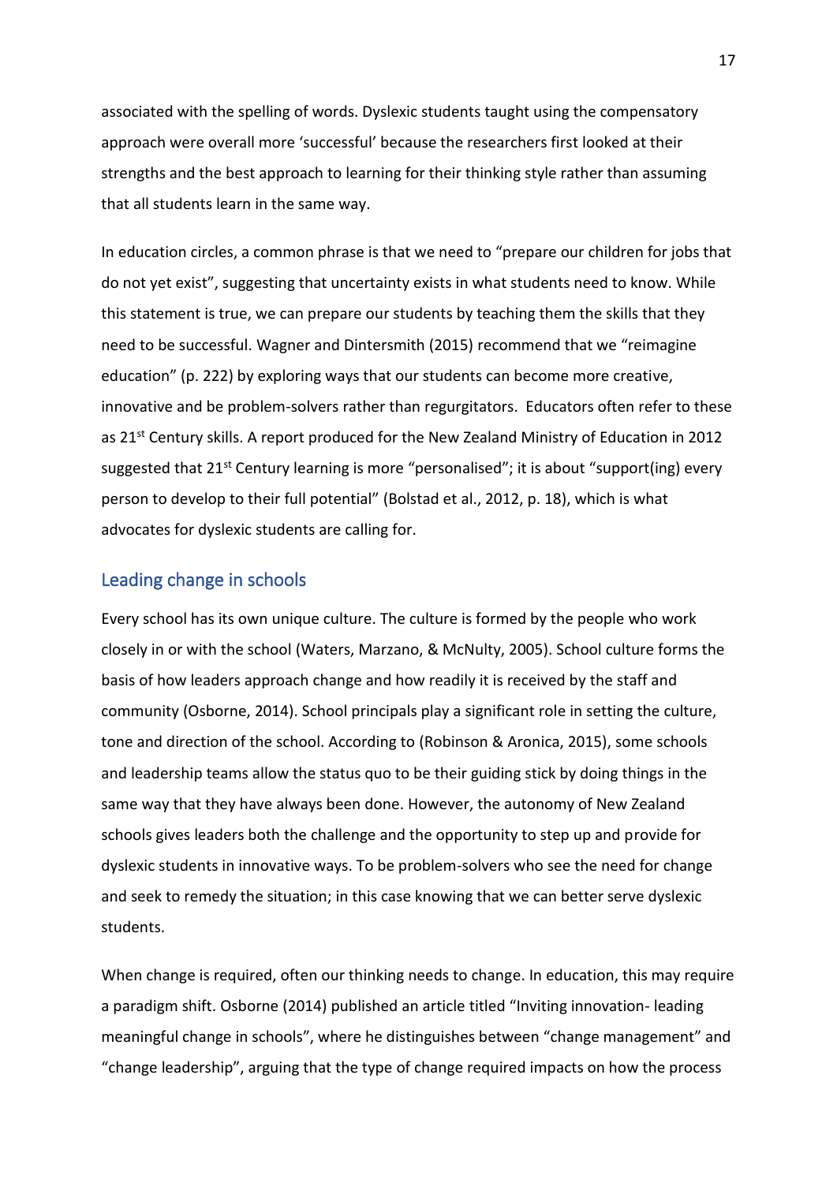associated with the spelling of words. Dyslexic students taught using the compensatory approach were overall more 'successful' because the researchers first looked at their strengths and the best approach to learning for their thinking style rather than assuming that all students learn in the same way.

In education circles, a common phrase is that we need to "prepare our children for jobs that do not yet exist", suggesting that uncertainty exists in what students need to know. While this statement is true, we can prepare our students by teaching them the skills that they need to be successful. Wagner and Dintersmith (2015) recommend that we "reimagine education" (p. 222) by exploring ways that our students can become more creative, innovative and be problem-solvers rather than regurgitators. Educators often refer to these as 21st Century skills. A report produced for the New Zealand Ministry of Education in 2012 suggested that 21st Century learning is more "personalised"; it is about "support(ing) every person to develop to their full potential" (Bolstad et al., 2012, p. 18), which is what advocates for dyslexic students are calling for.

## Leading change in schools

Every school has its own unique culture. The culture is formed by the people who work closely in or with the school (Waters, Marzano, & McNulty, 2005). School culture forms the basis of how leaders approach change and how readily it is received by the staff and community (Osborne, 2014). School principals play a significant role in setting the culture, tone and direction of the school. According to (Robinson & Aronica, 2015), some schools and leadership teams allow the status quo to be their guiding stick by doing things in the same way that they have always been done. However, the autonomy of New Zealand schools gives leaders both the challenge and the opportunity to step up and provide for dyslexic students in innovative ways. To be problem-solvers who see the need for change and seek to remedy the situation; in this case knowing that we can better serve dyslexic students.

When change is required, often our thinking needs to change. In education, this may require a paradigm shift. Osborne (2014) published an article titled "Inviting innovation- leading meaningful change in schools", where he distinguishes between "change management" and "change leadership", arguing that the type of change required impacts on how the process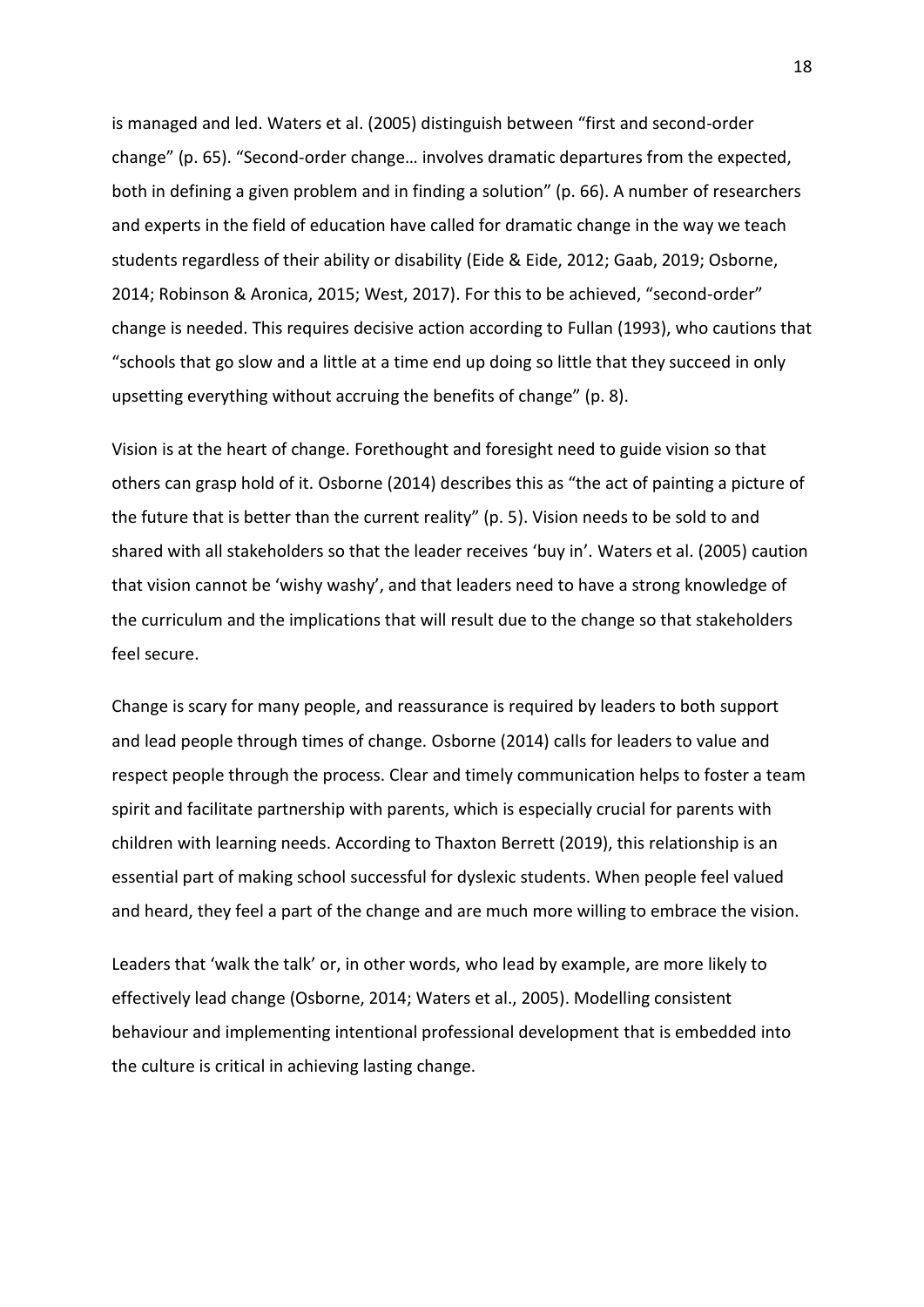is managed and led. Waters et al. (2005) distinguish between "first and second-order change" (p. 65). "Second-order change… involves dramatic departures from the expected, both in defining a given problem and in finding a solution" (p. 66). A number of researchers and experts in the field of education have called for dramatic change in the way we teach students regardless of their ability or disability (Eide & Eide, 2012; Gaab, 2019; Osborne, 2014; Robinson & Aronica, 2015; West, 2017). For this to be achieved, "second-order" change is needed. This requires decisive action according to Fullan (1993), who cautions that "schools that go slow and a little at a time end up doing so little that they succeed in only upsetting everything without accruing the benefits of change" (p. 8).

Vision is at the heart of change. Forethought and foresight need to guide vision so that others can grasp hold of it. Osborne (2014) describes this as "the act of painting a picture of the future that is better than the current reality" (p. 5). Vision needs to be sold to and shared with all stakeholders so that the leader receives 'buy in'. Waters et al. (2005) caution that vision cannot be 'wishy washy', and that leaders need to have a strong knowledge of the curriculum and the implications that will result due to the change so that stakeholders feel secure.

Change is scary for many people, and reassurance is required by leaders to both support and lead people through times of change. Osborne (2014) calls for leaders to value and respect people through the process. Clear and timely communication helps to foster a team spirit and facilitate partnership with parents, which is especially crucial for parents with children with learning needs. According to Thaxton Berrett (2019), this relationship is an essential part of making school successful for dyslexic students. When people feel valued and heard, they feel a part of the change and are much more willing to embrace the vision.

Leaders that 'walk the talk' or, in other words, who lead by example, are more likely to effectively lead change (Osborne, 2014; Waters et al., 2005). Modelling consistent behaviour and implementing intentional professional development that is embedded into the culture is critical in achieving lasting change.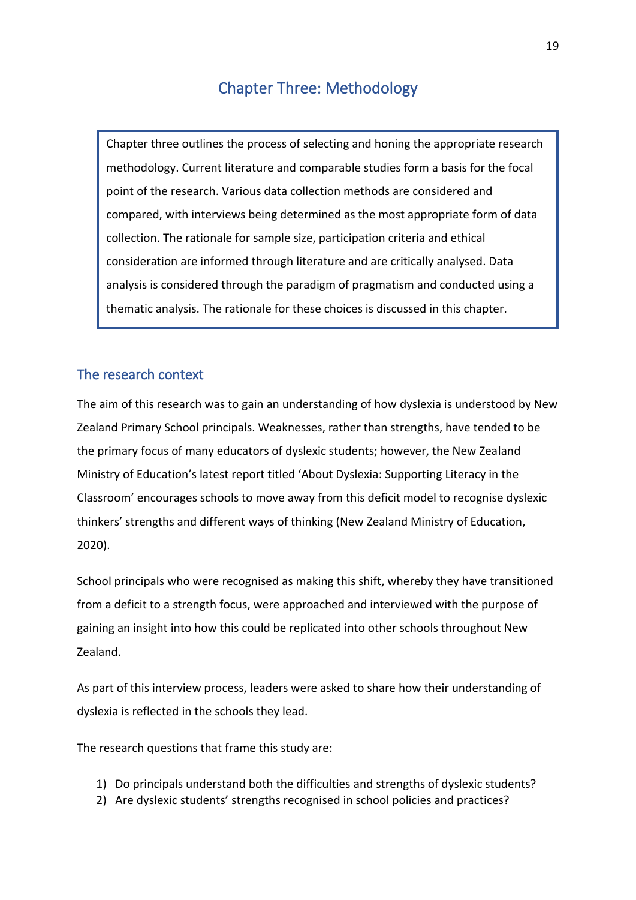# Chapter Three: Methodology

Chapter three outlines the process of selecting and honing the appropriate research methodology. Current literature and comparable studies form a basis for the focal point of the research. Various data collection methods are considered and compared, with interviews being determined as the most appropriate form of data collection. The rationale for sample size, participation criteria and ethical consideration are informed through literature and are critically analysed. Data analysis is considered through the paradigm of pragmatism and conducted using a thematic analysis. The rationale for these choices is discussed in this chapter.

## The research context

The aim of this research was to gain an understanding of how dyslexia is understood by New Zealand Primary School principals. Weaknesses, rather than strengths, have tended to be the primary focus of many educators of dyslexic students; however, the New Zealand Ministry of Education's latest report titled 'About Dyslexia: Supporting Literacy in the Classroom' encourages schools to move away from this deficit model to recognise dyslexic thinkers' strengths and different ways of thinking (New Zealand Ministry of Education, 2020).

School principals who were recognised as making this shift, whereby they have transitioned from a deficit to a strength focus, were approached and interviewed with the purpose of gaining an insight into how this could be replicated into other schools throughout New Zealand.

As part of this interview process, leaders were asked to share how their understanding of dyslexia is reflected in the schools they lead.

The research questions that frame this study are:

1) Do principals understand both the difficulties and strengths of dyslexic students?
2) Are dyslexic students' strengths recognised in school policies and practices?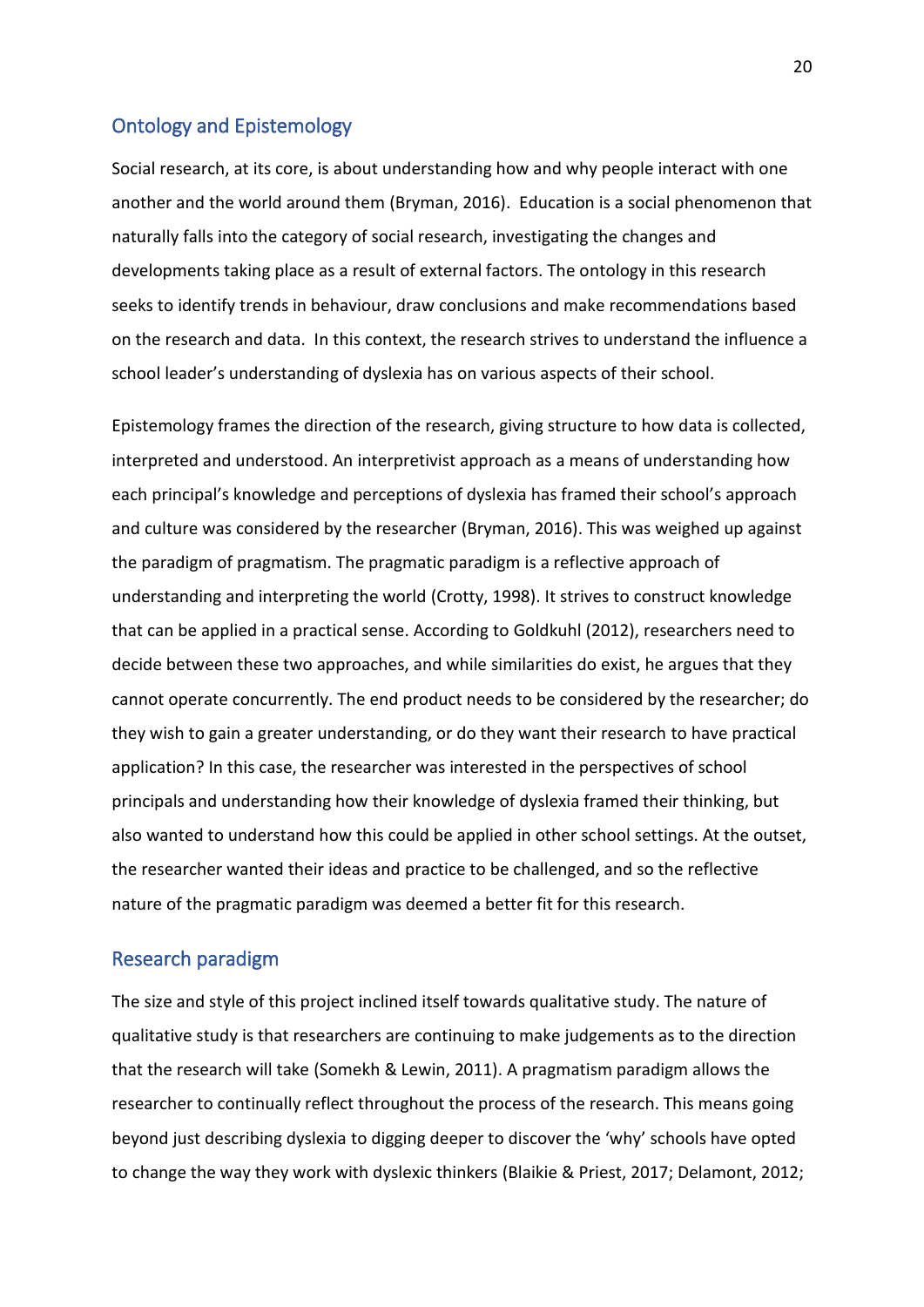## Ontology and Epistemology

Social research, at its core, is about understanding how and why people interact with one another and the world around them (Bryman, 2016). Education is a social phenomenon that naturally falls into the category of social research, investigating the changes and developments taking place as a result of external factors. The ontology in this research seeks to identify trends in behaviour, draw conclusions and make recommendations based on the research and data. In this context, the research strives to understand the influence a school leader's understanding of dyslexia has on various aspects of their school.

Epistemology frames the direction of the research, giving structure to how data is collected, interpreted and understood. An interpretivist approach as a means of understanding how each principal's knowledge and perceptions of dyslexia has framed their school's approach and culture was considered by the researcher (Bryman, 2016). This was weighed up against the paradigm of pragmatism. The pragmatic paradigm is a reflective approach of understanding and interpreting the world (Crotty, 1998). It strives to construct knowledge that can be applied in a practical sense. According to Goldkuhl (2012), researchers need to decide between these two approaches, and while similarities do exist, he argues that they cannot operate concurrently. The end product needs to be considered by the researcher; do they wish to gain a greater understanding, or do they want their research to have practical application? In this case, the researcher was interested in the perspectives of school principals and understanding how their knowledge of dyslexia framed their thinking, but also wanted to understand how this could be applied in other school settings. At the outset, the researcher wanted their ideas and practice to be challenged, and so the reflective nature of the pragmatic paradigm was deemed a better fit for this research.

## Research paradigm

The size and style of this project inclined itself towards qualitative study. The nature of qualitative study is that researchers are continuing to make judgements as to the direction that the research will take (Somekh & Lewin, 2011). A pragmatism paradigm allows the researcher to continually reflect throughout the process of the research. This means going beyond just describing dyslexia to digging deeper to discover the 'why' schools have opted to change the way they work with dyslexic thinkers (Blaikie & Priest, 2017; Delamont, 2012;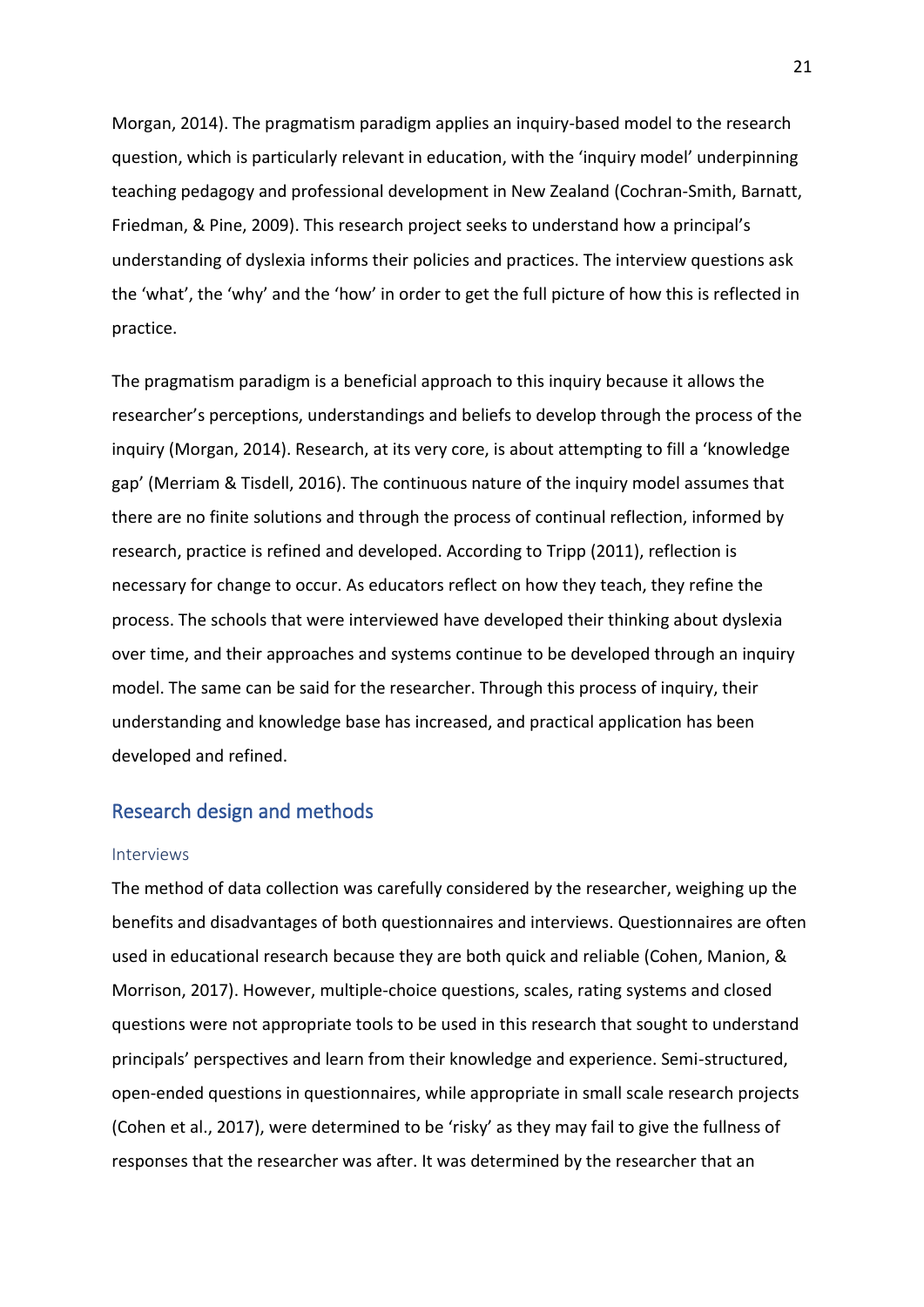Morgan, 2014). The pragmatism paradigm applies an inquiry-based model to the research question, which is particularly relevant in education, with the 'inquiry model' underpinning teaching pedagogy and professional development in New Zealand (Cochran-Smith, Barnatt, Friedman, & Pine, 2009). This research project seeks to understand how a principal's understanding of dyslexia informs their policies and practices. The interview questions ask the 'what', the 'why' and the 'how' in order to get the full picture of how this is reflected in practice.

The pragmatism paradigm is a beneficial approach to this inquiry because it allows the researcher's perceptions, understandings and beliefs to develop through the process of the inquiry (Morgan, 2014). Research, at its very core, is about attempting to fill a 'knowledge gap' (Merriam & Tisdell, 2016). The continuous nature of the inquiry model assumes that there are no finite solutions and through the process of continual reflection, informed by research, practice is refined and developed. According to Tripp (2011), reflection is necessary for change to occur. As educators reflect on how they teach, they refine the process. The schools that were interviewed have developed their thinking about dyslexia over time, and their approaches and systems continue to be developed through an inquiry model. The same can be said for the researcher. Through this process of inquiry, their understanding and knowledge base has increased, and practical application has been developed and refined.

## Research design and methods

### Interviews

The method of data collection was carefully considered by the researcher, weighing up the benefits and disadvantages of both questionnaires and interviews. Questionnaires are often used in educational research because they are both quick and reliable (Cohen, Manion, & Morrison, 2017). However, multiple-choice questions, scales, rating systems and closed questions were not appropriate tools to be used in this research that sought to understand principals' perspectives and learn from their knowledge and experience. Semi-structured, open-ended questions in questionnaires, while appropriate in small scale research projects (Cohen et al., 2017), were determined to be 'risky' as they may fail to give the fullness of responses that the researcher was after. It was determined by the researcher that an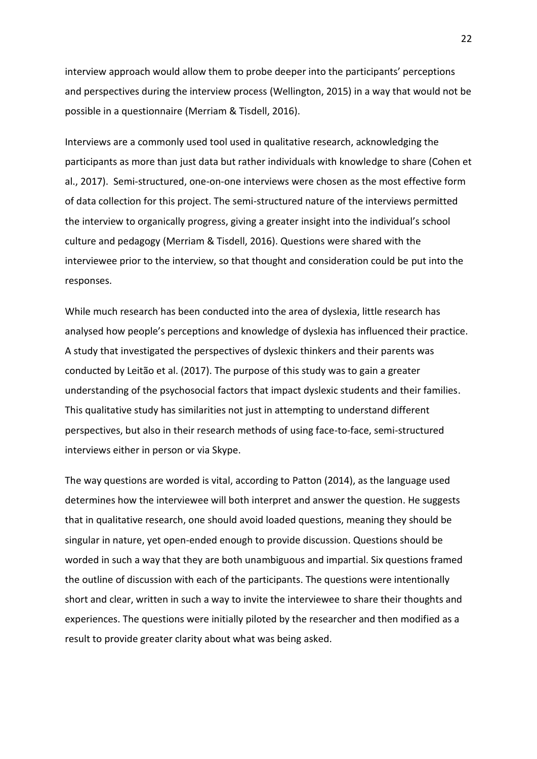interview approach would allow them to probe deeper into the participants' perceptions and perspectives during the interview process (Wellington, 2015) in a way that would not be possible in a questionnaire (Merriam & Tisdell, 2016).

Interviews are a commonly used tool used in qualitative research, acknowledging the participants as more than just data but rather individuals with knowledge to share (Cohen et al., 2017). Semi-structured, one-on-one interviews were chosen as the most effective form of data collection for this project. The semi-structured nature of the interviews permitted the interview to organically progress, giving a greater insight into the individual's school culture and pedagogy (Merriam & Tisdell, 2016). Questions were shared with the interviewee prior to the interview, so that thought and consideration could be put into the responses.

While much research has been conducted into the area of dyslexia, little research has analysed how people's perceptions and knowledge of dyslexia has influenced their practice. A study that investigated the perspectives of dyslexic thinkers and their parents was conducted by Leitão et al. (2017). The purpose of this study was to gain a greater understanding of the psychosocial factors that impact dyslexic students and their families. This qualitative study has similarities not just in attempting to understand different perspectives, but also in their research methods of using face-to-face, semi-structured interviews either in person or via Skype.

The way questions are worded is vital, according to Patton (2014), as the language used determines how the interviewee will both interpret and answer the question. He suggests that in qualitative research, one should avoid loaded questions, meaning they should be singular in nature, yet open-ended enough to provide discussion. Questions should be worded in such a way that they are both unambiguous and impartial. Six questions framed the outline of discussion with each of the participants. The questions were intentionally short and clear, written in such a way to invite the interviewee to share their thoughts and experiences. The questions were initially piloted by the researcher and then modified as a result to provide greater clarity about what was being asked.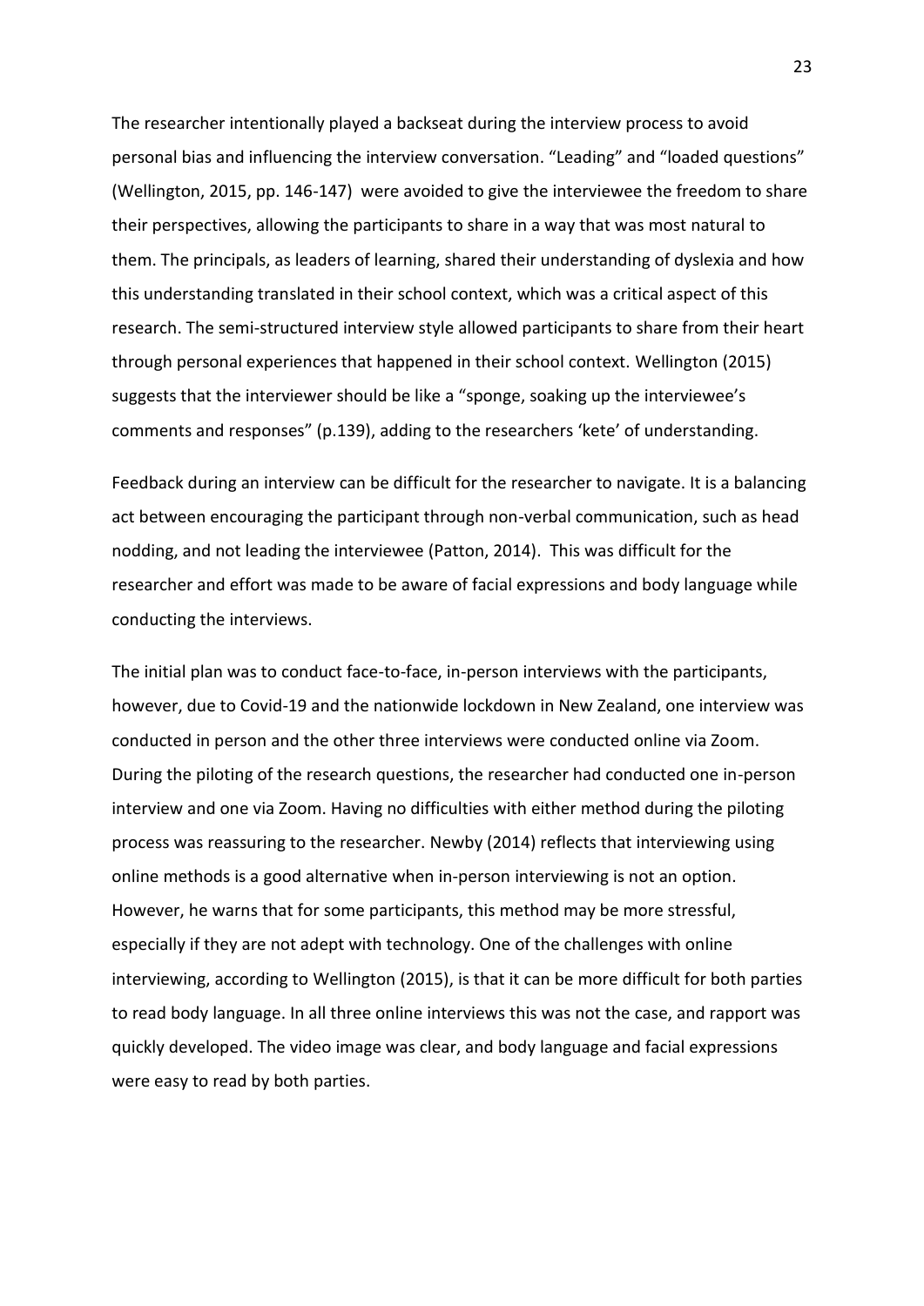The researcher intentionally played a backseat during the interview process to avoid personal bias and influencing the interview conversation. "Leading" and "loaded questions" (Wellington, 2015, pp. 146-147) were avoided to give the interviewee the freedom to share their perspectives, allowing the participants to share in a way that was most natural to them. The principals, as leaders of learning, shared their understanding of dyslexia and how this understanding translated in their school context, which was a critical aspect of this research. The semi-structured interview style allowed participants to share from their heart through personal experiences that happened in their school context. Wellington (2015) suggests that the interviewer should be like a "sponge, soaking up the interviewee's comments and responses" (p.139), adding to the researchers 'kete' of understanding.

Feedback during an interview can be difficult for the researcher to navigate. It is a balancing act between encouraging the participant through non-verbal communication, such as head nodding, and not leading the interviewee (Patton, 2014). This was difficult for the researcher and effort was made to be aware of facial expressions and body language while conducting the interviews.

The initial plan was to conduct face-to-face, in-person interviews with the participants, however, due to Covid-19 and the nationwide lockdown in New Zealand, one interview was conducted in person and the other three interviews were conducted online via Zoom. During the piloting of the research questions, the researcher had conducted one in-person interview and one via Zoom. Having no difficulties with either method during the piloting process was reassuring to the researcher. Newby (2014) reflects that interviewing using online methods is a good alternative when in-person interviewing is not an option. However, he warns that for some participants, this method may be more stressful, especially if they are not adept with technology. One of the challenges with online interviewing, according to Wellington (2015), is that it can be more difficult for both parties to read body language. In all three online interviews this was not the case, and rapport was quickly developed. The video image was clear, and body language and facial expressions were easy to read by both parties.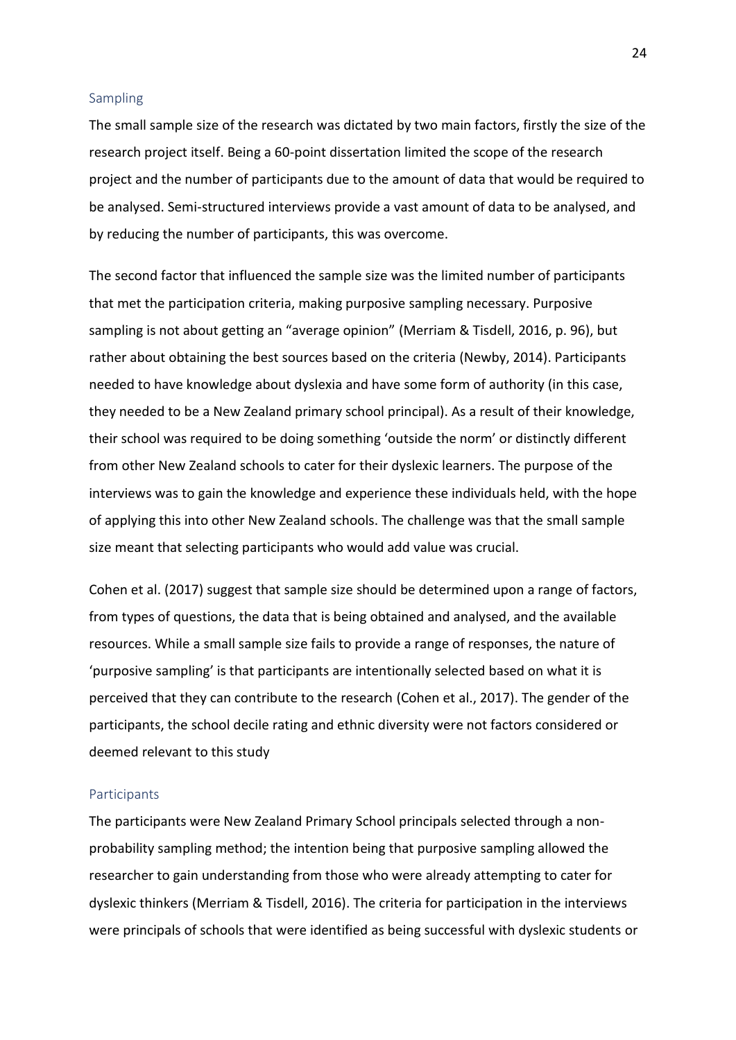## Sampling

The small sample size of the research was dictated by two main factors, firstly the size of the research project itself. Being a 60-point dissertation limited the scope of the research project and the number of participants due to the amount of data that would be required to be analysed. Semi-structured interviews provide a vast amount of data to be analysed, and by reducing the number of participants, this was overcome.

The second factor that influenced the sample size was the limited number of participants that met the participation criteria, making purposive sampling necessary. Purposive sampling is not about getting an "average opinion" (Merriam & Tisdell, 2016, p. 96), but rather about obtaining the best sources based on the criteria (Newby, 2014). Participants needed to have knowledge about dyslexia and have some form of authority (in this case, they needed to be a New Zealand primary school principal). As a result of their knowledge, their school was required to be doing something 'outside the norm' or distinctly different from other New Zealand schools to cater for their dyslexic learners. The purpose of the interviews was to gain the knowledge and experience these individuals held, with the hope of applying this into other New Zealand schools. The challenge was that the small sample size meant that selecting participants who would add value was crucial.

Cohen et al. (2017) suggest that sample size should be determined upon a range of factors, from types of questions, the data that is being obtained and analysed, and the available resources. While a small sample size fails to provide a range of responses, the nature of 'purposive sampling' is that participants are intentionally selected based on what it is perceived that they can contribute to the research (Cohen et al., 2017). The gender of the participants, the school decile rating and ethnic diversity were not factors considered or deemed relevant to this study

## Participants

The participants were New Zealand Primary School principals selected through a non-probability sampling method; the intention being that purposive sampling allowed the researcher to gain understanding from those who were already attempting to cater for dyslexic thinkers (Merriam & Tisdell, 2016). The criteria for participation in the interviews were principals of schools that were identified as being successful with dyslexic students or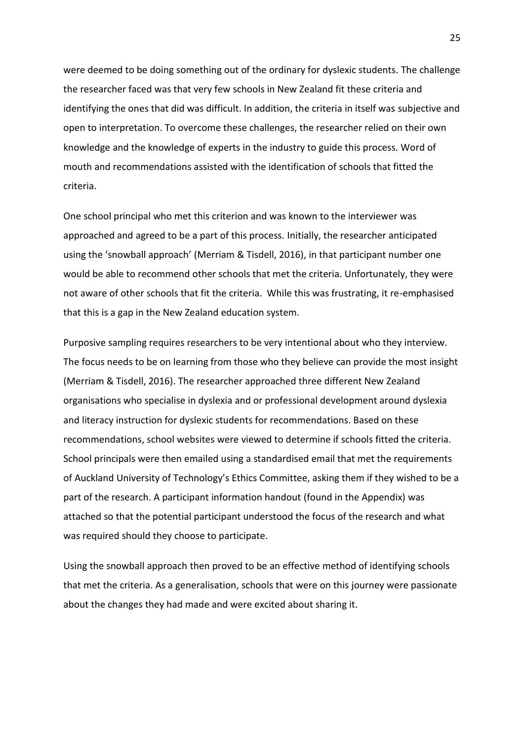were deemed to be doing something out of the ordinary for dyslexic students. The challenge the researcher faced was that very few schools in New Zealand fit these criteria and identifying the ones that did was difficult. In addition, the criteria in itself was subjective and open to interpretation. To overcome these challenges, the researcher relied on their own knowledge and the knowledge of experts in the industry to guide this process. Word of mouth and recommendations assisted with the identification of schools that fitted the criteria.

One school principal who met this criterion and was known to the interviewer was approached and agreed to be a part of this process. Initially, the researcher anticipated using the 'snowball approach' (Merriam & Tisdell, 2016), in that participant number one would be able to recommend other schools that met the criteria. Unfortunately, they were not aware of other schools that fit the criteria. While this was frustrating, it re-emphasised that this is a gap in the New Zealand education system.

Purposive sampling requires researchers to be very intentional about who they interview. The focus needs to be on learning from those who they believe can provide the most insight (Merriam & Tisdell, 2016). The researcher approached three different New Zealand organisations who specialise in dyslexia and or professional development around dyslexia and literacy instruction for dyslexic students for recommendations. Based on these recommendations, school websites were viewed to determine if schools fitted the criteria. School principals were then emailed using a standardised email that met the requirements of Auckland University of Technology's Ethics Committee, asking them if they wished to be a part of the research. A participant information handout (found in the Appendix) was attached so that the potential participant understood the focus of the research and what was required should they choose to participate.

Using the snowball approach then proved to be an effective method of identifying schools that met the criteria. As a generalisation, schools that were on this journey were passionate about the changes they had made and were excited about sharing it.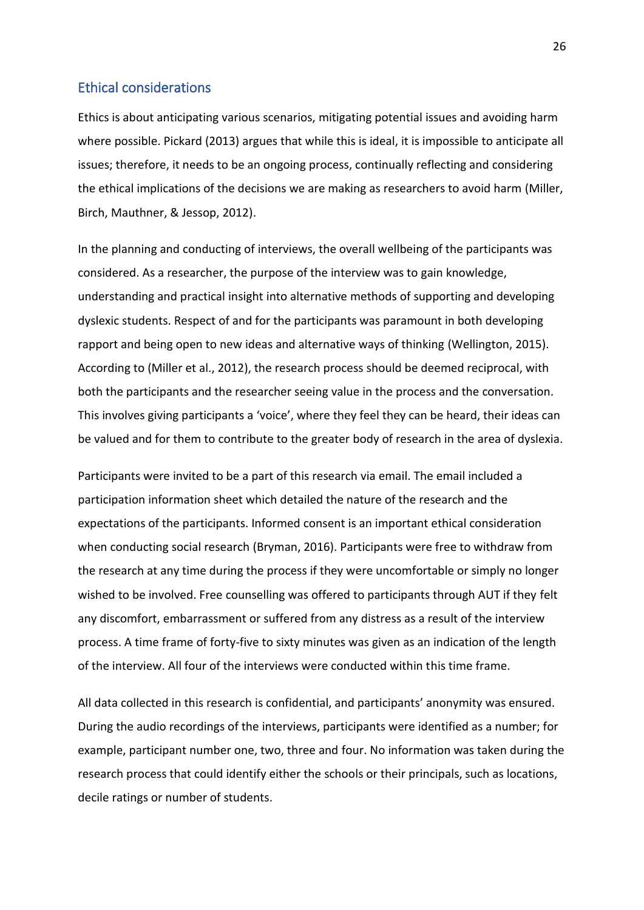## Ethical considerations

Ethics is about anticipating various scenarios, mitigating potential issues and avoiding harm where possible. Pickard (2013) argues that while this is ideal, it is impossible to anticipate all issues; therefore, it needs to be an ongoing process, continually reflecting and considering the ethical implications of the decisions we are making as researchers to avoid harm (Miller, Birch, Mauthner, & Jessop, 2012).

In the planning and conducting of interviews, the overall wellbeing of the participants was considered. As a researcher, the purpose of the interview was to gain knowledge, understanding and practical insight into alternative methods of supporting and developing dyslexic students. Respect of and for the participants was paramount in both developing rapport and being open to new ideas and alternative ways of thinking (Wellington, 2015). According to (Miller et al., 2012), the research process should be deemed reciprocal, with both the participants and the researcher seeing value in the process and the conversation. This involves giving participants a 'voice', where they feel they can be heard, their ideas can be valued and for them to contribute to the greater body of research in the area of dyslexia.

Participants were invited to be a part of this research via email. The email included a participation information sheet which detailed the nature of the research and the expectations of the participants. Informed consent is an important ethical consideration when conducting social research (Bryman, 2016). Participants were free to withdraw from the research at any time during the process if they were uncomfortable or simply no longer wished to be involved. Free counselling was offered to participants through AUT if they felt any discomfort, embarrassment or suffered from any distress as a result of the interview process. A time frame of forty-five to sixty minutes was given as an indication of the length of the interview. All four of the interviews were conducted within this time frame.

All data collected in this research is confidential, and participants' anonymity was ensured. During the audio recordings of the interviews, participants were identified as a number; for example, participant number one, two, three and four. No information was taken during the research process that could identify either the schools or their principals, such as locations, decile ratings or number of students.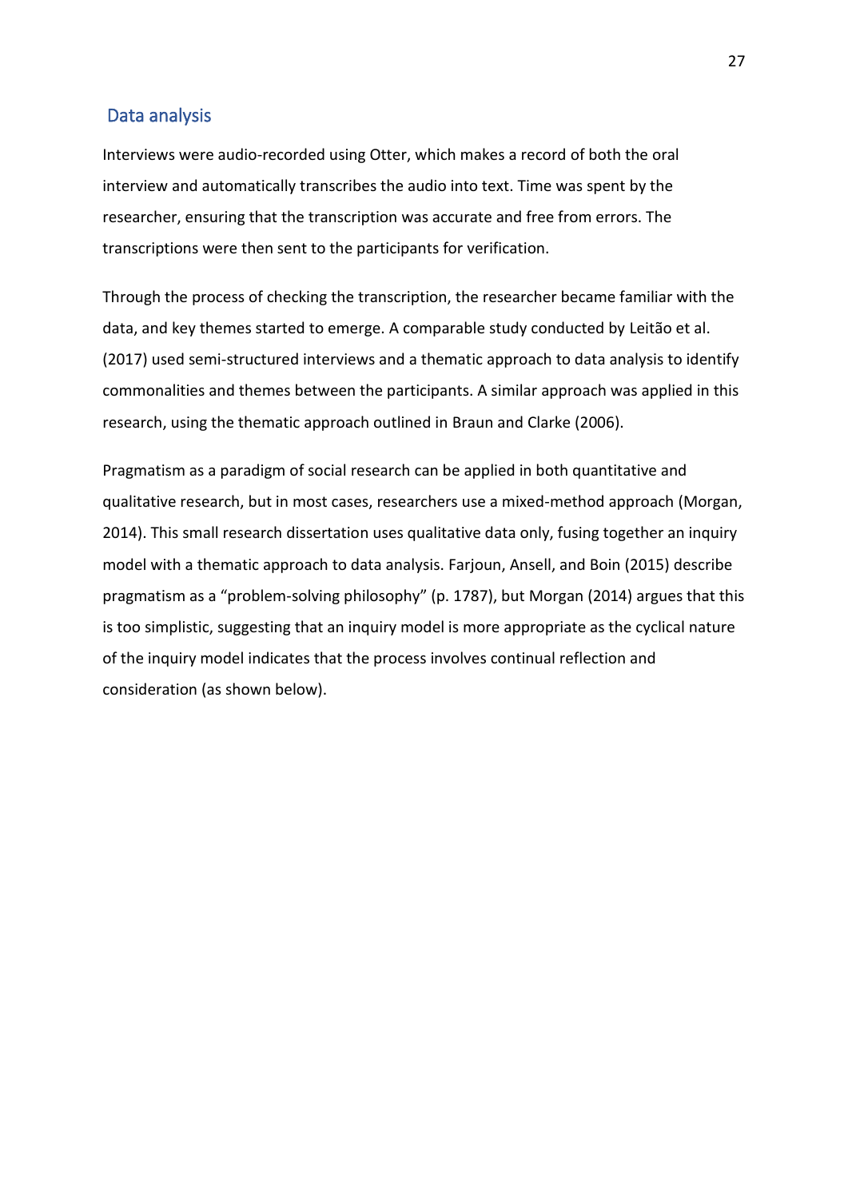## Data analysis

Interviews were audio-recorded using Otter, which makes a record of both the oral interview and automatically transcribes the audio into text. Time was spent by the researcher, ensuring that the transcription was accurate and free from errors. The transcriptions were then sent to the participants for verification.

Through the process of checking the transcription, the researcher became familiar with the data, and key themes started to emerge. A comparable study conducted by Leitão et al. (2017) used semi-structured interviews and a thematic approach to data analysis to identify commonalities and themes between the participants. A similar approach was applied in this research, using the thematic approach outlined in Braun and Clarke (2006).

Pragmatism as a paradigm of social research can be applied in both quantitative and qualitative research, but in most cases, researchers use a mixed-method approach (Morgan, 2014). This small research dissertation uses qualitative data only, fusing together an inquiry model with a thematic approach to data analysis. Farjoun, Ansell, and Boin (2015) describe pragmatism as a "problem-solving philosophy" (p. 1787), but Morgan (2014) argues that this is too simplistic, suggesting that an inquiry model is more appropriate as the cyclical nature of the inquiry model indicates that the process involves continual reflection and consideration (as shown below).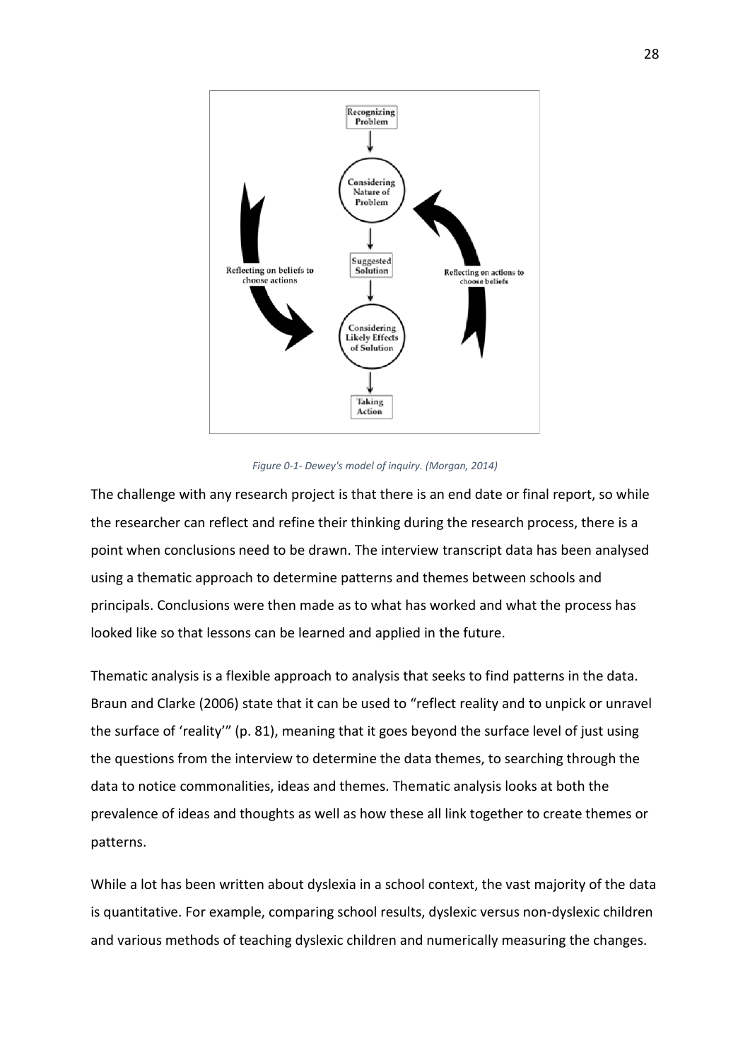Recognizing Problem

Considering Nature of Problem

Suggested Solution

Considering Likely Effects of Solution

Taking Action

Reflecting on beliefs to choose actions

Reflecting on actions to choose beliefs

*Figure 0-1- Dewey's model of inquiry. (Morgan, 2014)*

The challenge with any research project is that there is an end date or final report, so while the researcher can reflect and refine their thinking during the research process, there is a point when conclusions need to be drawn. The interview transcript data has been analysed using a thematic approach to determine patterns and themes between schools and principals. Conclusions were then made as to what has worked and what the process has looked like so that lessons can be learned and applied in the future.

Thematic analysis is a flexible approach to analysis that seeks to find patterns in the data. Braun and Clarke (2006) state that it can be used to "reflect reality and to unpick or unravel the surface of 'reality'" (p. 81), meaning that it goes beyond the surface level of just using the questions from the interview to determine the data themes, to searching through the data to notice commonalities, ideas and themes. Thematic analysis looks at both the prevalence of ideas and thoughts as well as how these all link together to create themes or patterns.

While a lot has been written about dyslexia in a school context, the vast majority of the data is quantitative. For example, comparing school results, dyslexic versus non-dyslexic children and various methods of teaching dyslexic children and numerically measuring the changes.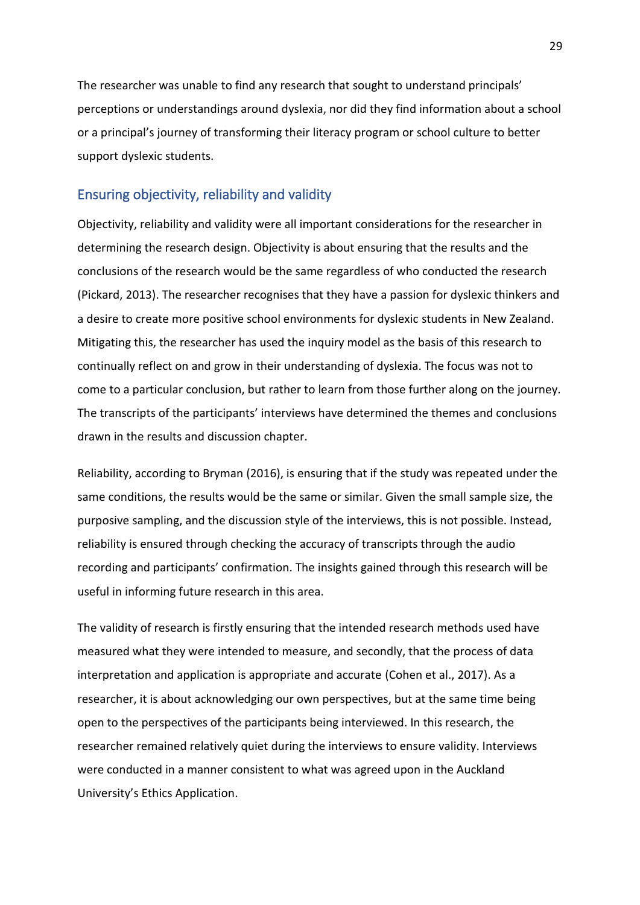The researcher was unable to find any research that sought to understand principals' perceptions or understandings around dyslexia, nor did they find information about a school or a principal's journey of transforming their literacy program or school culture to better support dyslexic students.

## Ensuring objectivity, reliability and validity

Objectivity, reliability and validity were all important considerations for the researcher in determining the research design. Objectivity is about ensuring that the results and the conclusions of the research would be the same regardless of who conducted the research (Pickard, 2013). The researcher recognises that they have a passion for dyslexic thinkers and a desire to create more positive school environments for dyslexic students in New Zealand. Mitigating this, the researcher has used the inquiry model as the basis of this research to continually reflect on and grow in their understanding of dyslexia. The focus was not to come to a particular conclusion, but rather to learn from those further along on the journey. The transcripts of the participants' interviews have determined the themes and conclusions drawn in the results and discussion chapter.

Reliability, according to Bryman (2016), is ensuring that if the study was repeated under the same conditions, the results would be the same or similar. Given the small sample size, the purposive sampling, and the discussion style of the interviews, this is not possible. Instead, reliability is ensured through checking the accuracy of transcripts through the audio recording and participants' confirmation. The insights gained through this research will be useful in informing future research in this area.

The validity of research is firstly ensuring that the intended research methods used have measured what they were intended to measure, and secondly, that the process of data interpretation and application is appropriate and accurate (Cohen et al., 2017). As a researcher, it is about acknowledging our own perspectives, but at the same time being open to the perspectives of the participants being interviewed. In this research, the researcher remained relatively quiet during the interviews to ensure validity. Interviews were conducted in a manner consistent to what was agreed upon in the Auckland University's Ethics Application.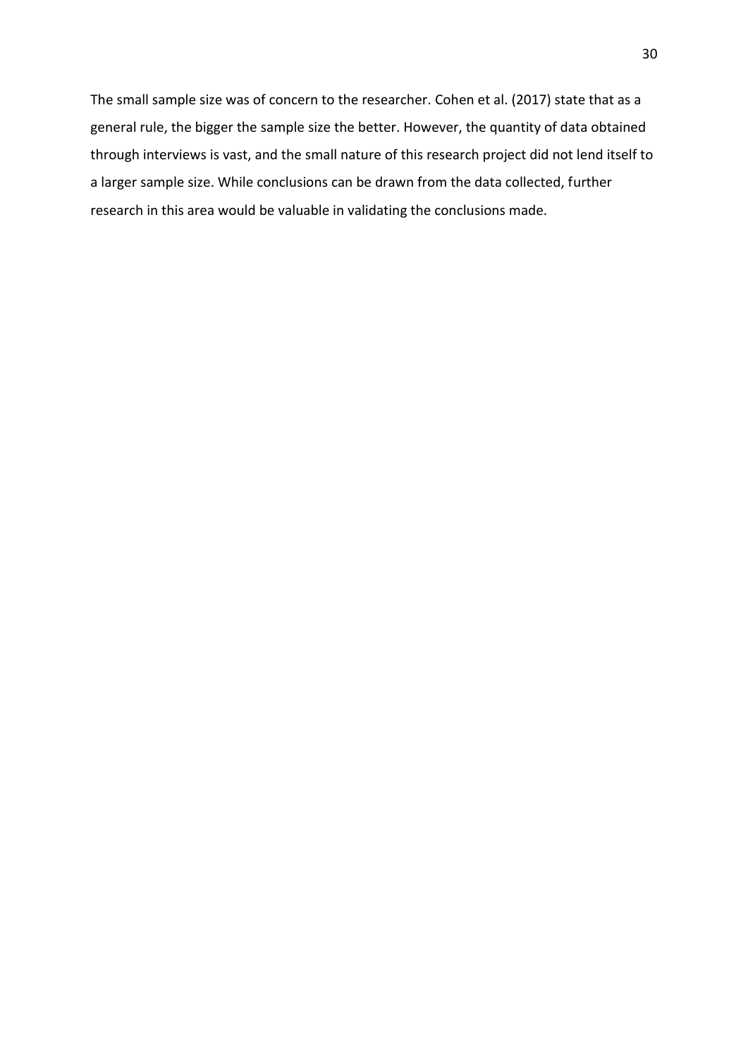The small sample size was of concern to the researcher. Cohen et al. (2017) state that as a general rule, the bigger the sample size the better. However, the quantity of data obtained through interviews is vast, and the small nature of this research project did not lend itself to a larger sample size. While conclusions can be drawn from the data collected, further research in this area would be valuable in validating the conclusions made.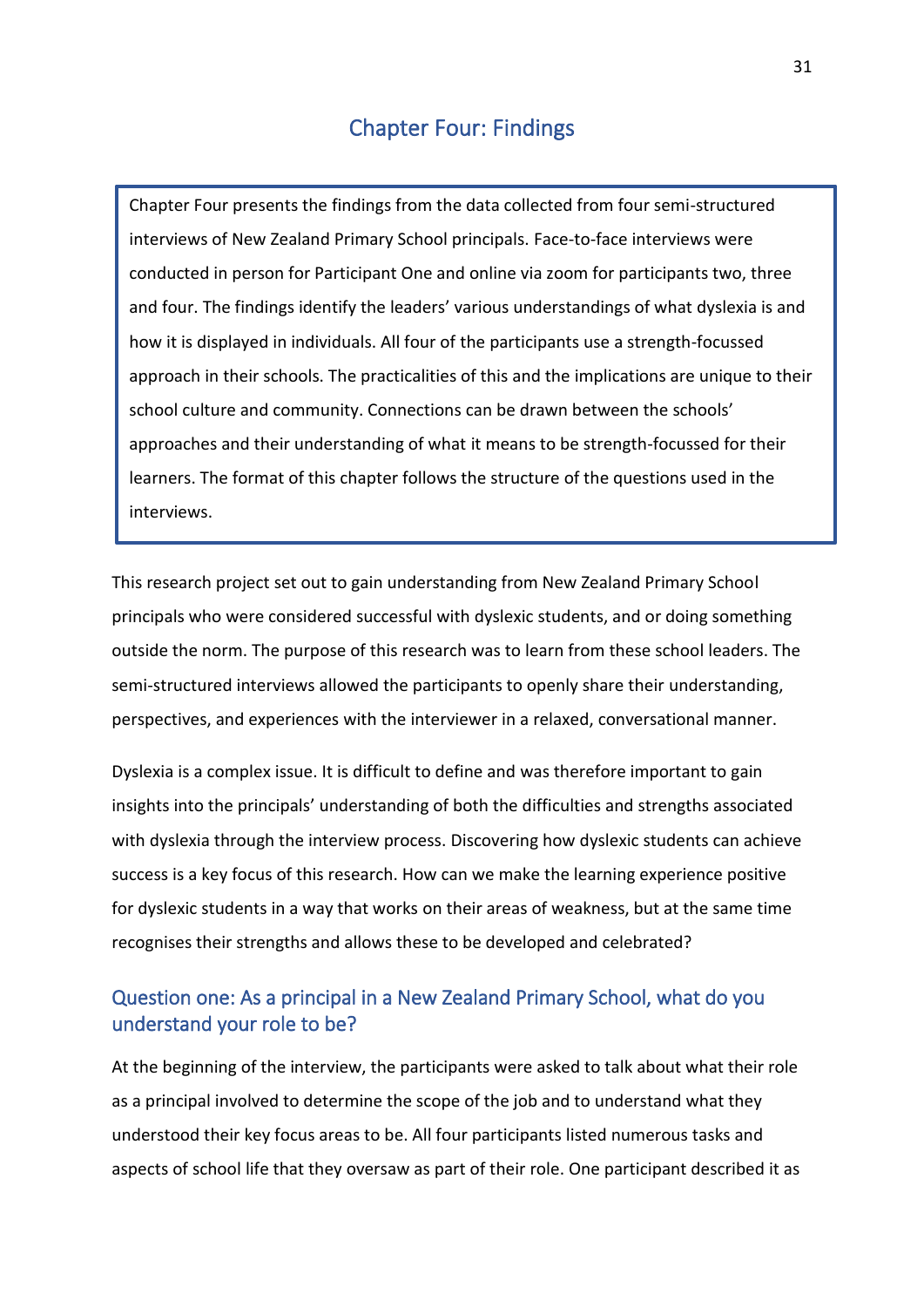# Chapter Four: Findings

Chapter Four presents the findings from the data collected from four semi-structured interviews of New Zealand Primary School principals. Face-to-face interviews were conducted in person for Participant One and online via zoom for participants two, three and four. The findings identify the leaders' various understandings of what dyslexia is and how it is displayed in individuals. All four of the participants use a strength-focussed approach in their schools. The practicalities of this and the implications are unique to their school culture and community. Connections can be drawn between the schools' approaches and their understanding of what it means to be strength-focussed for their learners. The format of this chapter follows the structure of the questions used in the interviews.

This research project set out to gain understanding from New Zealand Primary School principals who were considered successful with dyslexic students, and or doing something outside the norm. The purpose of this research was to learn from these school leaders. The semi-structured interviews allowed the participants to openly share their understanding, perspectives, and experiences with the interviewer in a relaxed, conversational manner.

Dyslexia is a complex issue. It is difficult to define and was therefore important to gain insights into the principals' understanding of both the difficulties and strengths associated with dyslexia through the interview process. Discovering how dyslexic students can achieve success is a key focus of this research. How can we make the learning experience positive for dyslexic students in a way that works on their areas of weakness, but at the same time recognises their strengths and allows these to be developed and celebrated?

## Question one: As a principal in a New Zealand Primary School, what do you understand your role to be?

At the beginning of the interview, the participants were asked to talk about what their role as a principal involved to determine the scope of the job and to understand what they understood their key focus areas to be. All four participants listed numerous tasks and aspects of school life that they oversaw as part of their role. One participant described it as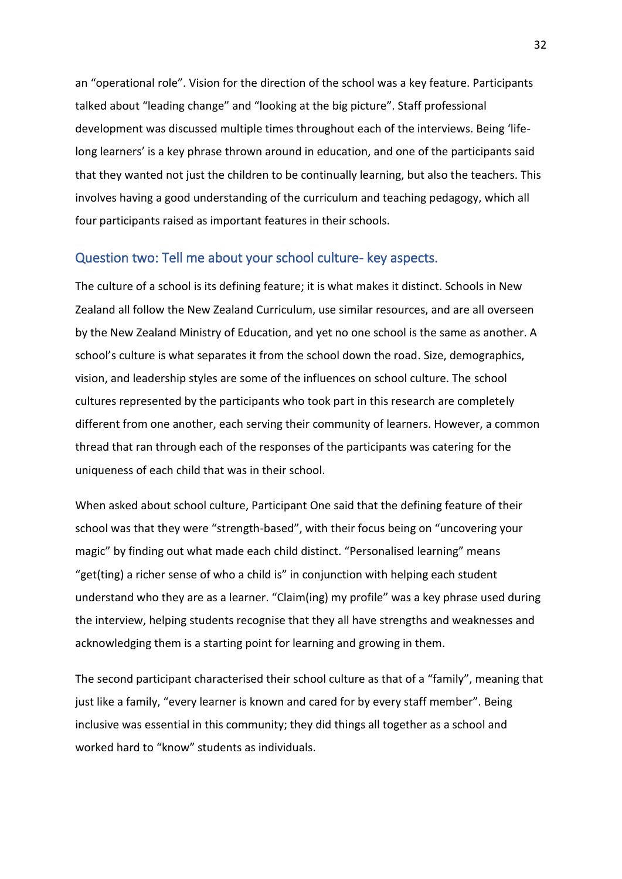an "operational role". Vision for the direction of the school was a key feature. Participants talked about "leading change" and "looking at the big picture". Staff professional development was discussed multiple times throughout each of the interviews. Being 'life-long learners' is a key phrase thrown around in education, and one of the participants said that they wanted not just the children to be continually learning, but also the teachers. This involves having a good understanding of the curriculum and teaching pedagogy, which all four participants raised as important features in their schools.

### Question two: Tell me about your school culture- key aspects.

The culture of a school is its defining feature; it is what makes it distinct. Schools in New Zealand all follow the New Zealand Curriculum, use similar resources, and are all overseen by the New Zealand Ministry of Education, and yet no one school is the same as another. A school's culture is what separates it from the school down the road. Size, demographics, vision, and leadership styles are some of the influences on school culture. The school cultures represented by the participants who took part in this research are completely different from one another, each serving their community of learners. However, a common thread that ran through each of the responses of the participants was catering for the uniqueness of each child that was in their school.

When asked about school culture, Participant One said that the defining feature of their school was that they were "strength-based", with their focus being on "uncovering your magic" by finding out what made each child distinct. "Personalised learning" means "get(ting) a richer sense of who a child is" in conjunction with helping each student understand who they are as a learner. "Claim(ing) my profile" was a key phrase used during the interview, helping students recognise that they all have strengths and weaknesses and acknowledging them is a starting point for learning and growing in them.

The second participant characterised their school culture as that of a "family", meaning that just like a family, "every learner is known and cared for by every staff member". Being inclusive was essential in this community; they did things all together as a school and worked hard to "know" students as individuals.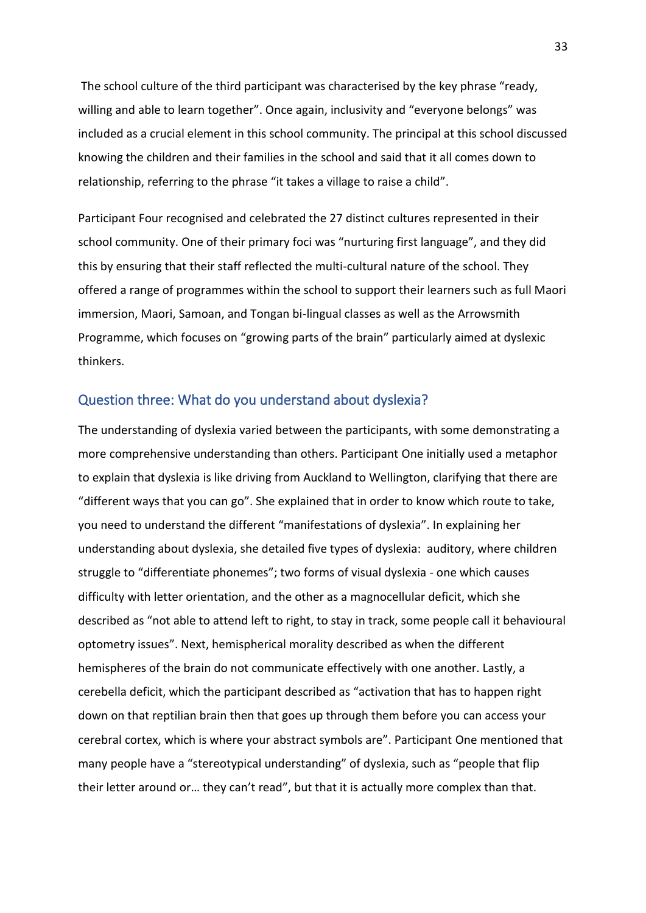The school culture of the third participant was characterised by the key phrase “ready, willing and able to learn together”. Once again, inclusivity and “everyone belongs” was included as a crucial element in this school community. The principal at this school discussed knowing the children and their families in the school and said that it all comes down to relationship, referring to the phrase “it takes a village to raise a child”.

Participant Four recognised and celebrated the 27 distinct cultures represented in their school community. One of their primary foci was “nurturing first language”, and they did this by ensuring that their staff reflected the multi-cultural nature of the school. They offered a range of programmes within the school to support their learners such as full Maori immersion, Maori, Samoan, and Tongan bi-lingual classes as well as the Arrowsmith Programme, which focuses on “growing parts of the brain” particularly aimed at dyslexic thinkers.

## Question three: What do you understand about dyslexia?

The understanding of dyslexia varied between the participants, with some demonstrating a more comprehensive understanding than others. Participant One initially used a metaphor to explain that dyslexia is like driving from Auckland to Wellington, clarifying that there are “different ways that you can go”. She explained that in order to know which route to take, you need to understand the different “manifestations of dyslexia”. In explaining her understanding about dyslexia, she detailed five types of dyslexia: auditory, where children struggle to “differentiate phonemes”; two forms of visual dyslexia - one which causes difficulty with letter orientation, and the other as a magnocellular deficit, which she described as “not able to attend left to right, to stay in track, some people call it behavioural optometry issues”. Next, hemispherical morality described as when the different hemispheres of the brain do not communicate effectively with one another. Lastly, a cerebella deficit, which the participant described as “activation that has to happen right down on that reptilian brain then that goes up through them before you can access your cerebral cortex, which is where your abstract symbols are”. Participant One mentioned that many people have a “stereotypical understanding” of dyslexia, such as “people that flip their letter around or… they can’t read”, but that it is actually more complex than that.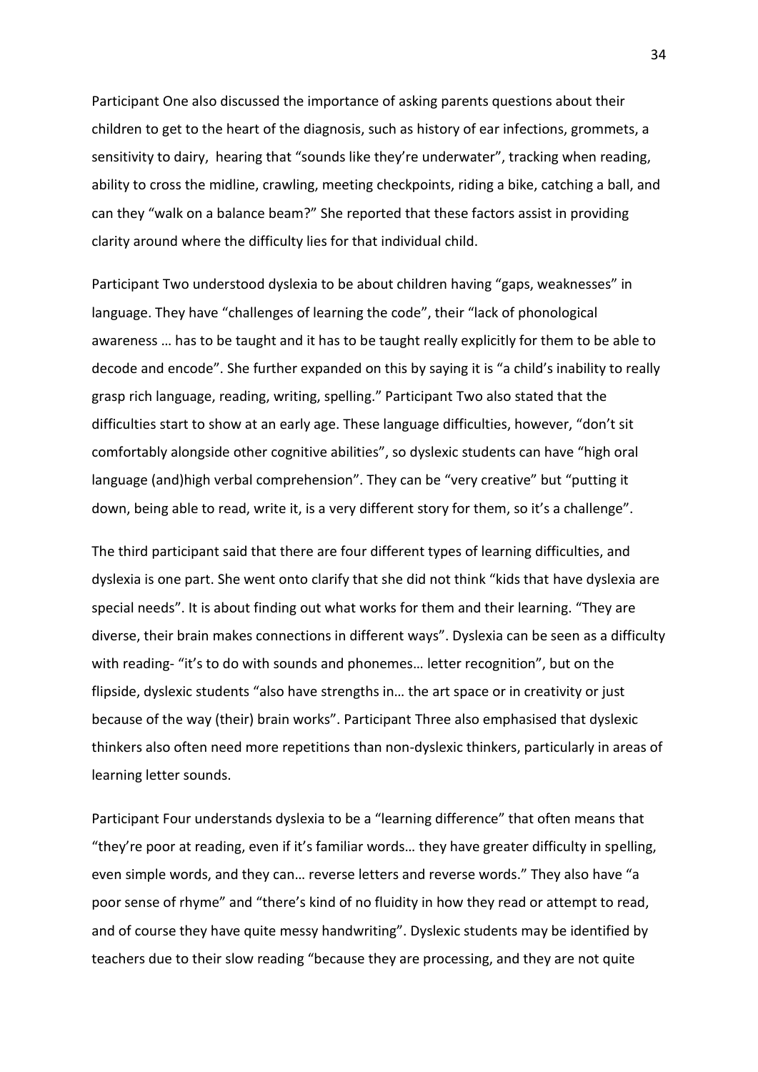Participant One also discussed the importance of asking parents questions about their children to get to the heart of the diagnosis, such as history of ear infections, grommets, a sensitivity to dairy, hearing that "sounds like they're underwater", tracking when reading, ability to cross the midline, crawling, meeting checkpoints, riding a bike, catching a ball, and can they "walk on a balance beam?" She reported that these factors assist in providing clarity around where the difficulty lies for that individual child.

Participant Two understood dyslexia to be about children having "gaps, weaknesses" in language. They have "challenges of learning the code", their "lack of phonological awareness … has to be taught and it has to be taught really explicitly for them to be able to decode and encode". She further expanded on this by saying it is "a child's inability to really grasp rich language, reading, writing, spelling." Participant Two also stated that the difficulties start to show at an early age. These language difficulties, however, "don't sit comfortably alongside other cognitive abilities", so dyslexic students can have "high oral language (and)high verbal comprehension". They can be "very creative" but "putting it down, being able to read, write it, is a very different story for them, so it's a challenge".

The third participant said that there are four different types of learning difficulties, and dyslexia is one part. She went onto clarify that she did not think "kids that have dyslexia are special needs". It is about finding out what works for them and their learning. "They are diverse, their brain makes connections in different ways". Dyslexia can be seen as a difficulty with reading- "it's to do with sounds and phonemes… letter recognition", but on the flipside, dyslexic students "also have strengths in… the art space or in creativity or just because of the way (their) brain works". Participant Three also emphasised that dyslexic thinkers also often need more repetitions than non-dyslexic thinkers, particularly in areas of learning letter sounds.

Participant Four understands dyslexia to be a "learning difference" that often means that "they're poor at reading, even if it's familiar words… they have greater difficulty in spelling, even simple words, and they can… reverse letters and reverse words." They also have "a poor sense of rhyme" and "there's kind of no fluidity in how they read or attempt to read, and of course they have quite messy handwriting". Dyslexic students may be identified by teachers due to their slow reading "because they are processing, and they are not quite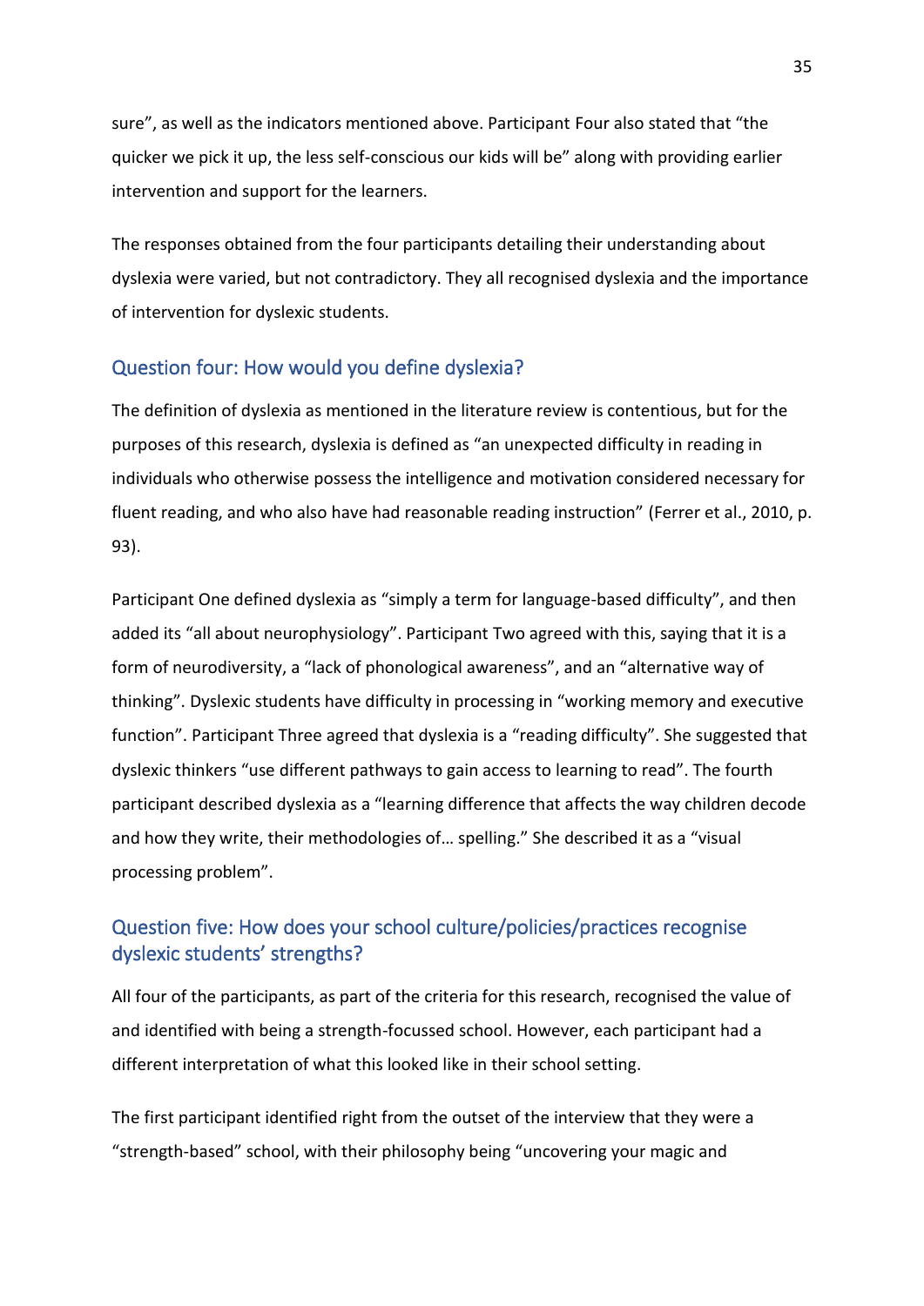sure", as well as the indicators mentioned above. Participant Four also stated that "the quicker we pick it up, the less self-conscious our kids will be" along with providing earlier intervention and support for the learners.

The responses obtained from the four participants detailing their understanding about dyslexia were varied, but not contradictory. They all recognised dyslexia and the importance of intervention for dyslexic students.

## Question four: How would you define dyslexia?

The definition of dyslexia as mentioned in the literature review is contentious, but for the purposes of this research, dyslexia is defined as "an unexpected difficulty in reading in individuals who otherwise possess the intelligence and motivation considered necessary for fluent reading, and who also have had reasonable reading instruction" (Ferrer et al., 2010, p. 93).

Participant One defined dyslexia as "simply a term for language-based difficulty", and then added its "all about neurophysiology". Participant Two agreed with this, saying that it is a form of neurodiversity, a "lack of phonological awareness", and an "alternative way of thinking". Dyslexic students have difficulty in processing in "working memory and executive function". Participant Three agreed that dyslexia is a "reading difficulty". She suggested that dyslexic thinkers "use different pathways to gain access to learning to read". The fourth participant described dyslexia as a "learning difference that affects the way children decode and how they write, their methodologies of… spelling." She described it as a "visual processing problem".

## Question five: How does your school culture/policies/practices recognise dyslexic students' strengths?

All four of the participants, as part of the criteria for this research, recognised the value of and identified with being a strength-focussed school. However, each participant had a different interpretation of what this looked like in their school setting.

The first participant identified right from the outset of the interview that they were a "strength-based" school, with their philosophy being "uncovering your magic and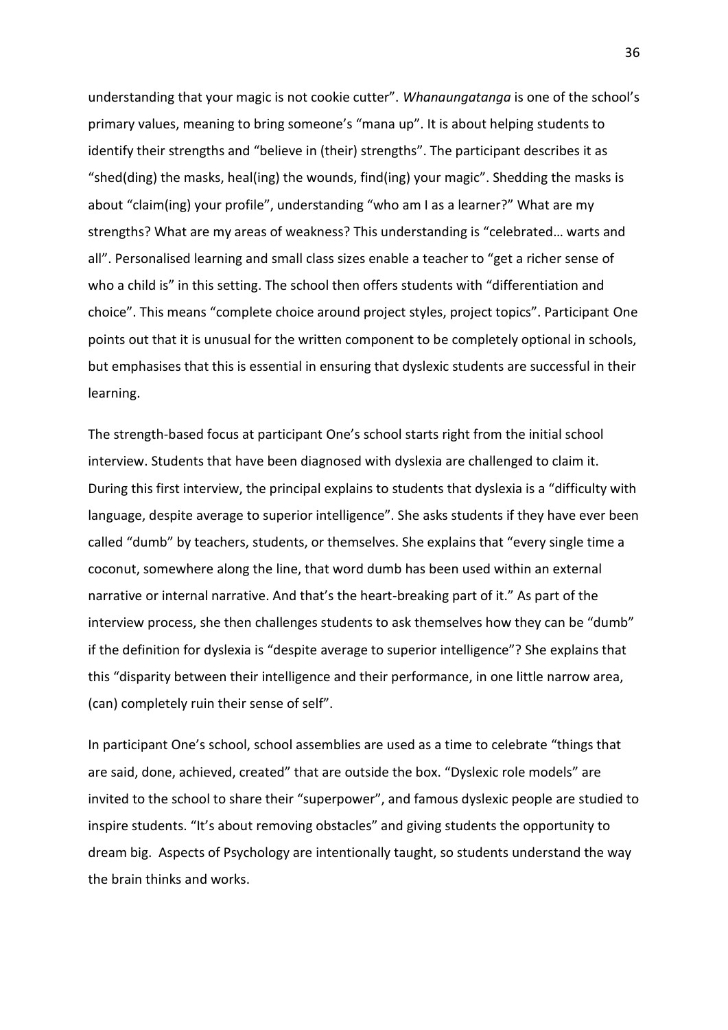understanding that your magic is not cookie cutter". *Whanaungatanga* is one of the school's primary values, meaning to bring someone's "mana up". It is about helping students to identify their strengths and "believe in (their) strengths". The participant describes it as "shed(ding) the masks, heal(ing) the wounds, find(ing) your magic". Shedding the masks is about "claim(ing) your profile", understanding "who am I as a learner?" What are my strengths? What are my areas of weakness? This understanding is "celebrated… warts and all". Personalised learning and small class sizes enable a teacher to "get a richer sense of who a child is" in this setting. The school then offers students with "differentiation and choice". This means "complete choice around project styles, project topics". Participant One points out that it is unusual for the written component to be completely optional in schools, but emphasises that this is essential in ensuring that dyslexic students are successful in their learning.

The strength-based focus at participant One's school starts right from the initial school interview. Students that have been diagnosed with dyslexia are challenged to claim it. During this first interview, the principal explains to students that dyslexia is a "difficulty with language, despite average to superior intelligence". She asks students if they have ever been called "dumb" by teachers, students, or themselves. She explains that "every single time a coconut, somewhere along the line, that word dumb has been used within an external narrative or internal narrative. And that's the heart-breaking part of it." As part of the interview process, she then challenges students to ask themselves how they can be "dumb" if the definition for dyslexia is "despite average to superior intelligence"? She explains that this "disparity between their intelligence and their performance, in one little narrow area, (can) completely ruin their sense of self".

In participant One's school, school assemblies are used as a time to celebrate "things that are said, done, achieved, created" that are outside the box. "Dyslexic role models" are invited to the school to share their "superpower", and famous dyslexic people are studied to inspire students. "It's about removing obstacles" and giving students the opportunity to dream big. Aspects of Psychology are intentionally taught, so students understand the way the brain thinks and works.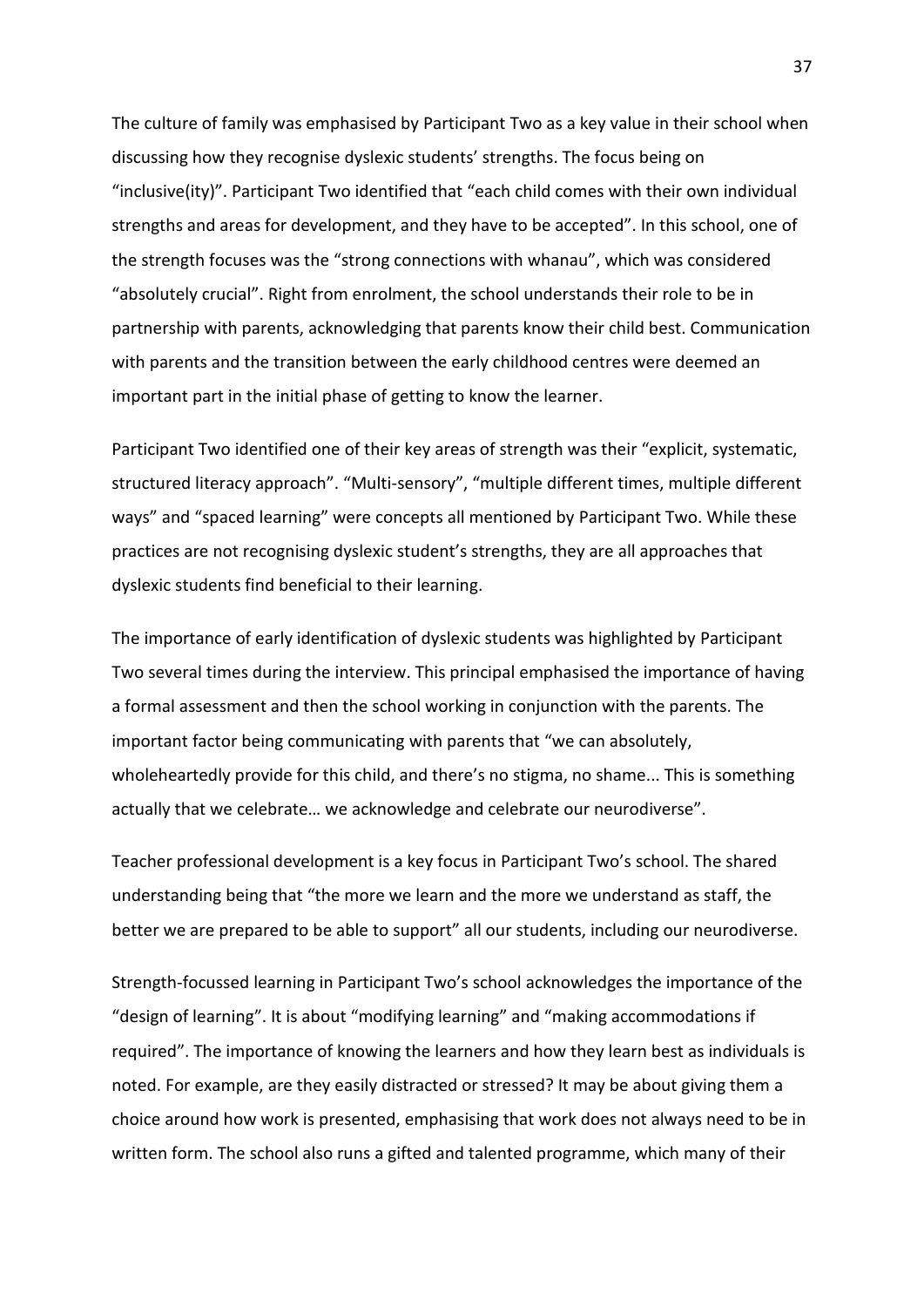The culture of family was emphasised by Participant Two as a key value in their school when discussing how they recognise dyslexic students' strengths. The focus being on "inclusive(ity)". Participant Two identified that "each child comes with their own individual strengths and areas for development, and they have to be accepted". In this school, one of the strength focuses was the "strong connections with whanau", which was considered "absolutely crucial". Right from enrolment, the school understands their role to be in partnership with parents, acknowledging that parents know their child best. Communication with parents and the transition between the early childhood centres were deemed an important part in the initial phase of getting to know the learner.

Participant Two identified one of their key areas of strength was their "explicit, systematic, structured literacy approach". "Multi-sensory", "multiple different times, multiple different ways" and "spaced learning" were concepts all mentioned by Participant Two. While these practices are not recognising dyslexic student's strengths, they are all approaches that dyslexic students find beneficial to their learning.

The importance of early identification of dyslexic students was highlighted by Participant Two several times during the interview. This principal emphasised the importance of having a formal assessment and then the school working in conjunction with the parents. The important factor being communicating with parents that "we can absolutely, wholeheartedly provide for this child, and there's no stigma, no shame... This is something actually that we celebrate… we acknowledge and celebrate our neurodiverse".

Teacher professional development is a key focus in Participant Two's school. The shared understanding being that "the more we learn and the more we understand as staff, the better we are prepared to be able to support" all our students, including our neurodiverse.

Strength-focussed learning in Participant Two's school acknowledges the importance of the "design of learning". It is about "modifying learning" and "making accommodations if required". The importance of knowing the learners and how they learn best as individuals is noted. For example, are they easily distracted or stressed? It may be about giving them a choice around how work is presented, emphasising that work does not always need to be in written form. The school also runs a gifted and talented programme, which many of their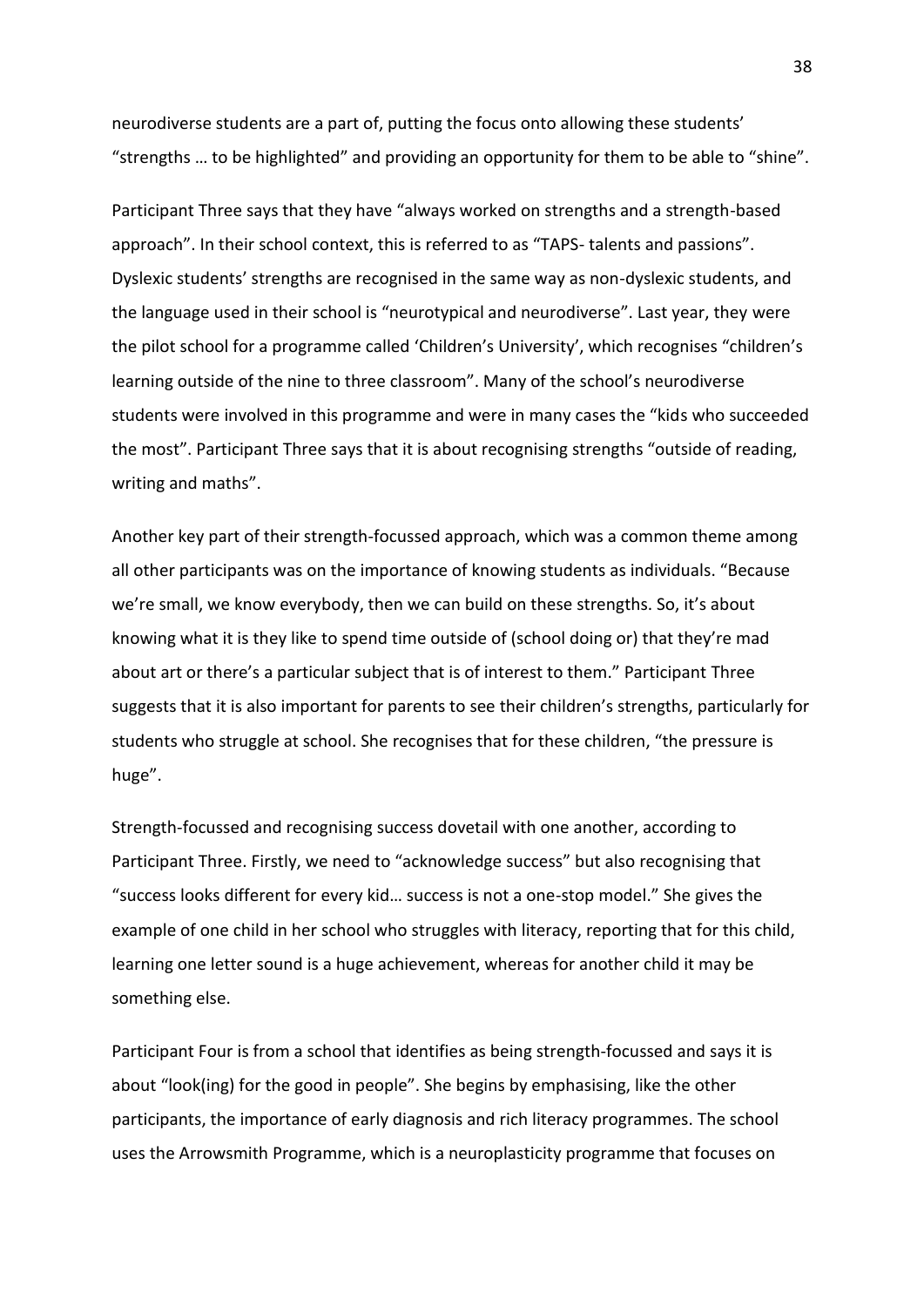neurodiverse students are a part of, putting the focus onto allowing these students' "strengths … to be highlighted" and providing an opportunity for them to be able to "shine".

Participant Three says that they have "always worked on strengths and a strength-based approach". In their school context, this is referred to as "TAPS- talents and passions". Dyslexic students' strengths are recognised in the same way as non-dyslexic students, and the language used in their school is "neurotypical and neurodiverse". Last year, they were the pilot school for a programme called 'Children's University', which recognises "children's learning outside of the nine to three classroom". Many of the school's neurodiverse students were involved in this programme and were in many cases the "kids who succeeded the most". Participant Three says that it is about recognising strengths "outside of reading, writing and maths".

Another key part of their strength-focussed approach, which was a common theme among all other participants was on the importance of knowing students as individuals. "Because we're small, we know everybody, then we can build on these strengths. So, it's about knowing what it is they like to spend time outside of (school doing or) that they're mad about art or there's a particular subject that is of interest to them." Participant Three suggests that it is also important for parents to see their children's strengths, particularly for students who struggle at school. She recognises that for these children, "the pressure is huge".

Strength-focussed and recognising success dovetail with one another, according to Participant Three. Firstly, we need to "acknowledge success" but also recognising that "success looks different for every kid… success is not a one-stop model." She gives the example of one child in her school who struggles with literacy, reporting that for this child, learning one letter sound is a huge achievement, whereas for another child it may be something else.

Participant Four is from a school that identifies as being strength-focussed and says it is about "look(ing) for the good in people". She begins by emphasising, like the other participants, the importance of early diagnosis and rich literacy programmes. The school uses the Arrowsmith Programme, which is a neuroplasticity programme that focuses on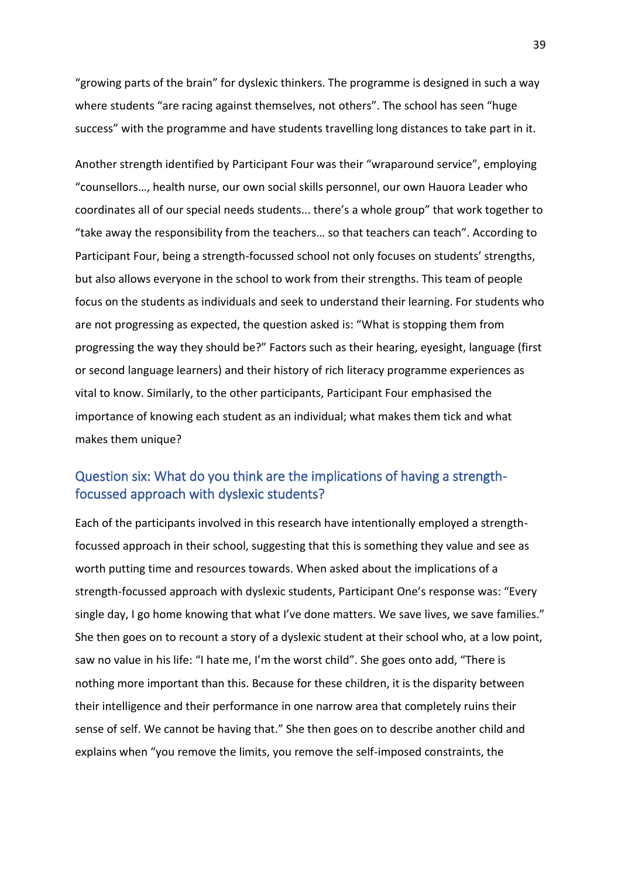"growing parts of the brain" for dyslexic thinkers. The programme is designed in such a way where students "are racing against themselves, not others". The school has seen "huge success" with the programme and have students travelling long distances to take part in it.

Another strength identified by Participant Four was their "wraparound service", employing "counsellors…, health nurse, our own social skills personnel, our own Hauora Leader who coordinates all of our special needs students... there's a whole group" that work together to "take away the responsibility from the teachers… so that teachers can teach". According to Participant Four, being a strength-focussed school not only focuses on students' strengths, but also allows everyone in the school to work from their strengths. This team of people focus on the students as individuals and seek to understand their learning. For students who are not progressing as expected, the question asked is: "What is stopping them from progressing the way they should be?" Factors such as their hearing, eyesight, language (first or second language learners) and their history of rich literacy programme experiences as vital to know. Similarly, to the other participants, Participant Four emphasised the importance of knowing each student as an individual; what makes them tick and what makes them unique?

## Question six: What do you think are the implications of having a strength-focussed approach with dyslexic students?

Each of the participants involved in this research have intentionally employed a strength-focussed approach in their school, suggesting that this is something they value and see as worth putting time and resources towards. When asked about the implications of a strength-focussed approach with dyslexic students, Participant One's response was: "Every single day, I go home knowing that what I've done matters. We save lives, we save families." She then goes on to recount a story of a dyslexic student at their school who, at a low point, saw no value in his life: "I hate me, I'm the worst child". She goes onto add, "There is nothing more important than this. Because for these children, it is the disparity between their intelligence and their performance in one narrow area that completely ruins their sense of self. We cannot be having that." She then goes on to describe another child and explains when "you remove the limits, you remove the self-imposed constraints, the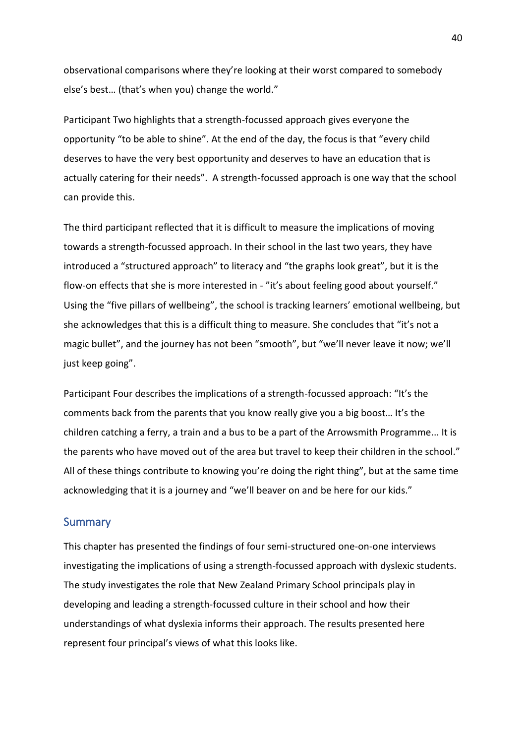observational comparisons where they're looking at their worst compared to somebody else's best… (that's when you) change the world."

Participant Two highlights that a strength-focussed approach gives everyone the opportunity "to be able to shine". At the end of the day, the focus is that "every child deserves to have the very best opportunity and deserves to have an education that is actually catering for their needs". A strength-focussed approach is one way that the school can provide this.

The third participant reflected that it is difficult to measure the implications of moving towards a strength-focussed approach. In their school in the last two years, they have introduced a "structured approach" to literacy and "the graphs look great", but it is the flow-on effects that she is more interested in - "it's about feeling good about yourself." Using the "five pillars of wellbeing", the school is tracking learners' emotional wellbeing, but she acknowledges that this is a difficult thing to measure. She concludes that "it's not a magic bullet", and the journey has not been "smooth", but "we'll never leave it now; we'll just keep going".

Participant Four describes the implications of a strength-focussed approach: "It's the comments back from the parents that you know really give you a big boost… It's the children catching a ferry, a train and a bus to be a part of the Arrowsmith Programme... It is the parents who have moved out of the area but travel to keep their children in the school." All of these things contribute to knowing you're doing the right thing", but at the same time acknowledging that it is a journey and "we'll beaver on and be here for our kids."

## Summary

This chapter has presented the findings of four semi-structured one-on-one interviews investigating the implications of using a strength-focussed approach with dyslexic students. The study investigates the role that New Zealand Primary School principals play in developing and leading a strength-focussed culture in their school and how their understandings of what dyslexia informs their approach. The results presented here represent four principal's views of what this looks like.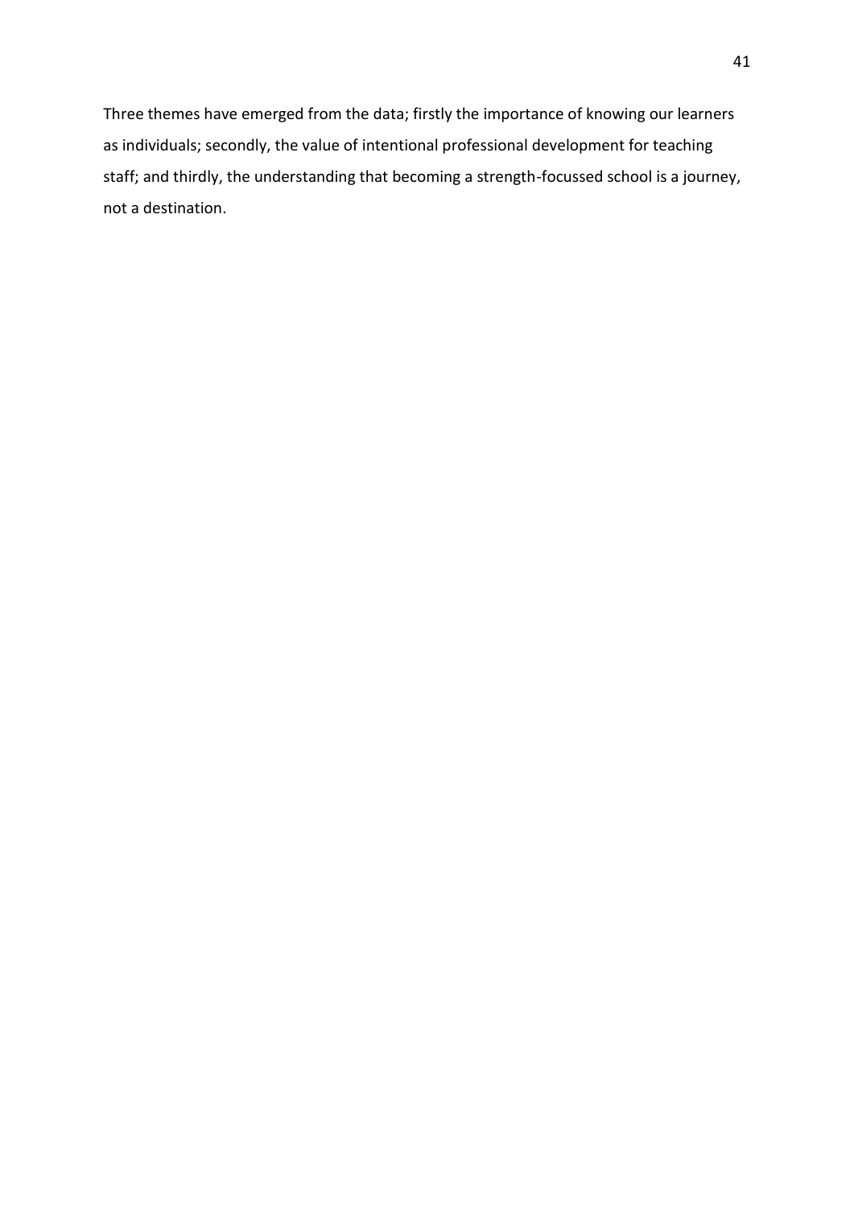Three themes have emerged from the data; firstly the importance of knowing our learners as individuals; secondly, the value of intentional professional development for teaching staff; and thirdly, the understanding that becoming a strength-focussed school is a journey, not a destination.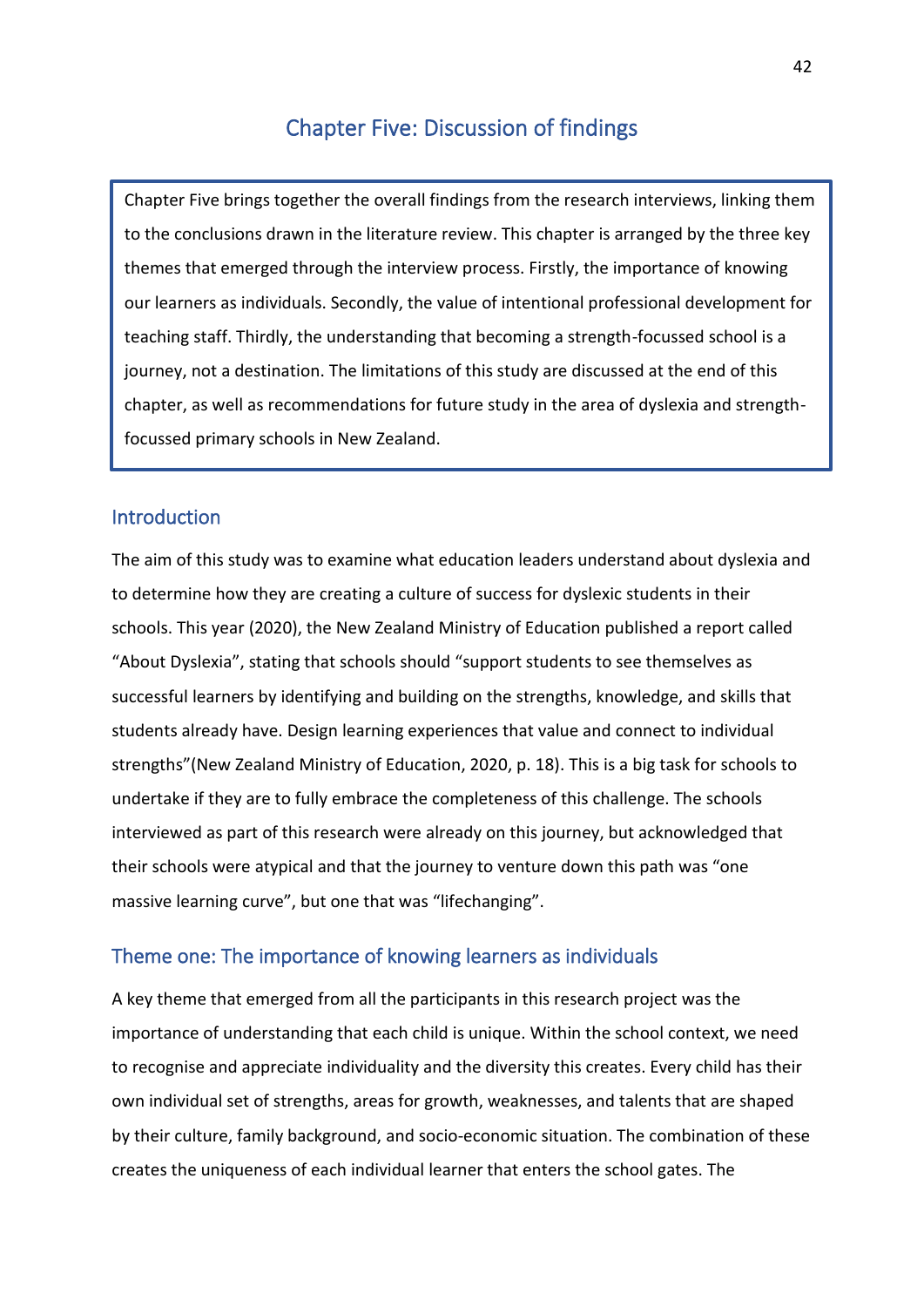# Chapter Five: Discussion of findings

Chapter Five brings together the overall findings from the research interviews, linking them to the conclusions drawn in the literature review. This chapter is arranged by the three key themes that emerged through the interview process. Firstly, the importance of knowing our learners as individuals. Secondly, the value of intentional professional development for teaching staff. Thirdly, the understanding that becoming a strength-focussed school is a journey, not a destination. The limitations of this study are discussed at the end of this chapter, as well as recommendations for future study in the area of dyslexia and strength-focussed primary schools in New Zealand.

## Introduction

The aim of this study was to examine what education leaders understand about dyslexia and to determine how they are creating a culture of success for dyslexic students in their schools. This year (2020), the New Zealand Ministry of Education published a report called "About Dyslexia", stating that schools should "support students to see themselves as successful learners by identifying and building on the strengths, knowledge, and skills that students already have. Design learning experiences that value and connect to individual strengths"(New Zealand Ministry of Education, 2020, p. 18). This is a big task for schools to undertake if they are to fully embrace the completeness of this challenge. The schools interviewed as part of this research were already on this journey, but acknowledged that their schools were atypical and that the journey to venture down this path was "one massive learning curve", but one that was "lifechanging".

## Theme one: The importance of knowing learners as individuals

A key theme that emerged from all the participants in this research project was the importance of understanding that each child is unique. Within the school context, we need to recognise and appreciate individuality and the diversity this creates. Every child has their own individual set of strengths, areas for growth, weaknesses, and talents that are shaped by their culture, family background, and socio-economic situation. The combination of these creates the uniqueness of each individual learner that enters the school gates. The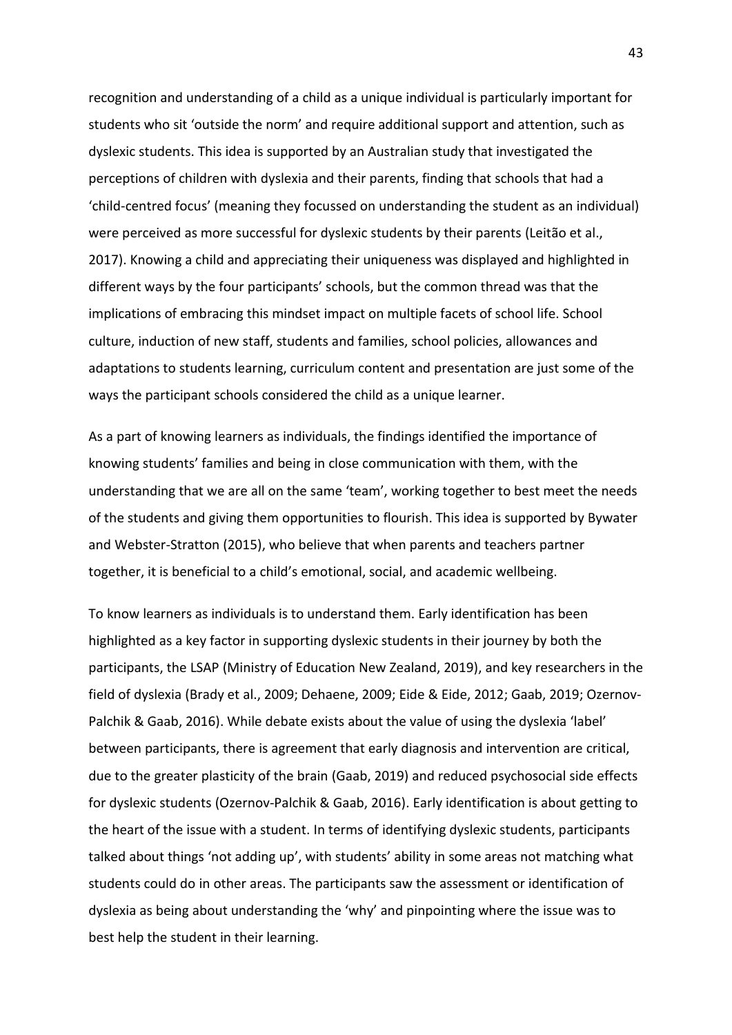recognition and understanding of a child as a unique individual is particularly important for students who sit 'outside the norm' and require additional support and attention, such as dyslexic students. This idea is supported by an Australian study that investigated the perceptions of children with dyslexia and their parents, finding that schools that had a 'child-centred focus' (meaning they focussed on understanding the student as an individual) were perceived as more successful for dyslexic students by their parents (Leitão et al., 2017). Knowing a child and appreciating their uniqueness was displayed and highlighted in different ways by the four participants' schools, but the common thread was that the implications of embracing this mindset impact on multiple facets of school life. School culture, induction of new staff, students and families, school policies, allowances and adaptations to students learning, curriculum content and presentation are just some of the ways the participant schools considered the child as a unique learner.

As a part of knowing learners as individuals, the findings identified the importance of knowing students' families and being in close communication with them, with the understanding that we are all on the same 'team', working together to best meet the needs of the students and giving them opportunities to flourish. This idea is supported by Bywater and Webster-Stratton (2015), who believe that when parents and teachers partner together, it is beneficial to a child's emotional, social, and academic wellbeing.

To know learners as individuals is to understand them. Early identification has been highlighted as a key factor in supporting dyslexic students in their journey by both the participants, the LSAP (Ministry of Education New Zealand, 2019), and key researchers in the field of dyslexia (Brady et al., 2009; Dehaene, 2009; Eide & Eide, 2012; Gaab, 2019; Ozernov-Palchik & Gaab, 2016). While debate exists about the value of using the dyslexia 'label' between participants, there is agreement that early diagnosis and intervention are critical, due to the greater plasticity of the brain (Gaab, 2019) and reduced psychosocial side effects for dyslexic students (Ozernov-Palchik & Gaab, 2016). Early identification is about getting to the heart of the issue with a student. In terms of identifying dyslexic students, participants talked about things 'not adding up', with students' ability in some areas not matching what students could do in other areas. The participants saw the assessment or identification of dyslexia as being about understanding the 'why' and pinpointing where the issue was to best help the student in their learning.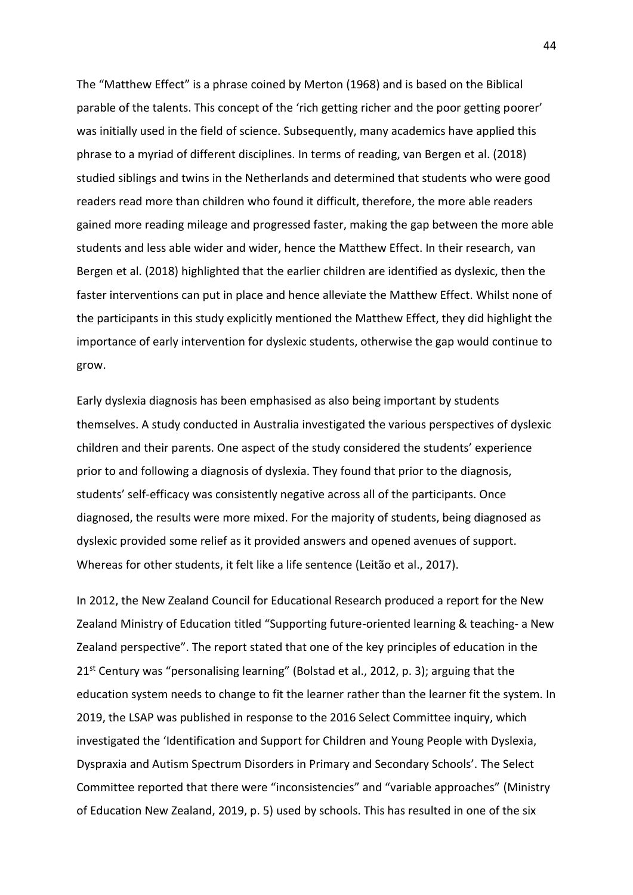The "Matthew Effect" is a phrase coined by Merton (1968) and is based on the Biblical parable of the talents. This concept of the 'rich getting richer and the poor getting poorer' was initially used in the field of science. Subsequently, many academics have applied this phrase to a myriad of different disciplines. In terms of reading, van Bergen et al. (2018) studied siblings and twins in the Netherlands and determined that students who were good readers read more than children who found it difficult, therefore, the more able readers gained more reading mileage and progressed faster, making the gap between the more able students and less able wider and wider, hence the Matthew Effect. In their research, van Bergen et al. (2018) highlighted that the earlier children are identified as dyslexic, then the faster interventions can put in place and hence alleviate the Matthew Effect. Whilst none of the participants in this study explicitly mentioned the Matthew Effect, they did highlight the importance of early intervention for dyslexic students, otherwise the gap would continue to grow.

Early dyslexia diagnosis has been emphasised as also being important by students themselves. A study conducted in Australia investigated the various perspectives of dyslexic children and their parents. One aspect of the study considered the students' experience prior to and following a diagnosis of dyslexia. They found that prior to the diagnosis, students' self-efficacy was consistently negative across all of the participants. Once diagnosed, the results were more mixed. For the majority of students, being diagnosed as dyslexic provided some relief as it provided answers and opened avenues of support. Whereas for other students, it felt like a life sentence (Leitão et al., 2017).

In 2012, the New Zealand Council for Educational Research produced a report for the New Zealand Ministry of Education titled "Supporting future-oriented learning & teaching- a New Zealand perspective". The report stated that one of the key principles of education in the 21st Century was "personalising learning" (Bolstad et al., 2012, p. 3); arguing that the education system needs to change to fit the learner rather than the learner fit the system. In 2019, the LSAP was published in response to the 2016 Select Committee inquiry, which investigated the 'Identification and Support for Children and Young People with Dyslexia, Dyspraxia and Autism Spectrum Disorders in Primary and Secondary Schools'. The Select Committee reported that there were "inconsistencies" and "variable approaches" (Ministry of Education New Zealand, 2019, p. 5) used by schools. This has resulted in one of the six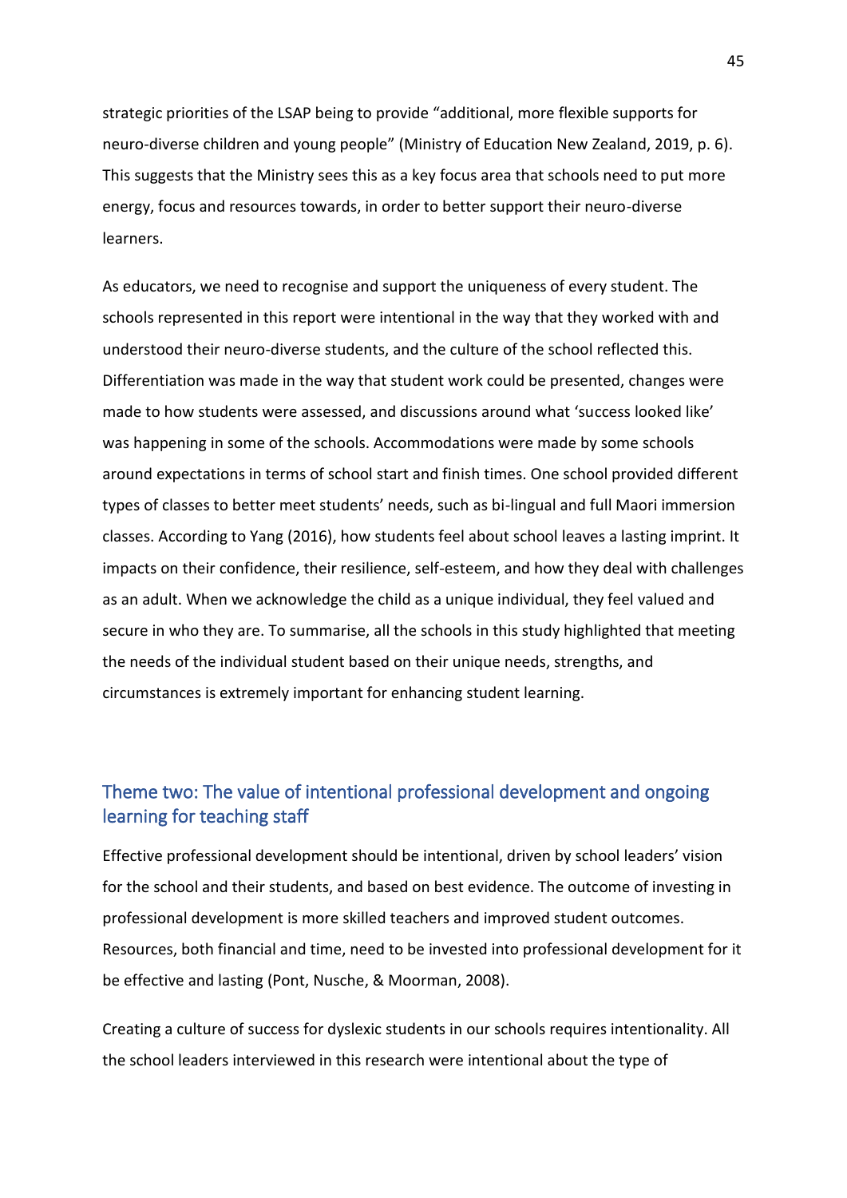strategic priorities of the LSAP being to provide “additional, more flexible supports for neuro-diverse children and young people” (Ministry of Education New Zealand, 2019, p. 6). This suggests that the Ministry sees this as a key focus area that schools need to put more energy, focus and resources towards, in order to better support their neuro-diverse learners.

As educators, we need to recognise and support the uniqueness of every student. The schools represented in this report were intentional in the way that they worked with and understood their neuro-diverse students, and the culture of the school reflected this. Differentiation was made in the way that student work could be presented, changes were made to how students were assessed, and discussions around what ‘success looked like’ was happening in some of the schools. Accommodations were made by some schools around expectations in terms of school start and finish times. One school provided different types of classes to better meet students’ needs, such as bi-lingual and full Maori immersion classes. According to Yang (2016), how students feel about school leaves a lasting imprint. It impacts on their confidence, their resilience, self-esteem, and how they deal with challenges as an adult. When we acknowledge the child as a unique individual, they feel valued and secure in who they are. To summarise, all the schools in this study highlighted that meeting the needs of the individual student based on their unique needs, strengths, and circumstances is extremely important for enhancing student learning.

## Theme two: The value of intentional professional development and ongoing learning for teaching staff

Effective professional development should be intentional, driven by school leaders’ vision for the school and their students, and based on best evidence. The outcome of investing in professional development is more skilled teachers and improved student outcomes. Resources, both financial and time, need to be invested into professional development for it be effective and lasting (Pont, Nusche, & Moorman, 2008).

Creating a culture of success for dyslexic students in our schools requires intentionality. All the school leaders interviewed in this research were intentional about the type of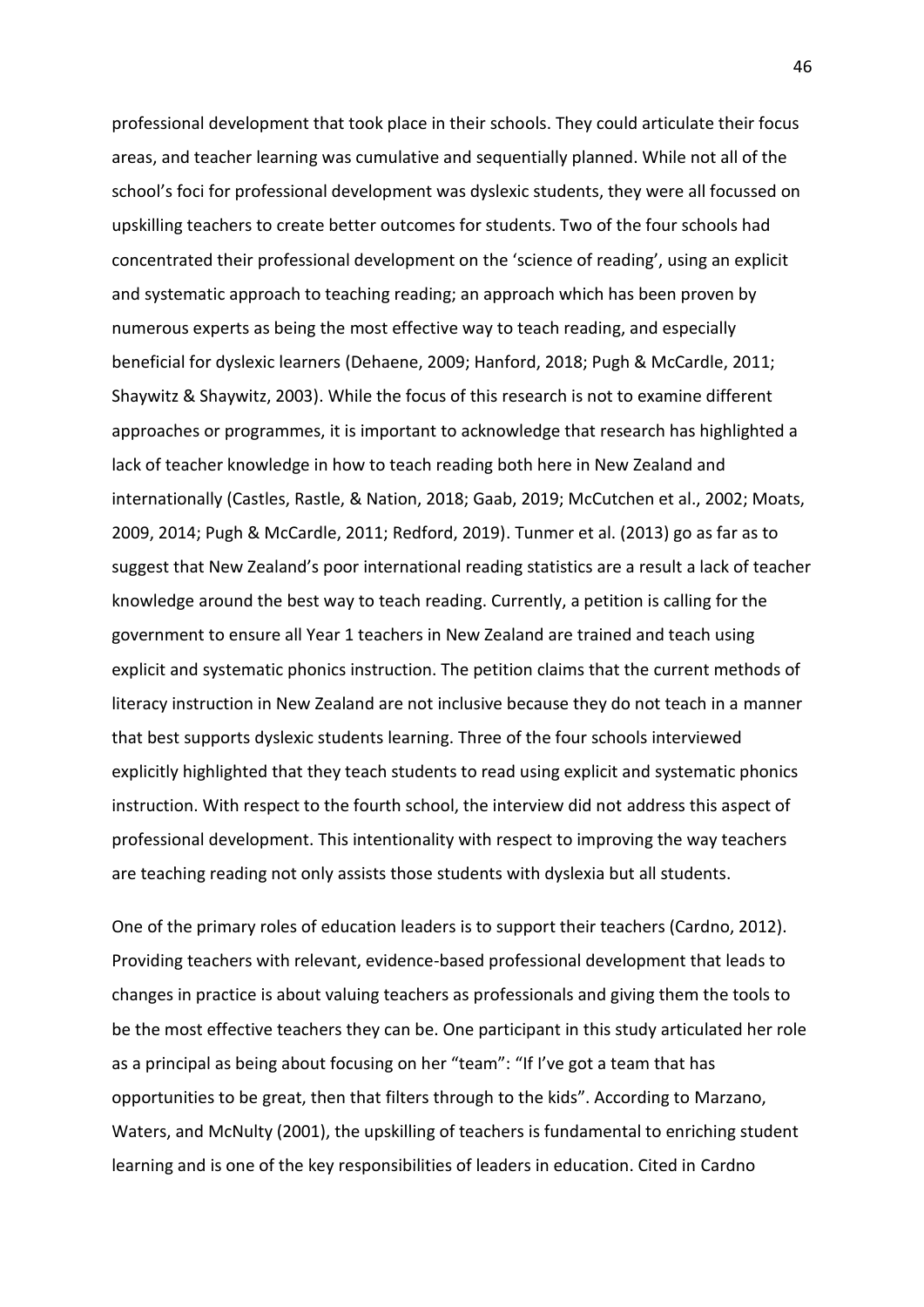professional development that took place in their schools. They could articulate their focus areas, and teacher learning was cumulative and sequentially planned. While not all of the school's foci for professional development was dyslexic students, they were all focussed on upskilling teachers to create better outcomes for students. Two of the four schools had concentrated their professional development on the 'science of reading', using an explicit and systematic approach to teaching reading; an approach which has been proven by numerous experts as being the most effective way to teach reading, and especially beneficial for dyslexic learners (Dehaene, 2009; Hanford, 2018; Pugh & McCardle, 2011; Shaywitz & Shaywitz, 2003). While the focus of this research is not to examine different approaches or programmes, it is important to acknowledge that research has highlighted a lack of teacher knowledge in how to teach reading both here in New Zealand and internationally (Castles, Rastle, & Nation, 2018; Gaab, 2019; McCutchen et al., 2002; Moats, 2009, 2014; Pugh & McCardle, 2011; Redford, 2019). Tunmer et al. (2013) go as far as to suggest that New Zealand's poor international reading statistics are a result a lack of teacher knowledge around the best way to teach reading. Currently, a petition is calling for the government to ensure all Year 1 teachers in New Zealand are trained and teach using explicit and systematic phonics instruction. The petition claims that the current methods of literacy instruction in New Zealand are not inclusive because they do not teach in a manner that best supports dyslexic students learning. Three of the four schools interviewed explicitly highlighted that they teach students to read using explicit and systematic phonics instruction. With respect to the fourth school, the interview did not address this aspect of professional development. This intentionality with respect to improving the way teachers are teaching reading not only assists those students with dyslexia but all students.

One of the primary roles of education leaders is to support their teachers (Cardno, 2012). Providing teachers with relevant, evidence-based professional development that leads to changes in practice is about valuing teachers as professionals and giving them the tools to be the most effective teachers they can be. One participant in this study articulated her role as a principal as being about focusing on her "team": "If I've got a team that has opportunities to be great, then that filters through to the kids". According to Marzano, Waters, and McNulty (2001), the upskilling of teachers is fundamental to enriching student learning and is one of the key responsibilities of leaders in education. Cited in Cardno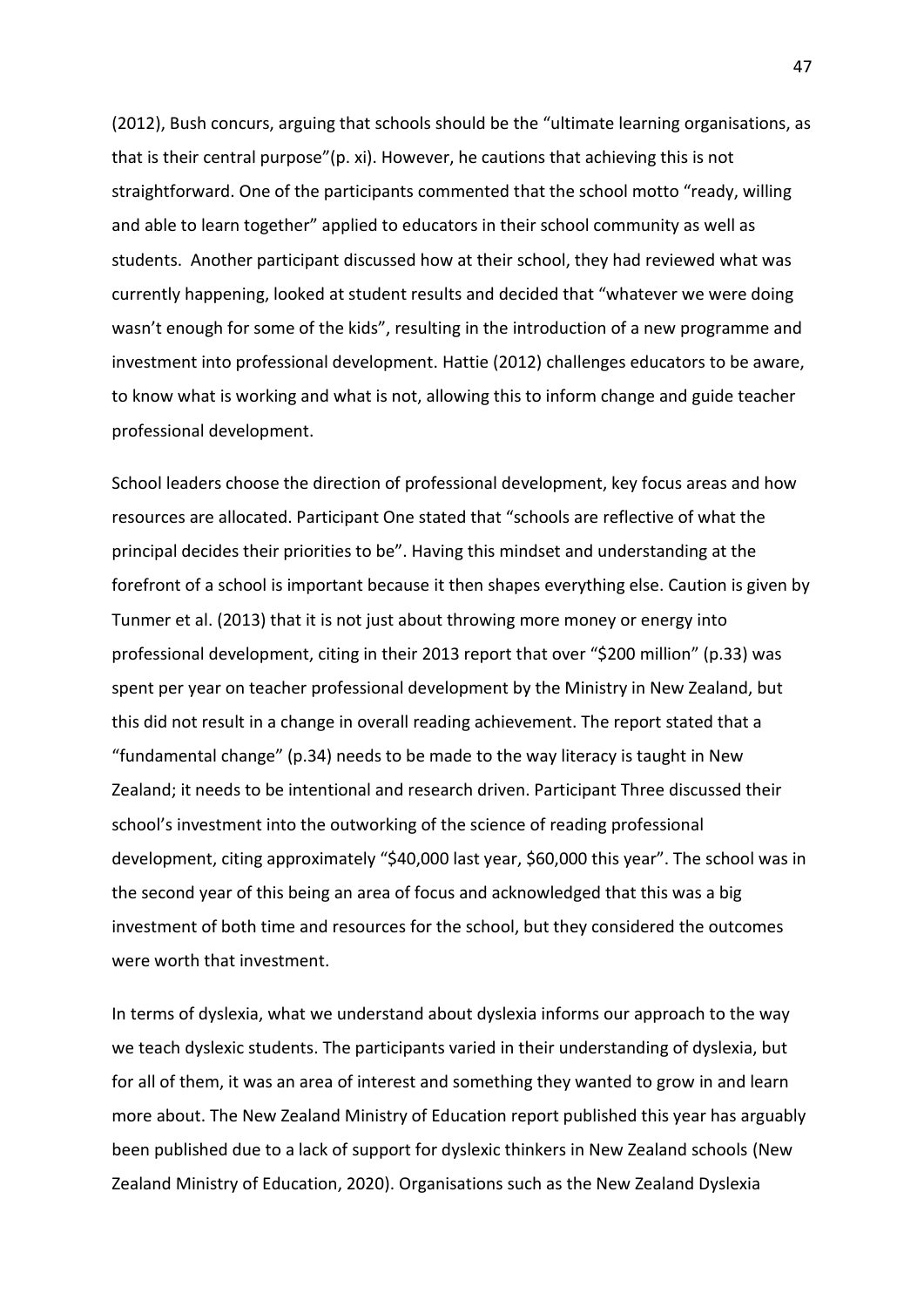(2012), Bush concurs, arguing that schools should be the "ultimate learning organisations, as that is their central purpose"(p. xi). However, he cautions that achieving this is not straightforward. One of the participants commented that the school motto "ready, willing and able to learn together" applied to educators in their school community as well as students. Another participant discussed how at their school, they had reviewed what was currently happening, looked at student results and decided that "whatever we were doing wasn't enough for some of the kids", resulting in the introduction of a new programme and investment into professional development. Hattie (2012) challenges educators to be aware, to know what is working and what is not, allowing this to inform change and guide teacher professional development.

School leaders choose the direction of professional development, key focus areas and how resources are allocated. Participant One stated that "schools are reflective of what the principal decides their priorities to be". Having this mindset and understanding at the forefront of a school is important because it then shapes everything else. Caution is given by Tunmer et al. (2013) that it is not just about throwing more money or energy into professional development, citing in their 2013 report that over "$200 million" (p.33) was spent per year on teacher professional development by the Ministry in New Zealand, but this did not result in a change in overall reading achievement. The report stated that a "fundamental change" (p.34) needs to be made to the way literacy is taught in New Zealand; it needs to be intentional and research driven. Participant Three discussed their school's investment into the outworking of the science of reading professional development, citing approximately "$40,000 last year, $60,000 this year". The school was in the second year of this being an area of focus and acknowledged that this was a big investment of both time and resources for the school, but they considered the outcomes were worth that investment.

In terms of dyslexia, what we understand about dyslexia informs our approach to the way we teach dyslexic students. The participants varied in their understanding of dyslexia, but for all of them, it was an area of interest and something they wanted to grow in and learn more about. The New Zealand Ministry of Education report published this year has arguably been published due to a lack of support for dyslexic thinkers in New Zealand schools (New Zealand Ministry of Education, 2020). Organisations such as the New Zealand Dyslexia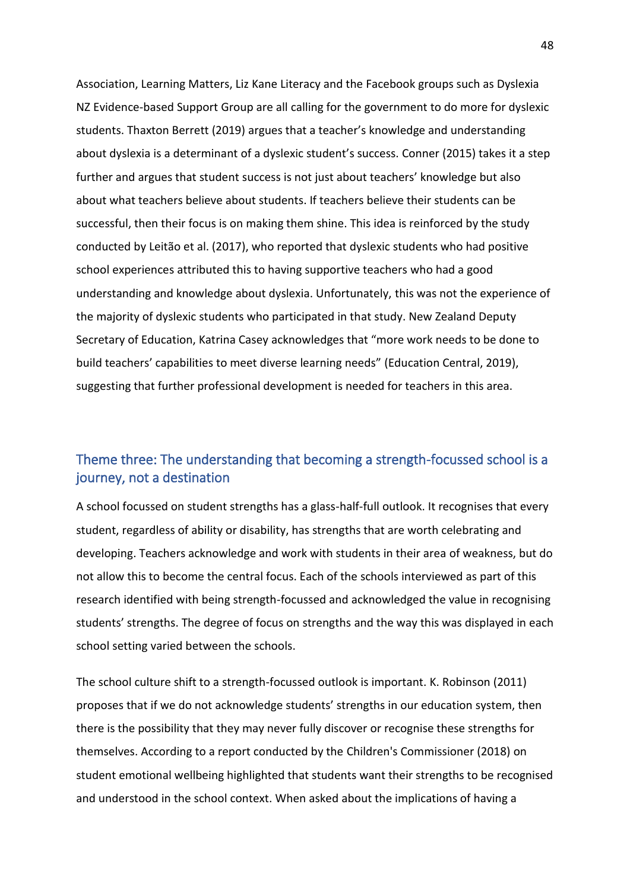Association, Learning Matters, Liz Kane Literacy and the Facebook groups such as Dyslexia NZ Evidence-based Support Group are all calling for the government to do more for dyslexic students. Thaxton Berrett (2019) argues that a teacher's knowledge and understanding about dyslexia is a determinant of a dyslexic student's success. Conner (2015) takes it a step further and argues that student success is not just about teachers' knowledge but also about what teachers believe about students. If teachers believe their students can be successful, then their focus is on making them shine. This idea is reinforced by the study conducted by Leitão et al. (2017), who reported that dyslexic students who had positive school experiences attributed this to having supportive teachers who had a good understanding and knowledge about dyslexia. Unfortunately, this was not the experience of the majority of dyslexic students who participated in that study. New Zealand Deputy Secretary of Education, Katrina Casey acknowledges that "more work needs to be done to build teachers' capabilities to meet diverse learning needs" (Education Central, 2019), suggesting that further professional development is needed for teachers in this area.

## Theme three: The understanding that becoming a strength-focussed school is a journey, not a destination

A school focussed on student strengths has a glass-half-full outlook. It recognises that every student, regardless of ability or disability, has strengths that are worth celebrating and developing. Teachers acknowledge and work with students in their area of weakness, but do not allow this to become the central focus. Each of the schools interviewed as part of this research identified with being strength-focussed and acknowledged the value in recognising students' strengths. The degree of focus on strengths and the way this was displayed in each school setting varied between the schools.

The school culture shift to a strength-focussed outlook is important. K. Robinson (2011) proposes that if we do not acknowledge students' strengths in our education system, then there is the possibility that they may never fully discover or recognise these strengths for themselves. According to a report conducted by the Children's Commissioner (2018) on student emotional wellbeing highlighted that students want their strengths to be recognised and understood in the school context. When asked about the implications of having a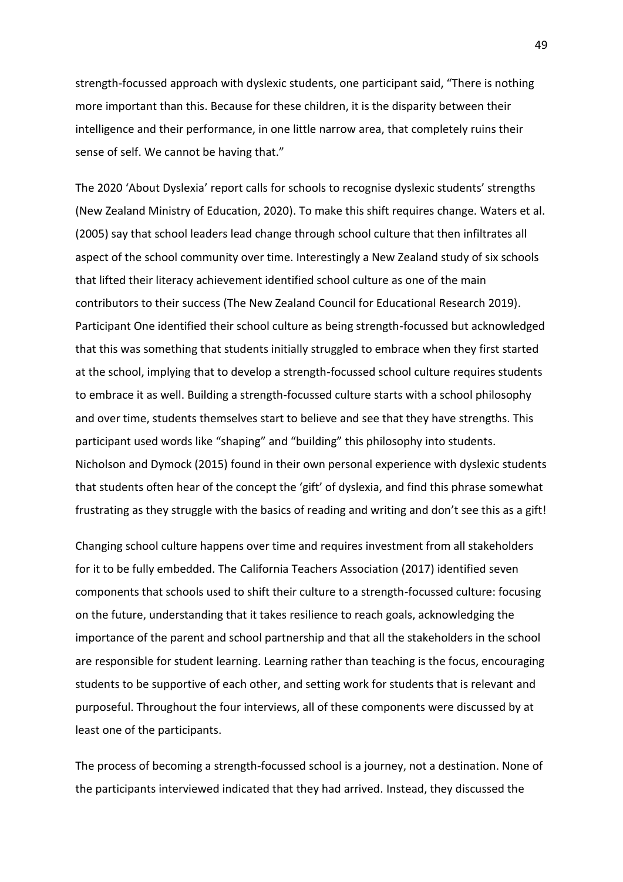strength-focussed approach with dyslexic students, one participant said, "There is nothing more important than this. Because for these children, it is the disparity between their intelligence and their performance, in one little narrow area, that completely ruins their sense of self. We cannot be having that."

The 2020 'About Dyslexia' report calls for schools to recognise dyslexic students' strengths (New Zealand Ministry of Education, 2020). To make this shift requires change. Waters et al. (2005) say that school leaders lead change through school culture that then infiltrates all aspect of the school community over time. Interestingly a New Zealand study of six schools that lifted their literacy achievement identified school culture as one of the main contributors to their success (The New Zealand Council for Educational Research 2019). Participant One identified their school culture as being strength-focussed but acknowledged that this was something that students initially struggled to embrace when they first started at the school, implying that to develop a strength-focussed school culture requires students to embrace it as well. Building a strength-focussed culture starts with a school philosophy and over time, students themselves start to believe and see that they have strengths. This participant used words like "shaping" and "building" this philosophy into students. Nicholson and Dymock (2015) found in their own personal experience with dyslexic students that students often hear of the concept the 'gift' of dyslexia, and find this phrase somewhat frustrating as they struggle with the basics of reading and writing and don't see this as a gift!

Changing school culture happens over time and requires investment from all stakeholders for it to be fully embedded. The California Teachers Association (2017) identified seven components that schools used to shift their culture to a strength-focussed culture: focusing on the future, understanding that it takes resilience to reach goals, acknowledging the importance of the parent and school partnership and that all the stakeholders in the school are responsible for student learning. Learning rather than teaching is the focus, encouraging students to be supportive of each other, and setting work for students that is relevant and purposeful. Throughout the four interviews, all of these components were discussed by at least one of the participants.

The process of becoming a strength-focussed school is a journey, not a destination. None of the participants interviewed indicated that they had arrived. Instead, they discussed the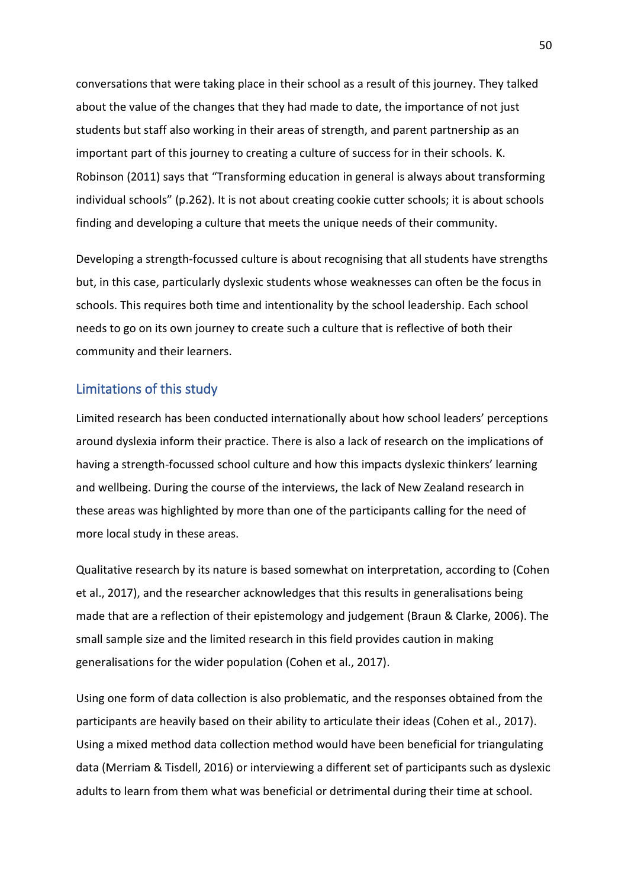conversations that were taking place in their school as a result of this journey. They talked about the value of the changes that they had made to date, the importance of not just students but staff also working in their areas of strength, and parent partnership as an important part of this journey to creating a culture of success for in their schools. K. Robinson (2011) says that "Transforming education in general is always about transforming individual schools" (p.262). It is not about creating cookie cutter schools; it is about schools finding and developing a culture that meets the unique needs of their community.

Developing a strength-focussed culture is about recognising that all students have strengths but, in this case, particularly dyslexic students whose weaknesses can often be the focus in schools. This requires both time and intentionality by the school leadership. Each school needs to go on its own journey to create such a culture that is reflective of both their community and their learners.

## Limitations of this study

Limited research has been conducted internationally about how school leaders' perceptions around dyslexia inform their practice. There is also a lack of research on the implications of having a strength-focussed school culture and how this impacts dyslexic thinkers' learning and wellbeing. During the course of the interviews, the lack of New Zealand research in these areas was highlighted by more than one of the participants calling for the need of more local study in these areas.

Qualitative research by its nature is based somewhat on interpretation, according to (Cohen et al., 2017), and the researcher acknowledges that this results in generalisations being made that are a reflection of their epistemology and judgement (Braun & Clarke, 2006). The small sample size and the limited research in this field provides caution in making generalisations for the wider population (Cohen et al., 2017).

Using one form of data collection is also problematic, and the responses obtained from the participants are heavily based on their ability to articulate their ideas (Cohen et al., 2017). Using a mixed method data collection method would have been beneficial for triangulating data (Merriam & Tisdell, 2016) or interviewing a different set of participants such as dyslexic adults to learn from them what was beneficial or detrimental during their time at school.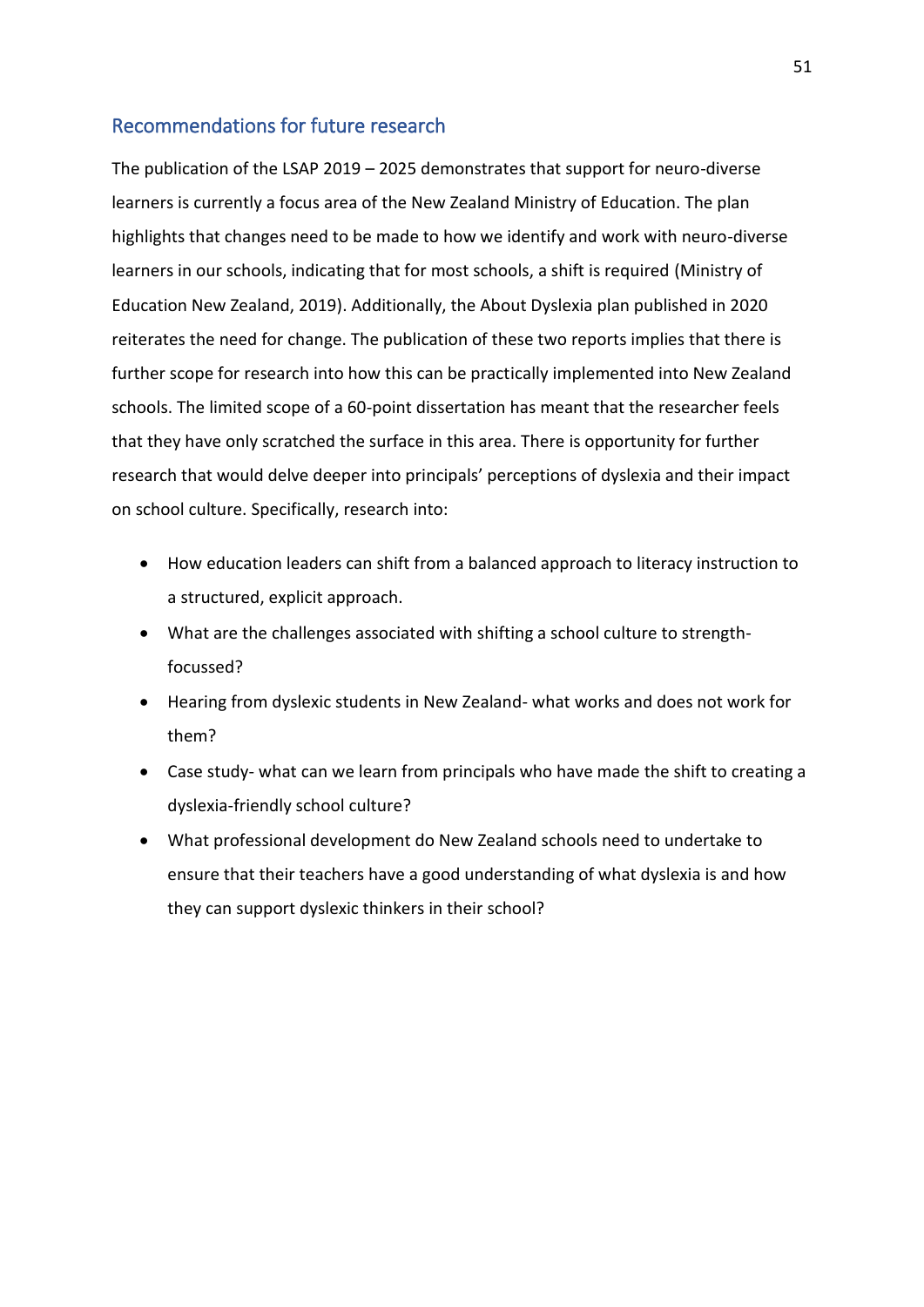## Recommendations for future research

The publication of the LSAP 2019 – 2025 demonstrates that support for neuro-diverse learners is currently a focus area of the New Zealand Ministry of Education. The plan highlights that changes need to be made to how we identify and work with neuro-diverse learners in our schools, indicating that for most schools, a shift is required (Ministry of Education New Zealand, 2019). Additionally, the About Dyslexia plan published in 2020 reiterates the need for change. The publication of these two reports implies that there is further scope for research into how this can be practically implemented into New Zealand schools. The limited scope of a 60-point dissertation has meant that the researcher feels that they have only scratched the surface in this area. There is opportunity for further research that would delve deeper into principals' perceptions of dyslexia and their impact on school culture. Specifically, research into:

- How education leaders can shift from a balanced approach to literacy instruction to a structured, explicit approach.
- What are the challenges associated with shifting a school culture to strength-focussed?
- Hearing from dyslexic students in New Zealand- what works and does not work for them?
- Case study- what can we learn from principals who have made the shift to creating a dyslexia-friendly school culture?
- What professional development do New Zealand schools need to undertake to ensure that their teachers have a good understanding of what dyslexia is and how they can support dyslexic thinkers in their school?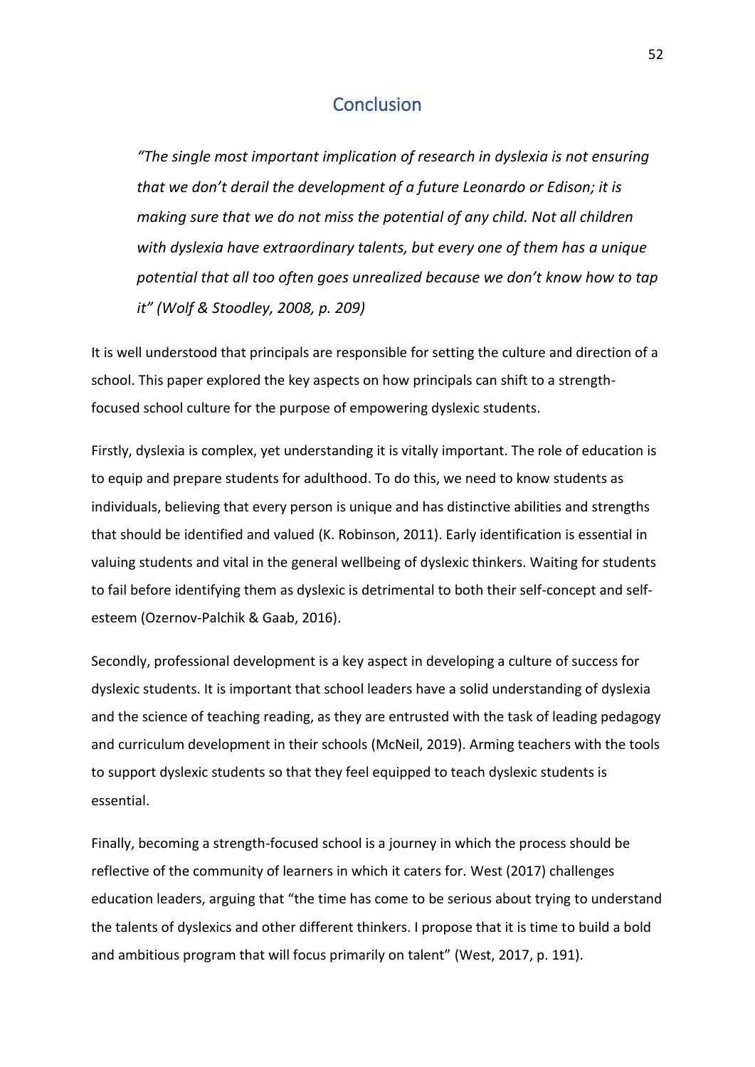# Conclusion

> *"The single most important implication of research in dyslexia is not ensuring that we don't derail the development of a future Leonardo or Edison; it is making sure that we do not miss the potential of any child. Not all children with dyslexia have extraordinary talents, but every one of them has a unique potential that all too often goes unrealized because we don't know how to tap it" (Wolf & Stoodley, 2008, p. 209)*

It is well understood that principals are responsible for setting the culture and direction of a school. This paper explored the key aspects on how principals can shift to a strength-focused school culture for the purpose of empowering dyslexic students.

Firstly, dyslexia is complex, yet understanding it is vitally important. The role of education is to equip and prepare students for adulthood. To do this, we need to know students as individuals, believing that every person is unique and has distinctive abilities and strengths that should be identified and valued (K. Robinson, 2011). Early identification is essential in valuing students and vital in the general wellbeing of dyslexic thinkers. Waiting for students to fail before identifying them as dyslexic is detrimental to both their self-concept and self-esteem (Ozernov-Palchik & Gaab, 2016).

Secondly, professional development is a key aspect in developing a culture of success for dyslexic students. It is important that school leaders have a solid understanding of dyslexia and the science of teaching reading, as they are entrusted with the task of leading pedagogy and curriculum development in their schools (McNeil, 2019). Arming teachers with the tools to support dyslexic students so that they feel equipped to teach dyslexic students is essential.

Finally, becoming a strength-focused school is a journey in which the process should be reflective of the community of learners in which it caters for. West (2017) challenges education leaders, arguing that "the time has come to be serious about trying to understand the talents of dyslexics and other different thinkers. I propose that it is time to build a bold and ambitious program that will focus primarily on talent" (West, 2017, p. 191).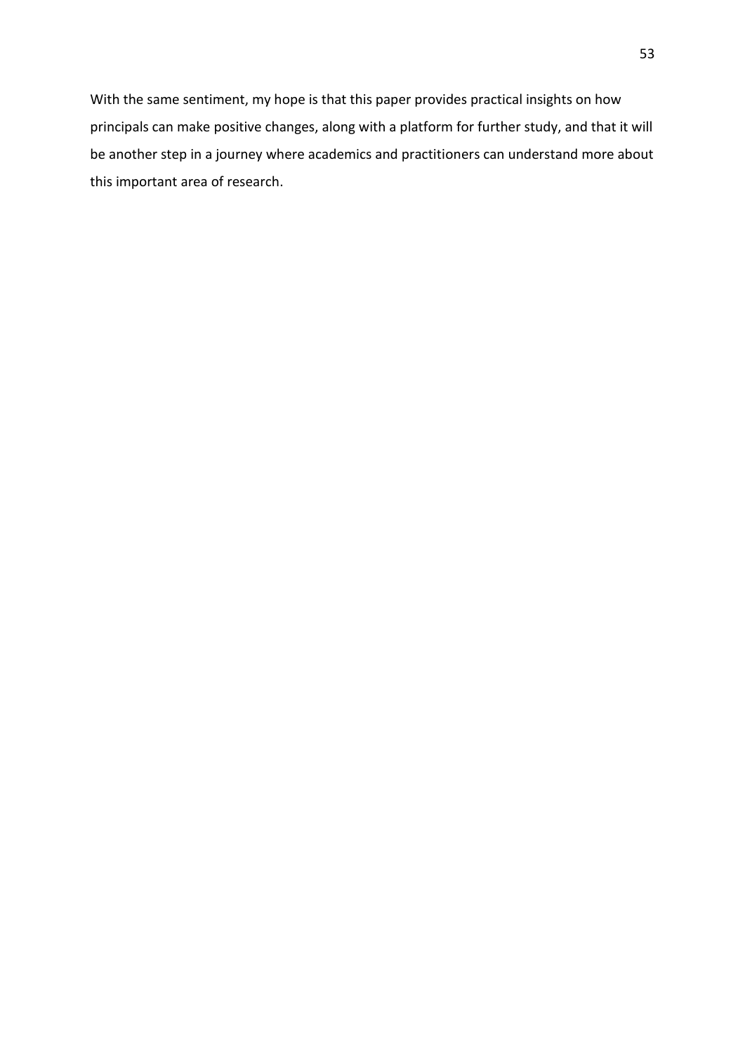With the same sentiment, my hope is that this paper provides practical insights on how principals can make positive changes, along with a platform for further study, and that it will be another step in a journey where academics and practitioners can understand more about this important area of research.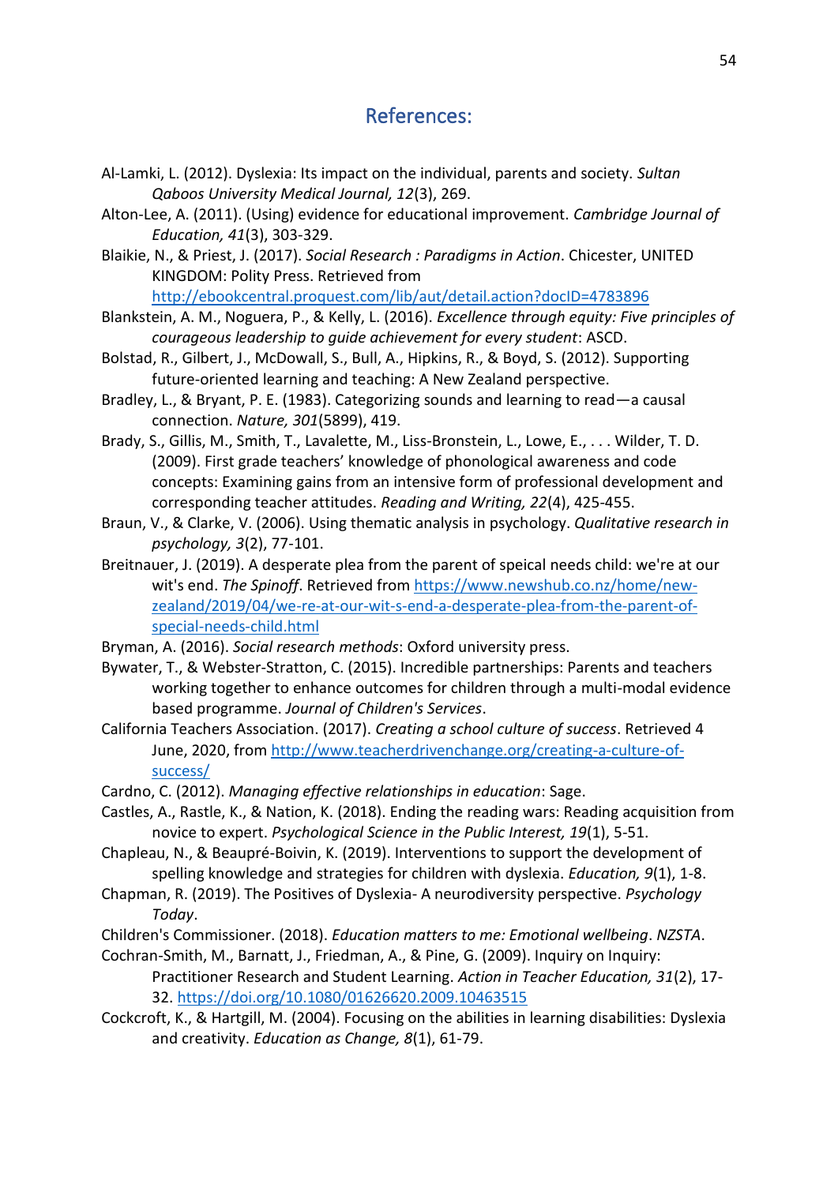# References:

Al-Lamki, L. (2012). Dyslexia: Its impact on the individual, parents and society. *Sultan Qaboos University Medical Journal, 12*(3), 269.

Alton-Lee, A. (2011). (Using) evidence for educational improvement. *Cambridge Journal of Education, 41*(3), 303-329.

Blaikie, N., & Priest, J. (2017). *Social Research : Paradigms in Action*. Chicester, UNITED KINGDOM: Polity Press. Retrieved from http://ebookcentral.proquest.com/lib/aut/detail.action?docID=4783896

Blankstein, A. M., Noguera, P., & Kelly, L. (2016). *Excellence through equity: Five principles of courageous leadership to guide achievement for every student*: ASCD.

Bolstad, R., Gilbert, J., McDowall, S., Bull, A., Hipkins, R., & Boyd, S. (2012). Supporting future-oriented learning and teaching: A New Zealand perspective.

Bradley, L., & Bryant, P. E. (1983). Categorizing sounds and learning to read—a causal connection. *Nature, 301*(5899), 419.

Brady, S., Gillis, M., Smith, T., Lavalette, M., Liss-Bronstein, L., Lowe, E., . . . Wilder, T. D. (2009). First grade teachers' knowledge of phonological awareness and code concepts: Examining gains from an intensive form of professional development and corresponding teacher attitudes. *Reading and Writing, 22*(4), 425-455.

Braun, V., & Clarke, V. (2006). Using thematic analysis in psychology. *Qualitative research in psychology, 3*(2), 77-101.

Breitnauer, J. (2019). A desperate plea from the parent of speical needs child: we're at our wit's end. *The Spinoff*. Retrieved from https://www.newshub.co.nz/home/new-zealand/2019/04/we-re-at-our-wit-s-end-a-desperate-plea-from-the-parent-of-special-needs-child.html

Bryman, A. (2016). *Social research methods*: Oxford university press.

Bywater, T., & Webster-Stratton, C. (2015). Incredible partnerships: Parents and teachers working together to enhance outcomes for children through a multi-modal evidence based programme. *Journal of Children's Services*.

California Teachers Association. (2017). *Creating a school culture of success*. Retrieved 4 June, 2020, from http://www.teacherdrivenchange.org/creating-a-culture-of-success/

Cardno, C. (2012). *Managing effective relationships in education*: Sage.

Castles, A., Rastle, K., & Nation, K. (2018). Ending the reading wars: Reading acquisition from novice to expert. *Psychological Science in the Public Interest, 19*(1), 5-51.

Chapleau, N., & Beaupré-Boivin, K. (2019). Interventions to support the development of spelling knowledge and strategies for children with dyslexia. *Education, 9*(1), 1-8.

Chapman, R. (2019). The Positives of Dyslexia- A neurodiversity perspective. *Psychology Today*.

Children's Commissioner. (2018). *Education matters to me: Emotional wellbeing*. *NZSTA*.

Cochran-Smith, M., Barnatt, J., Friedman, A., & Pine, G. (2009). Inquiry on Inquiry: Practitioner Research and Student Learning. *Action in Teacher Education, 31*(2), 17-32. https://doi.org/10.1080/01626620.2009.10463515

Cockcroft, K., & Hartgill, M. (2004). Focusing on the abilities in learning disabilities: Dyslexia and creativity. *Education as Change, 8*(1), 61-79.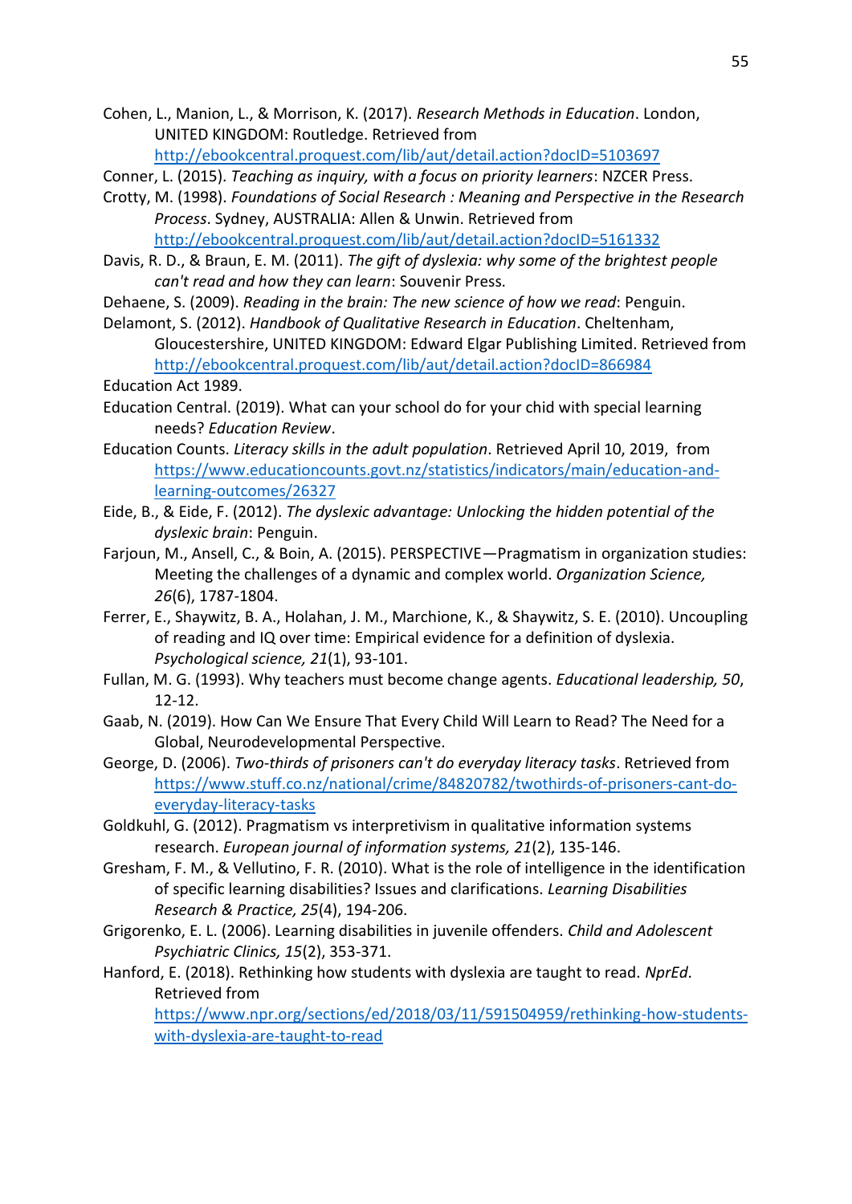Cohen, L., Manion, L., & Morrison, K. (2017). *Research Methods in Education*. London, UNITED KINGDOM: Routledge. Retrieved from http://ebookcentral.proquest.com/lib/aut/detail.action?docID=5103697

Conner, L. (2015). *Teaching as inquiry, with a focus on priority learners*: NZCER Press.

Crotty, M. (1998). *Foundations of Social Research : Meaning and Perspective in the Research Process*. Sydney, AUSTRALIA: Allen & Unwin. Retrieved from http://ebookcentral.proquest.com/lib/aut/detail.action?docID=5161332

Davis, R. D., & Braun, E. M. (2011). *The gift of dyslexia: why some of the brightest people can't read and how they can learn*: Souvenir Press.

Dehaene, S. (2009). *Reading in the brain: The new science of how we read*: Penguin.

Delamont, S. (2012). *Handbook of Qualitative Research in Education*. Cheltenham, Gloucestershire, UNITED KINGDOM: Edward Elgar Publishing Limited. Retrieved from http://ebookcentral.proquest.com/lib/aut/detail.action?docID=866984

Education Act 1989.

Education Central. (2019). What can your school do for your chid with special learning needs? *Education Review*.

Education Counts. *Literacy skills in the adult population*. Retrieved April 10, 2019, from https://www.educationcounts.govt.nz/statistics/indicators/main/education-and-learning-outcomes/26327

Eide, B., & Eide, F. (2012). *The dyslexic advantage: Unlocking the hidden potential of the dyslexic brain*: Penguin.

Farjoun, M., Ansell, C., & Boin, A. (2015). PERSPECTIVE—Pragmatism in organization studies: Meeting the challenges of a dynamic and complex world. *Organization Science, 26*(6), 1787-1804.

Ferrer, E., Shaywitz, B. A., Holahan, J. M., Marchione, K., & Shaywitz, S. E. (2010). Uncoupling of reading and IQ over time: Empirical evidence for a definition of dyslexia. *Psychological science, 21*(1), 93-101.

Fullan, M. G. (1993). Why teachers must become change agents. *Educational leadership, 50*, 12-12.

Gaab, N. (2019). How Can We Ensure That Every Child Will Learn to Read? The Need for a Global, Neurodevelopmental Perspective.

George, D. (2006). *Two-thirds of prisoners can't do everyday literacy tasks*. Retrieved from https://www.stuff.co.nz/national/crime/84820782/twothirds-of-prisoners-cant-do-everyday-literacy-tasks

Goldkuhl, G. (2012). Pragmatism vs interpretivism in qualitative information systems research. *European journal of information systems, 21*(2), 135-146.

Gresham, F. M., & Vellutino, F. R. (2010). What is the role of intelligence in the identification of specific learning disabilities? Issues and clarifications. *Learning Disabilities Research & Practice, 25*(4), 194-206.

Grigorenko, E. L. (2006). Learning disabilities in juvenile offenders. *Child and Adolescent Psychiatric Clinics, 15*(2), 353-371.

Hanford, E. (2018). Rethinking how students with dyslexia are taught to read. *NprEd*. Retrieved from https://www.npr.org/sections/ed/2018/03/11/591504959/rethinking-how-students-with-dyslexia-are-taught-to-read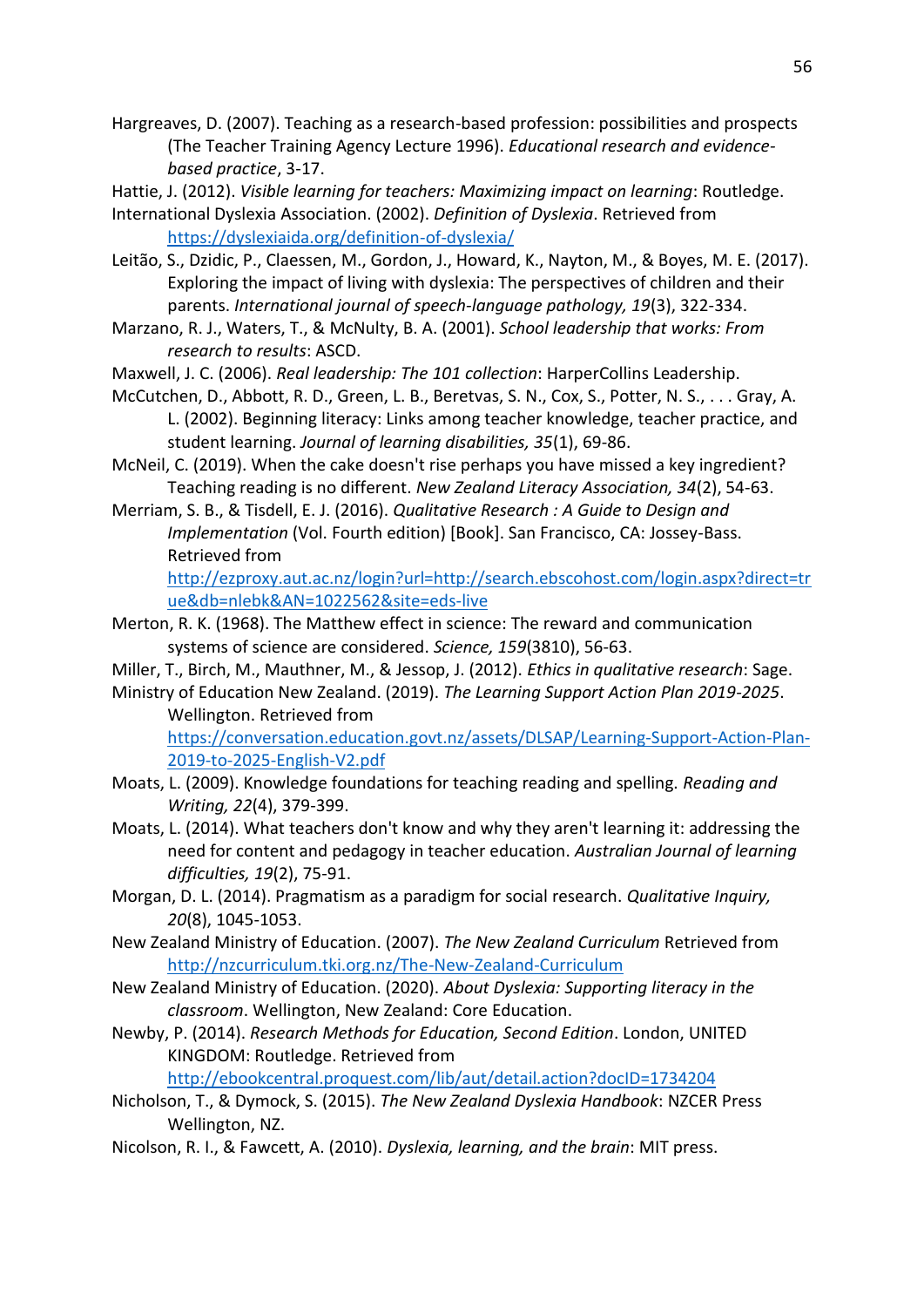Hargreaves, D. (2007). Teaching as a research-based profession: possibilities and prospects (The Teacher Training Agency Lecture 1996). *Educational research and evidence-based practice*, 3-17.

Hattie, J. (2012). *Visible learning for teachers: Maximizing impact on learning*: Routledge.

International Dyslexia Association. (2002). *Definition of Dyslexia*. Retrieved from https://dyslexiaida.org/definition-of-dyslexia/

Leitão, S., Dzidic, P., Claessen, M., Gordon, J., Howard, K., Nayton, M., & Boyes, M. E. (2017). Exploring the impact of living with dyslexia: The perspectives of children and their parents. *International journal of speech-language pathology, 19*(3), 322-334.

Marzano, R. J., Waters, T., & McNulty, B. A. (2001). *School leadership that works: From research to results*: ASCD.

Maxwell, J. C. (2006). *Real leadership: The 101 collection*: HarperCollins Leadership.

McCutchen, D., Abbott, R. D., Green, L. B., Beretvas, S. N., Cox, S., Potter, N. S., . . . Gray, A. L. (2002). Beginning literacy: Links among teacher knowledge, teacher practice, and student learning. *Journal of learning disabilities, 35*(1), 69-86.

McNeil, C. (2019). When the cake doesn't rise perhaps you have missed a key ingredient? Teaching reading is no different. *New Zealand Literacy Association, 34*(2), 54-63.

Merriam, S. B., & Tisdell, E. J. (2016). *Qualitative Research : A Guide to Design and Implementation* (Vol. Fourth edition) [Book]. San Francisco, CA: Jossey-Bass. Retrieved from http://ezproxy.aut.ac.nz/login?url=http://search.ebscohost.com/login.aspx?direct=true&db=nlebk&AN=1022562&site=eds-live

Merton, R. K. (1968). The Matthew effect in science: The reward and communication systems of science are considered. *Science, 159*(3810), 56-63.

Miller, T., Birch, M., Mauthner, M., & Jessop, J. (2012). *Ethics in qualitative research*: Sage.

Ministry of Education New Zealand. (2019). *The Learning Support Action Plan 2019-2025*. Wellington. Retrieved from https://conversation.education.govt.nz/assets/DLSAP/Learning-Support-Action-Plan-2019-to-2025-English-V2.pdf

Moats, L. (2009). Knowledge foundations for teaching reading and spelling. *Reading and Writing, 22*(4), 379-399.

Moats, L. (2014). What teachers don't know and why they aren't learning it: addressing the need for content and pedagogy in teacher education. *Australian Journal of learning difficulties, 19*(2), 75-91.

Morgan, D. L. (2014). Pragmatism as a paradigm for social research. *Qualitative Inquiry, 20*(8), 1045-1053.

New Zealand Ministry of Education. (2007). *The New Zealand Curriculum* Retrieved from http://nzcurriculum.tki.org.nz/The-New-Zealand-Curriculum

New Zealand Ministry of Education. (2020). *About Dyslexia: Supporting literacy in the classroom*. Wellington, New Zealand: Core Education.

Newby, P. (2014). *Research Methods for Education, Second Edition*. London, UNITED KINGDOM: Routledge. Retrieved from http://ebookcentral.proquest.com/lib/aut/detail.action?docID=1734204

Nicholson, T., & Dymock, S. (2015). *The New Zealand Dyslexia Handbook*: NZCER Press Wellington, NZ.

Nicolson, R. I., & Fawcett, A. (2010). *Dyslexia, learning, and the brain*: MIT press.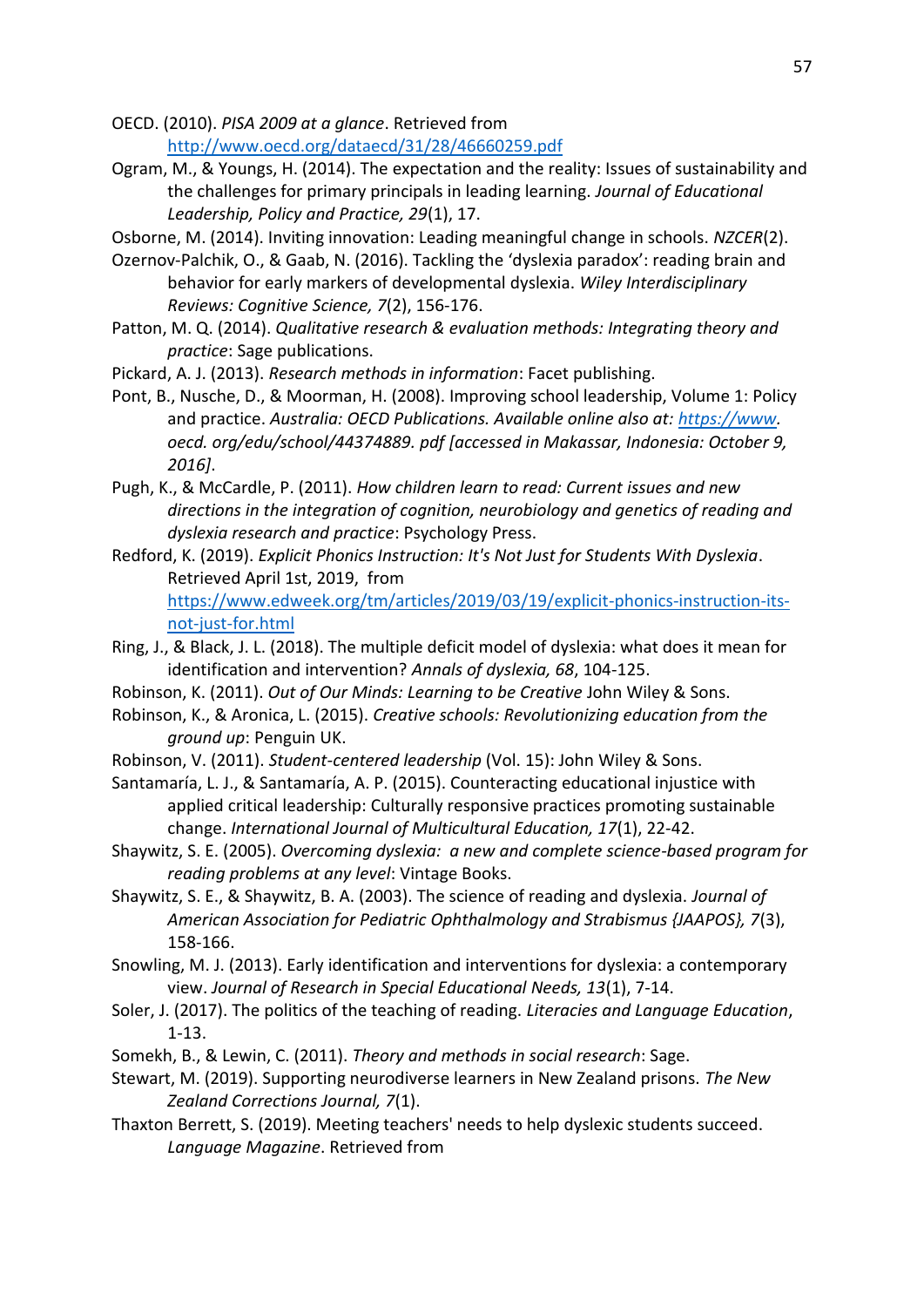OECD. (2010). *PISA 2009 at a glance*. Retrieved from http://www.oecd.org/dataecd/31/28/46660259.pdf

Ogram, M., & Youngs, H. (2014). The expectation and the reality: Issues of sustainability and the challenges for primary principals in leading learning. *Journal of Educational Leadership, Policy and Practice, 29*(1), 17.

Osborne, M. (2014). Inviting innovation: Leading meaningful change in schools. *NZCER*(2).

Ozernov-Palchik, O., & Gaab, N. (2016). Tackling the 'dyslexia paradox': reading brain and behavior for early markers of developmental dyslexia. *Wiley Interdisciplinary Reviews: Cognitive Science, 7*(2), 156-176.

Patton, M. Q. (2014). *Qualitative research & evaluation methods: Integrating theory and practice*: Sage publications.

Pickard, A. J. (2013). *Research methods in information*: Facet publishing.

Pont, B., Nusche, D., & Moorman, H. (2008). Improving school leadership, Volume 1: Policy and practice. *Australia: OECD Publications. Available online also at: https://www. oecd. org/edu/school/44374889. pdf [accessed in Makassar, Indonesia: October 9, 2016]*.

Pugh, K., & McCardle, P. (2011). *How children learn to read: Current issues and new directions in the integration of cognition, neurobiology and genetics of reading and dyslexia research and practice*: Psychology Press.

Redford, K. (2019). *Explicit Phonics Instruction: It's Not Just for Students With Dyslexia*. Retrieved April 1st, 2019, from https://www.edweek.org/tm/articles/2019/03/19/explicit-phonics-instruction-its-not-just-for.html

Ring, J., & Black, J. L. (2018). The multiple deficit model of dyslexia: what does it mean for identification and intervention? *Annals of dyslexia, 68*, 104-125.

Robinson, K. (2011). *Out of Our Minds: Learning to be Creative* John Wiley & Sons.

Robinson, K., & Aronica, L. (2015). *Creative schools: Revolutionizing education from the ground up*: Penguin UK.

Robinson, V. (2011). *Student-centered leadership* (Vol. 15): John Wiley & Sons.

Santamaría, L. J., & Santamaría, A. P. (2015). Counteracting educational injustice with applied critical leadership: Culturally responsive practices promoting sustainable change. *International Journal of Multicultural Education, 17*(1), 22-42.

Shaywitz, S. E. (2005). *Overcoming dyslexia: a new and complete science-based program for reading problems at any level*: Vintage Books.

Shaywitz, S. E., & Shaywitz, B. A. (2003). The science of reading and dyslexia. *Journal of American Association for Pediatric Ophthalmology and Strabismus {JAAPOS}, 7*(3), 158-166.

Snowling, M. J. (2013). Early identification and interventions for dyslexia: a contemporary view. *Journal of Research in Special Educational Needs, 13*(1), 7-14.

Soler, J. (2017). The politics of the teaching of reading. *Literacies and Language Education*, 1-13.

Somekh, B., & Lewin, C. (2011). *Theory and methods in social research*: Sage.

Stewart, M. (2019). Supporting neurodiverse learners in New Zealand prisons. *The New Zealand Corrections Journal, 7*(1).

Thaxton Berrett, S. (2019). Meeting teachers' needs to help dyslexic students succeed. *Language Magazine*. Retrieved from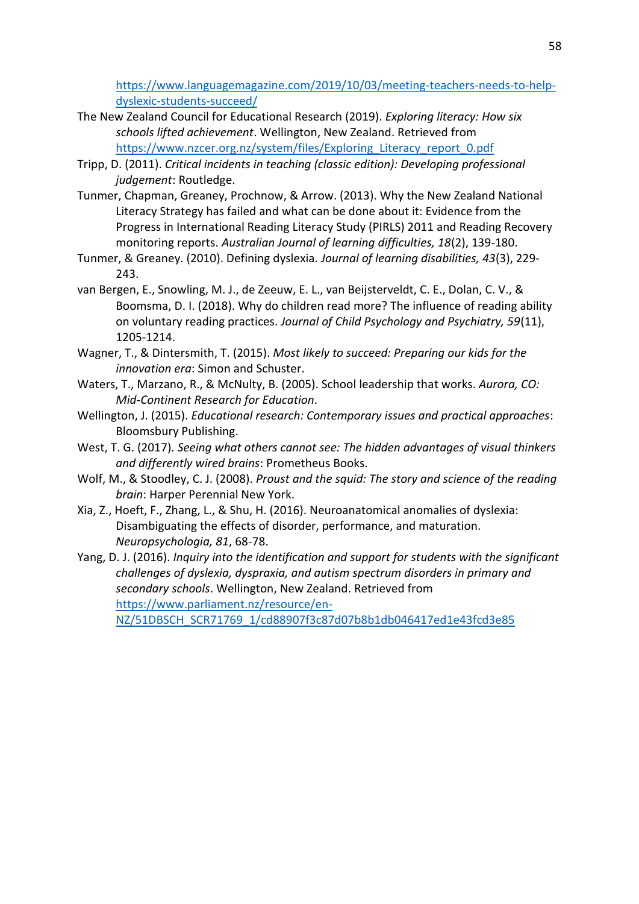https://www.languagemagazine.com/2019/10/03/meeting-teachers-needs-to-help-dyslexic-students-succeed/

The New Zealand Council for Educational Research (2019). *Exploring literacy: How six schools lifted achievement*. Wellington, New Zealand. Retrieved from https://www.nzcer.org.nz/system/files/Exploring_Literacy_report_0.pdf

Tripp, D. (2011). *Critical incidents in teaching (classic edition): Developing professional judgement*: Routledge.

Tunmer, Chapman, Greaney, Prochnow, & Arrow. (2013). Why the New Zealand National Literacy Strategy has failed and what can be done about it: Evidence from the Progress in International Reading Literacy Study (PIRLS) 2011 and Reading Recovery monitoring reports. *Australian Journal of learning difficulties, 18*(2), 139-180.

Tunmer, & Greaney. (2010). Defining dyslexia. *Journal of learning disabilities, 43*(3), 229-243.

van Bergen, E., Snowling, M. J., de Zeeuw, E. L., van Beijsterveldt, C. E., Dolan, C. V., & Boomsma, D. I. (2018). Why do children read more? The influence of reading ability on voluntary reading practices. *Journal of Child Psychology and Psychiatry, 59*(11), 1205-1214.

Wagner, T., & Dintersmith, T. (2015). *Most likely to succeed: Preparing our kids for the innovation era*: Simon and Schuster.

Waters, T., Marzano, R., & McNulty, B. (2005). School leadership that works. *Aurora, CO: Mid-Continent Research for Education*.

Wellington, J. (2015). *Educational research: Contemporary issues and practical approaches*: Bloomsbury Publishing.

West, T. G. (2017). *Seeing what others cannot see: The hidden advantages of visual thinkers and differently wired brains*: Prometheus Books.

Wolf, M., & Stoodley, C. J. (2008). *Proust and the squid: The story and science of the reading brain*: Harper Perennial New York.

Xia, Z., Hoeft, F., Zhang, L., & Shu, H. (2016). Neuroanatomical anomalies of dyslexia: Disambiguating the effects of disorder, performance, and maturation. *Neuropsychologia, 81*, 68-78.

Yang, D. J. (2016). *Inquiry into the identification and support for students with the significant challenges of dyslexia, dyspraxia, and autism spectrum disorders in primary and secondary schools*. Wellington, New Zealand. Retrieved from https://www.parliament.nz/resource/en-NZ/51DBSCH_SCR71769_1/cd88907f3c87d07b8b1db046417ed1e43fcd3e85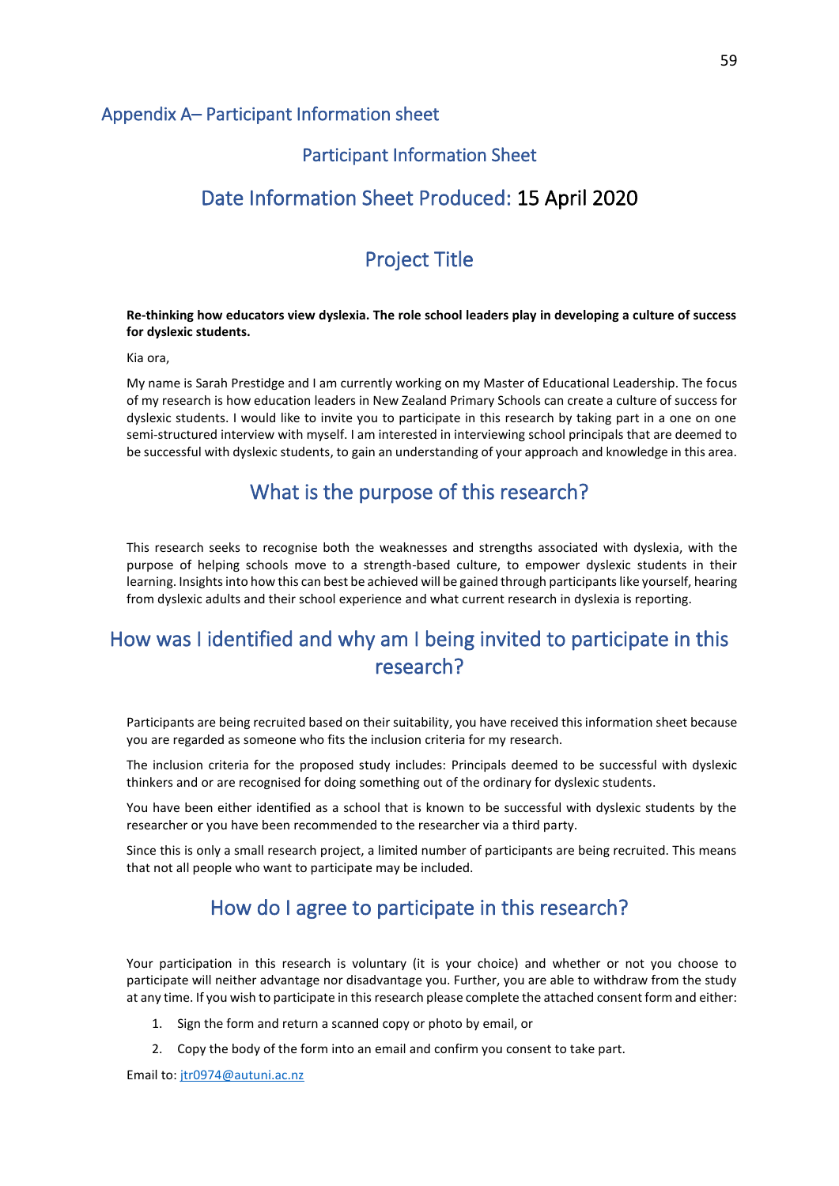## Appendix A– Participant Information sheet

### Participant Information Sheet

### Date Information Sheet Produced: 15 April 2020

## Project Title

**Re-thinking how educators view dyslexia. The role school leaders play in developing a culture of success for dyslexic students.**

Kia ora,

My name is Sarah Prestidge and I am currently working on my Master of Educational Leadership. The focus of my research is how education leaders in New Zealand Primary Schools can create a culture of success for dyslexic students. I would like to invite you to participate in this research by taking part in a one on one semi-structured interview with myself. I am interested in interviewing school principals that are deemed to be successful with dyslexic students, to gain an understanding of your approach and knowledge in this area.

## What is the purpose of this research?

This research seeks to recognise both the weaknesses and strengths associated with dyslexia, with the purpose of helping schools move to a strength-based culture, to empower dyslexic students in their learning. Insights into how this can best be achieved will be gained through participants like yourself, hearing from dyslexic adults and their school experience and what current research in dyslexia is reporting.

## How was I identified and why am I being invited to participate in this research?

Participants are being recruited based on their suitability, you have received this information sheet because you are regarded as someone who fits the inclusion criteria for my research.

The inclusion criteria for the proposed study includes: Principals deemed to be successful with dyslexic thinkers and or are recognised for doing something out of the ordinary for dyslexic students.

You have been either identified as a school that is known to be successful with dyslexic students by the researcher or you have been recommended to the researcher via a third party.

Since this is only a small research project, a limited number of participants are being recruited. This means that not all people who want to participate may be included.

## How do I agree to participate in this research?

Your participation in this research is voluntary (it is your choice) and whether or not you choose to participate will neither advantage nor disadvantage you. Further, you are able to withdraw from the study at any time. If you wish to participate in this research please complete the attached consent form and either:

1. Sign the form and return a scanned copy or photo by email, or
2. Copy the body of the form into an email and confirm you consent to take part.

Email to: jtr0974@autuni.ac.nz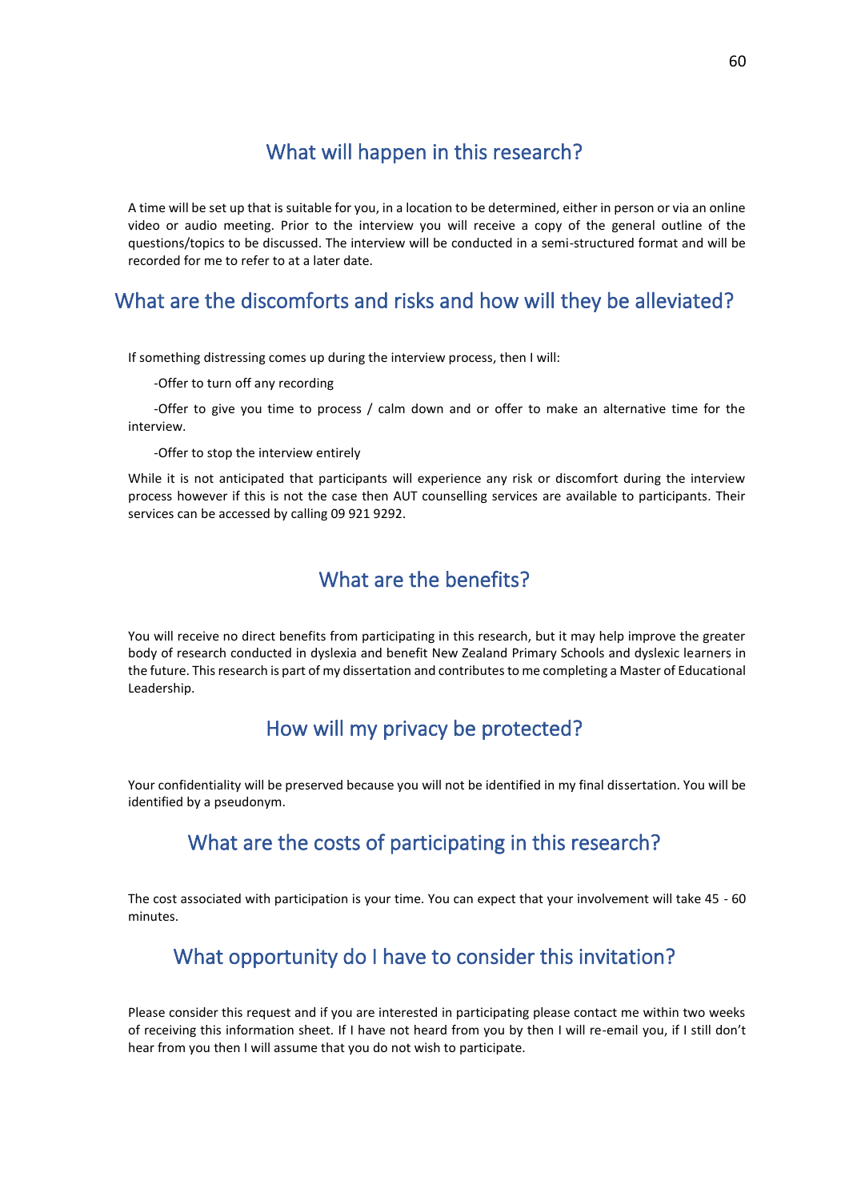## What will happen in this research?

A time will be set up that is suitable for you, in a location to be determined, either in person or via an online video or audio meeting. Prior to the interview you will receive a copy of the general outline of the questions/topics to be discussed. The interview will be conducted in a semi-structured format and will be recorded for me to refer to at a later date.

## What are the discomforts and risks and how will they be alleviated?

If something distressing comes up during the interview process, then I will:

-Offer to turn off any recording

-Offer to give you time to process / calm down and or offer to make an alternative time for the interview.

-Offer to stop the interview entirely

While it is not anticipated that participants will experience any risk or discomfort during the interview process however if this is not the case then AUT counselling services are available to participants. Their services can be accessed by calling 09 921 9292.

## What are the benefits?

You will receive no direct benefits from participating in this research, but it may help improve the greater body of research conducted in dyslexia and benefit New Zealand Primary Schools and dyslexic learners in the future. This research is part of my dissertation and contributes to me completing a Master of Educational Leadership.

## How will my privacy be protected?

Your confidentiality will be preserved because you will not be identified in my final dissertation. You will be identified by a pseudonym.

## What are the costs of participating in this research?

The cost associated with participation is your time. You can expect that your involvement will take 45 - 60 minutes.

## What opportunity do I have to consider this invitation?

Please consider this request and if you are interested in participating please contact me within two weeks of receiving this information sheet. If I have not heard from you by then I will re-email you, if I still don't hear from you then I will assume that you do not wish to participate.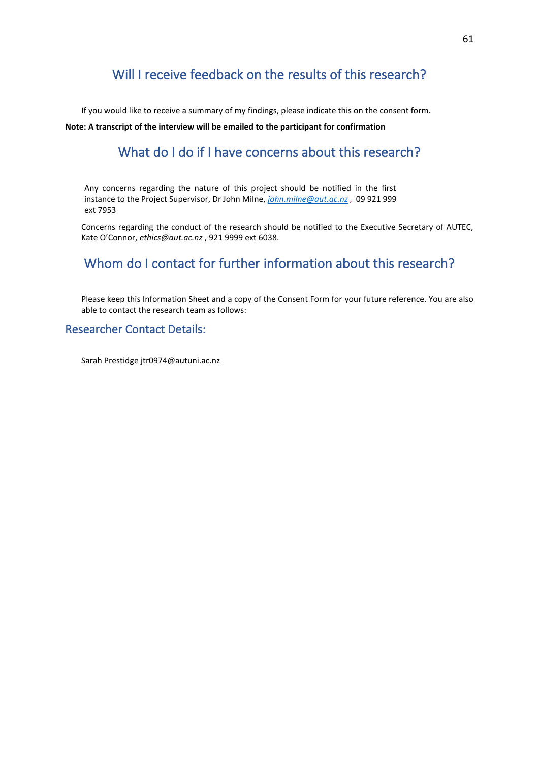## Will I receive feedback on the results of this research?

If you would like to receive a summary of my findings, please indicate this on the consent form.

**Note: A transcript of the interview will be emailed to the participant for confirmation**

## What do I do if I have concerns about this research?

Any concerns regarding the nature of this project should be notified in the first instance to the Project Supervisor, Dr John Milne, *john.milne@aut.ac.nz* , 09 921 999 ext 7953

Concerns regarding the conduct of the research should be notified to the Executive Secretary of AUTEC, Kate O'Connor, *ethics@aut.ac.nz* , 921 9999 ext 6038.

## Whom do I contact for further information about this research?

Please keep this Information Sheet and a copy of the Consent Form for your future reference. You are also able to contact the research team as follows:

### Researcher Contact Details:

Sarah Prestidge jtr0974@autuni.ac.nz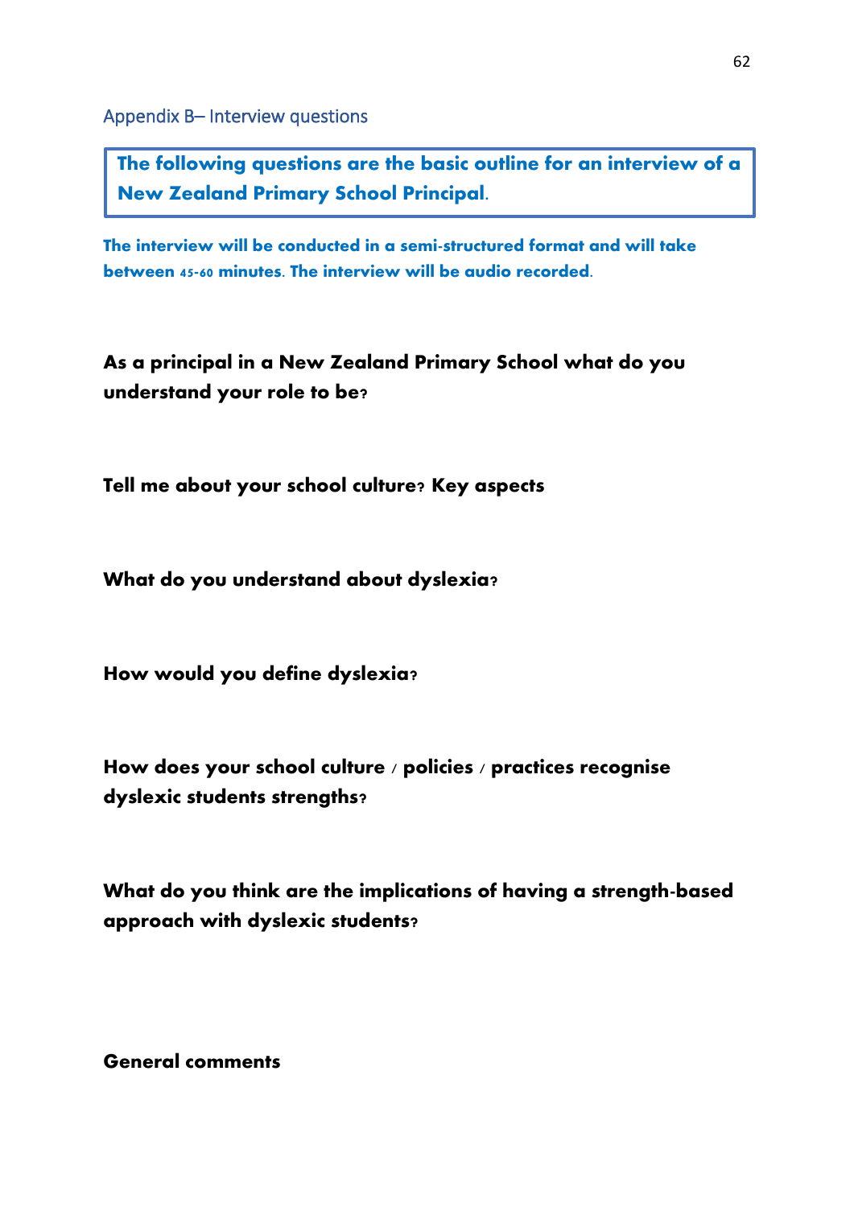## Appendix B– Interview questions

**The following questions are the basic outline for an interview of a New Zealand Primary School Principal.**

**The interview will be conducted in a semi-structured format and will take between 45-60 minutes. The interview will be audio recorded.**

**As a principal in a New Zealand Primary School what do you understand your role to be?**

**Tell me about your school culture? Key aspects**

**What do you understand about dyslexia?**

**How would you define dyslexia?**

**How does your school culture / policies / practices recognise dyslexic students strengths?**

**What do you think are the implications of having a strength-based approach with dyslexic students?**

**General comments**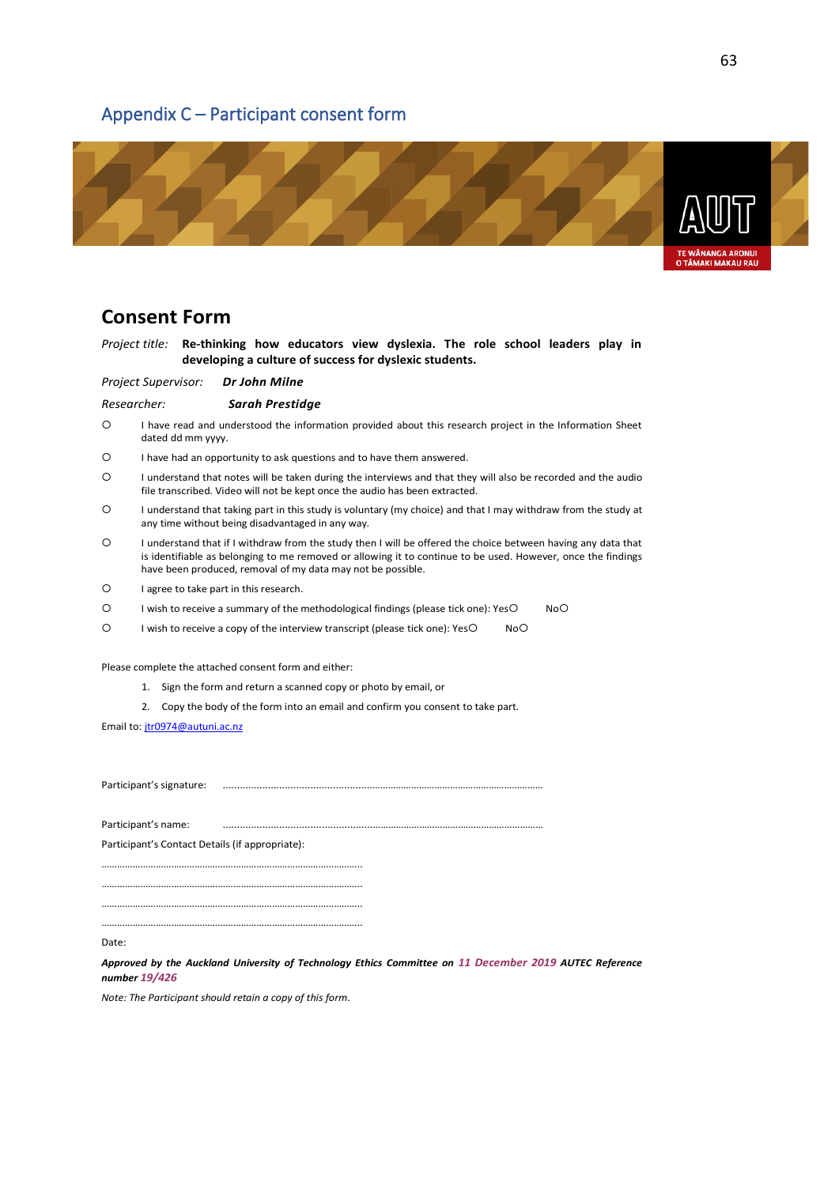## Appendix C – Participant consent form

AUT

TE WĀNANGA ARONUI O TĀMAKI MAKAU RAU

# Consent Form

*Project title:* **Re-thinking how educators view dyslexia. The role school leaders play in developing a culture of success for dyslexic students.**

*Project Supervisor:* ***Dr John Milne***

*Researcher:* ***Sarah Prestidge***

- ○ I have read and understood the information provided about this research project in the Information Sheet dated dd mm yyyy.
- ○ I have had an opportunity to ask questions and to have them answered.
- ○ I understand that notes will be taken during the interviews and that they will also be recorded and the audio file transcribed. Video will not be kept once the audio has been extracted.
- ○ I understand that taking part in this study is voluntary (my choice) and that I may withdraw from the study at any time without being disadvantaged in any way.
- ○ I understand that if I withdraw from the study then I will be offered the choice between having any data that is identifiable as belonging to me removed or allowing it to continue to be used. However, once the findings have been produced, removal of my data may not be possible.
- ○ I agree to take part in this research.
- ○ I wish to receive a summary of the methodological findings (please tick one): Yes○ No○
- ○ I wish to receive a copy of the interview transcript (please tick one): Yes○ No○

Please complete the attached consent form and either:

1. Sign the form and return a scanned copy or photo by email, or
2. Copy the body of the form into an email and confirm you consent to take part.

Email to: jtr0974@autuni.ac.nz

Participant's signature: .....................................................................................................................

Participant's name: .....................................................................................................................

Participant's Contact Details (if appropriate):

.....................................................................................................

.....................................................................................................

.....................................................................................................

.....................................................................................................

Date:

***Approved by the Auckland University of Technology Ethics Committee on 11 December 2019 AUTEC Reference number 19/426***

*Note: The Participant should retain a copy of this form.*